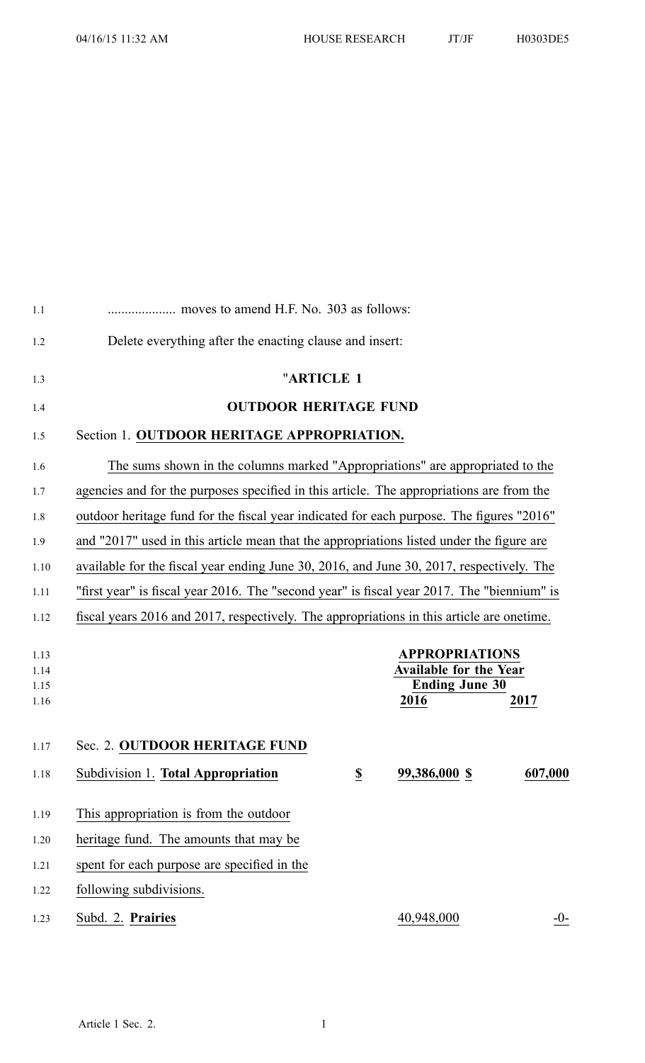.................... moves to amend H.F. No. 303 as follows:

Delete everything after the enacting clause and insert:

"**ARTICLE 1**

**OUTDOOR HERITAGE FUND**

Section 1. **OUTDOOR HERITAGE APPROPRIATION.**

The sums shown in the columns marked "Appropriations" are appropriated to the agencies and for the purposes specified in this article. The appropriations are from the outdoor heritage fund for the fiscal year indicated for each purpose. The figures "2016" and "2017" used in this article mean that the appropriations listed under the figure are available for the fiscal year ending June 30, 2016, and June 30, 2017, respectively. The "first year" is fiscal year 2016. The "second year" is fiscal year 2017. The "biennium" is fiscal years 2016 and 2017, respectively. The appropriations in this article are onetime.

| | | APPROPRIATIONS Available for the Year Ending June 30 | |
|---|---|---|---|
| | | 2016 | 2017 |
| Sec. 2. **OUTDOOR HERITAGE FUND** | | | |
| Subdivision 1. **Total Appropriation** | $ | 99,386,000 $ | 607,000 |
| This appropriation is from the outdoor heritage fund. The amounts that may be spent for each purpose are specified in the following subdivisions. | | | |
| Subd. 2. **Prairies** | | 40,948,000 | -0- |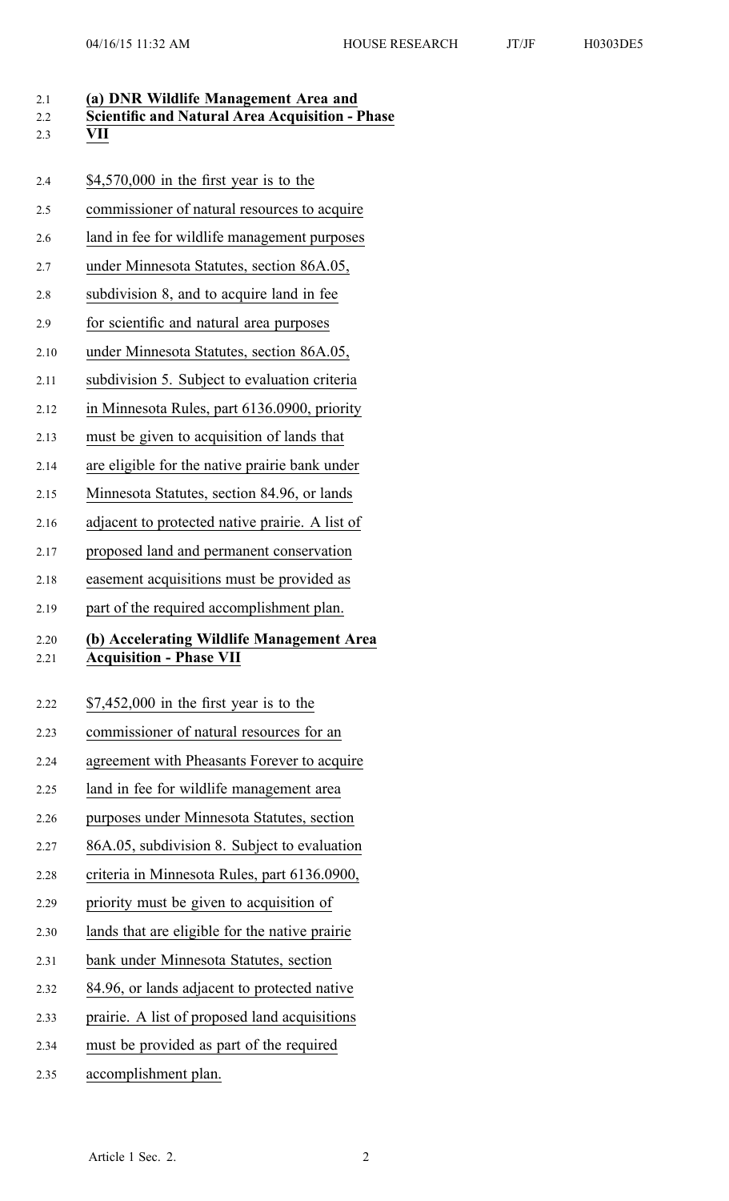**(a) DNR Wildlife Management Area and Scientific and Natural Area Acquisition - Phase VII**

$4,570,000 in the first year is to the commissioner of natural resources to acquire land in fee for wildlife management purposes under Minnesota Statutes, section 86A.05, subdivision 8, and to acquire land in fee for scientific and natural area purposes under Minnesota Statutes, section 86A.05, subdivision 5. Subject to evaluation criteria in Minnesota Rules, part 6136.0900, priority must be given to acquisition of lands that are eligible for the native prairie bank under Minnesota Statutes, section 84.96, or lands adjacent to protected native prairie. A list of proposed land and permanent conservation easement acquisitions must be provided as part of the required accomplishment plan.

**(b) Accelerating Wildlife Management Area Acquisition - Phase VII**

$7,452,000 in the first year is to the commissioner of natural resources for an agreement with Pheasants Forever to acquire land in fee for wildlife management area purposes under Minnesota Statutes, section 86A.05, subdivision 8. Subject to evaluation criteria in Minnesota Rules, part 6136.0900, priority must be given to acquisition of lands that are eligible for the native prairie bank under Minnesota Statutes, section 84.96, or lands adjacent to protected native prairie. A list of proposed land acquisitions must be provided as part of the required accomplishment plan.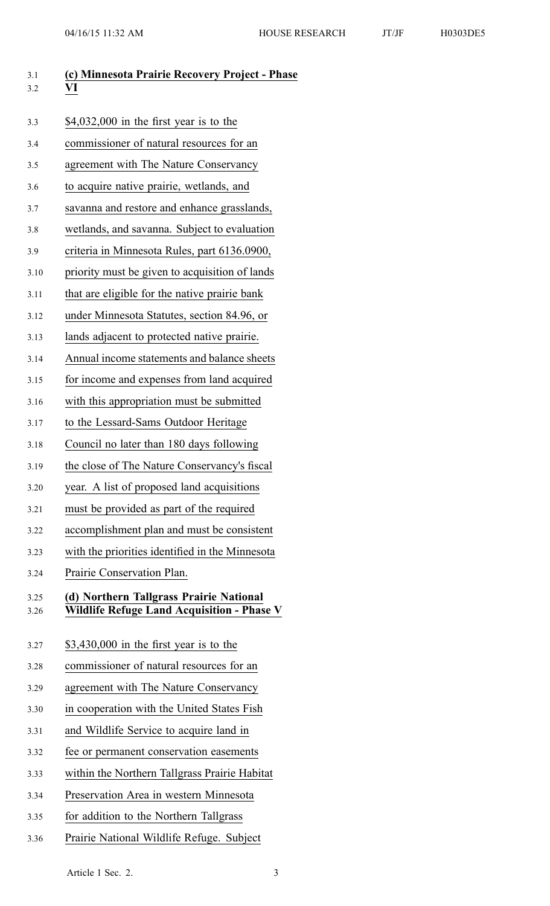**(c) Minnesota Prairie Recovery Project - Phase VI**

$4,032,000 in the first year is to the commissioner of natural resources for an agreement with The Nature Conservancy to acquire native prairie, wetlands, and savanna and restore and enhance grasslands, wetlands, and savanna. Subject to evaluation criteria in Minnesota Rules, part 6136.0900, priority must be given to acquisition of lands that are eligible for the native prairie bank under Minnesota Statutes, section 84.96, or lands adjacent to protected native prairie. Annual income statements and balance sheets for income and expenses from land acquired with this appropriation must be submitted to the Lessard-Sams Outdoor Heritage Council no later than 180 days following the close of The Nature Conservancy's fiscal year. A list of proposed land acquisitions must be provided as part of the required accomplishment plan and must be consistent with the priorities identified in the Minnesota Prairie Conservation Plan.

**(d) Northern Tallgrass Prairie National Wildlife Refuge Land Acquisition - Phase V**

$3,430,000 in the first year is to the commissioner of natural resources for an agreement with The Nature Conservancy in cooperation with the United States Fish and Wildlife Service to acquire land in fee or permanent conservation easements within the Northern Tallgrass Prairie Habitat Preservation Area in western Minnesota for addition to the Northern Tallgrass Prairie National Wildlife Refuge. Subject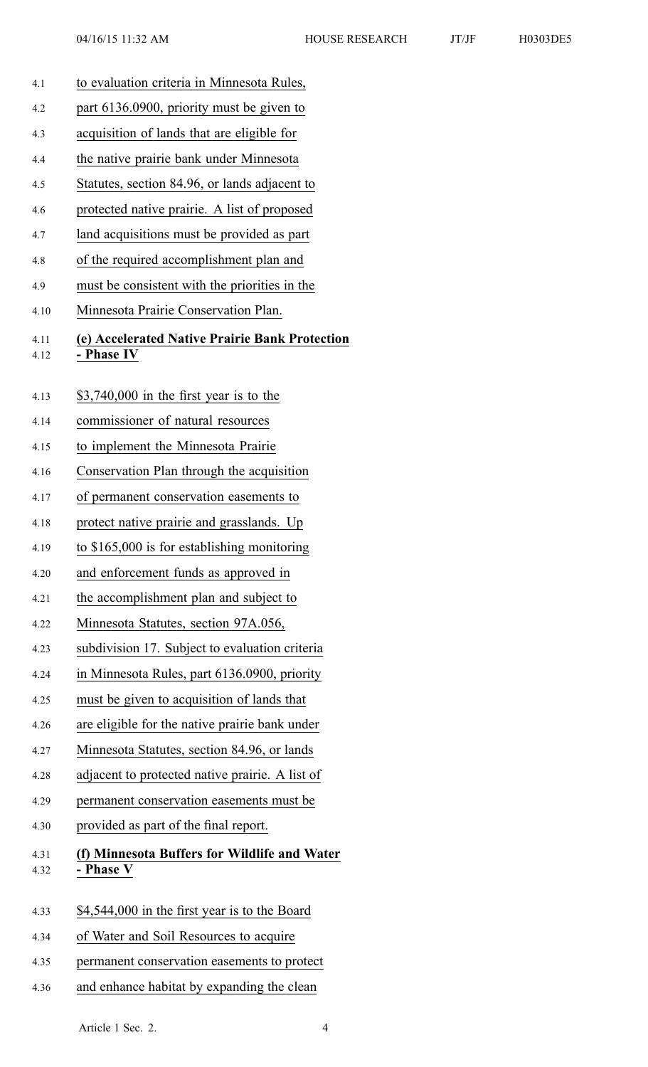to evaluation criteria in Minnesota Rules, part 6136.0900, priority must be given to acquisition of lands that are eligible for the native prairie bank under Minnesota Statutes, section 84.96, or lands adjacent to protected native prairie. A list of proposed land acquisitions must be provided as part of the required accomplishment plan and must be consistent with the priorities in the Minnesota Prairie Conservation Plan.

**(e) Accelerated Native Prairie Bank Protection - Phase IV**

$3,740,000 in the first year is to the commissioner of natural resources to implement the Minnesota Prairie Conservation Plan through the acquisition of permanent conservation easements to protect native prairie and grasslands. Up to $165,000 is for establishing monitoring and enforcement funds as approved in the accomplishment plan and subject to Minnesota Statutes, section 97A.056, subdivision 17. Subject to evaluation criteria in Minnesota Rules, part 6136.0900, priority must be given to acquisition of lands that are eligible for the native prairie bank under Minnesota Statutes, section 84.96, or lands adjacent to protected native prairie. A list of permanent conservation easements must be provided as part of the final report.

**(f) Minnesota Buffers for Wildlife and Water - Phase V**

$4,544,000 in the first year is to the Board of Water and Soil Resources to acquire permanent conservation easements to protect and enhance habitat by expanding the clean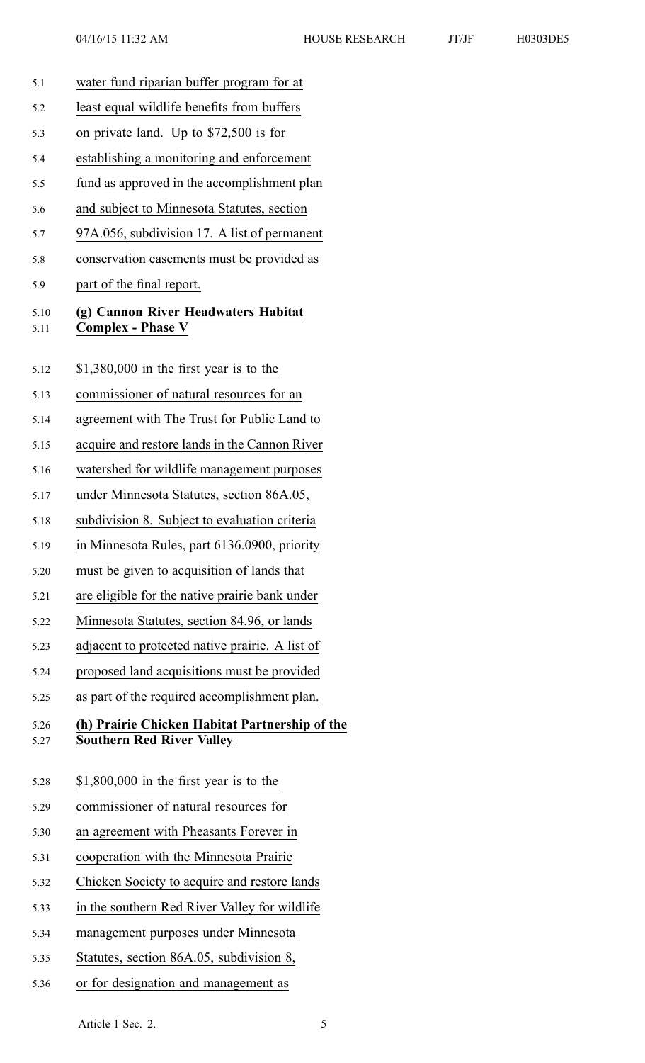water fund riparian buffer program for at least equal wildlife benefits from buffers on private land. Up to $72,500 is for establishing a monitoring and enforcement fund as approved in the accomplishment plan and subject to Minnesota Statutes, section 97A.056, subdivision 17. A list of permanent conservation easements must be provided as part of the final report.

**(g) Cannon River Headwaters Habitat Complex - Phase V**

$1,380,000 in the first year is to the commissioner of natural resources for an agreement with The Trust for Public Land to acquire and restore lands in the Cannon River watershed for wildlife management purposes under Minnesota Statutes, section 86A.05, subdivision 8. Subject to evaluation criteria in Minnesota Rules, part 6136.0900, priority must be given to acquisition of lands that are eligible for the native prairie bank under Minnesota Statutes, section 84.96, or lands adjacent to protected native prairie. A list of proposed land acquisitions must be provided as part of the required accomplishment plan.

**(h) Prairie Chicken Habitat Partnership of the Southern Red River Valley**

$1,800,000 in the first year is to the commissioner of natural resources for an agreement with Pheasants Forever in cooperation with the Minnesota Prairie Chicken Society to acquire and restore lands in the southern Red River Valley for wildlife management purposes under Minnesota Statutes, section 86A.05, subdivision 8, or for designation and management as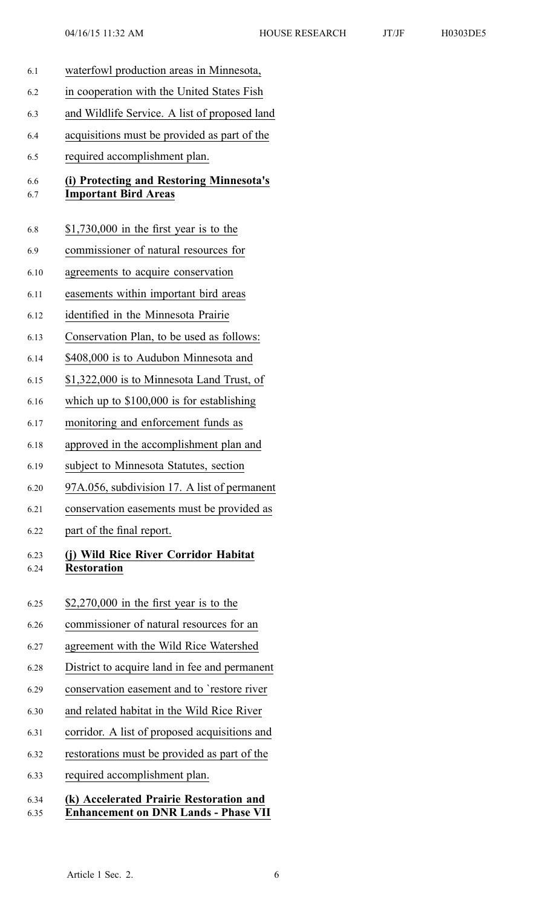waterfowl production areas in Minnesota, in cooperation with the United States Fish and Wildlife Service. A list of proposed land acquisitions must be provided as part of the required accomplishment plan.

**(i) Protecting and Restoring Minnesota's Important Bird Areas**

$1,730,000 in the first year is to the commissioner of natural resources for agreements to acquire conservation easements within important bird areas identified in the Minnesota Prairie Conservation Plan, to be used as follows: $408,000 is to Audubon Minnesota and $1,322,000 is to Minnesota Land Trust, of which up to $100,000 is for establishing monitoring and enforcement funds as approved in the accomplishment plan and subject to Minnesota Statutes, section 97A.056, subdivision 17. A list of permanent conservation easements must be provided as part of the final report.

**(j) Wild Rice River Corridor Habitat Restoration**

$2,270,000 in the first year is to the commissioner of natural resources for an agreement with the Wild Rice Watershed District to acquire land in fee and permanent conservation easement and to `restore river and related habitat in the Wild Rice River corridor. A list of proposed acquisitions and restorations must be provided as part of the required accomplishment plan.

**(k) Accelerated Prairie Restoration and Enhancement on DNR Lands - Phase VII**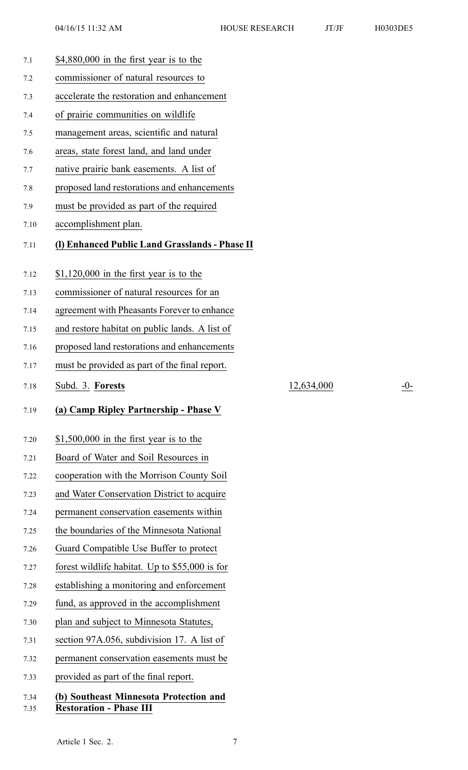$4,880,000 in the first year is to the commissioner of natural resources to accelerate the restoration and enhancement of prairie communities on wildlife management areas, scientific and natural areas, state forest land, and land under native prairie bank easements. A list of proposed land restorations and enhancements must be provided as part of the required accomplishment plan.

**(l) Enhanced Public Land Grasslands - Phase II**

$1,120,000 in the first year is to the commissioner of natural resources for an agreement with Pheasants Forever to enhance and restore habitat on public lands. A list of proposed land restorations and enhancements must be provided as part of the final report.

| Subd. 3. **Forests** | 12,634,000 | -0- |
| --- | --- | --- |

**(a) Camp Ripley Partnership - Phase V**

$1,500,000 in the first year is to the Board of Water and Soil Resources in cooperation with the Morrison County Soil and Water Conservation District to acquire permanent conservation easements within the boundaries of the Minnesota National Guard Compatible Use Buffer to protect forest wildlife habitat. Up to $55,000 is for establishing a monitoring and enforcement fund, as approved in the accomplishment plan and subject to Minnesota Statutes, section 97A.056, subdivision 17. A list of permanent conservation easements must be provided as part of the final report.

**(b) Southeast Minnesota Protection and Restoration - Phase III**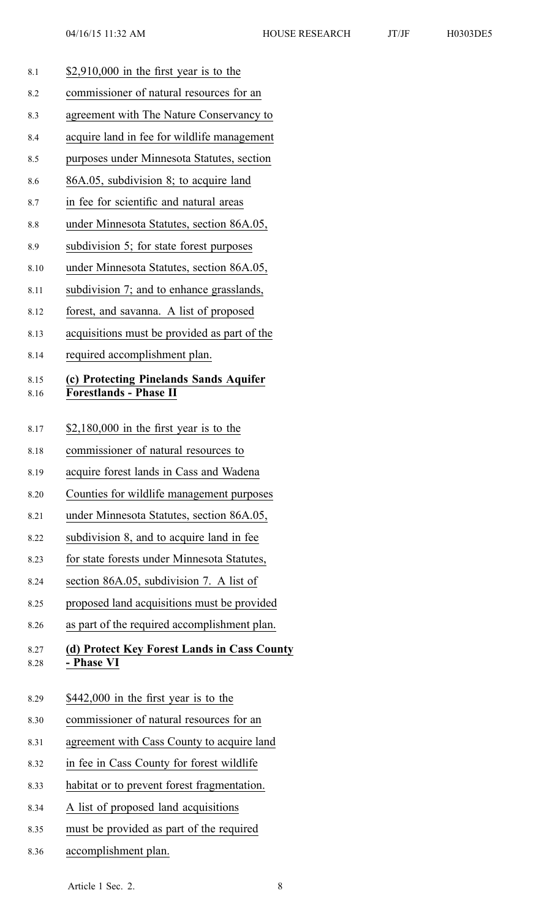$2,910,000 in the first year is to the commissioner of natural resources for an agreement with The Nature Conservancy to acquire land in fee for wildlife management purposes under Minnesota Statutes, section 86A.05, subdivision 8; to acquire land in fee for scientific and natural areas under Minnesota Statutes, section 86A.05, subdivision 5; for state forest purposes under Minnesota Statutes, section 86A.05, subdivision 7; and to enhance grasslands, forest, and savanna. A list of proposed acquisitions must be provided as part of the required accomplishment plan.

**(c) Protecting Pinelands Sands Aquifer Forestlands - Phase II**

$2,180,000 in the first year is to the commissioner of natural resources to acquire forest lands in Cass and Wadena Counties for wildlife management purposes under Minnesota Statutes, section 86A.05, subdivision 8, and to acquire land in fee for state forests under Minnesota Statutes, section 86A.05, subdivision 7. A list of proposed land acquisitions must be provided as part of the required accomplishment plan.

**(d) Protect Key Forest Lands in Cass County - Phase VI**

$442,000 in the first year is to the commissioner of natural resources for an agreement with Cass County to acquire land in fee in Cass County for forest wildlife habitat or to prevent forest fragmentation. A list of proposed land acquisitions must be provided as part of the required accomplishment plan.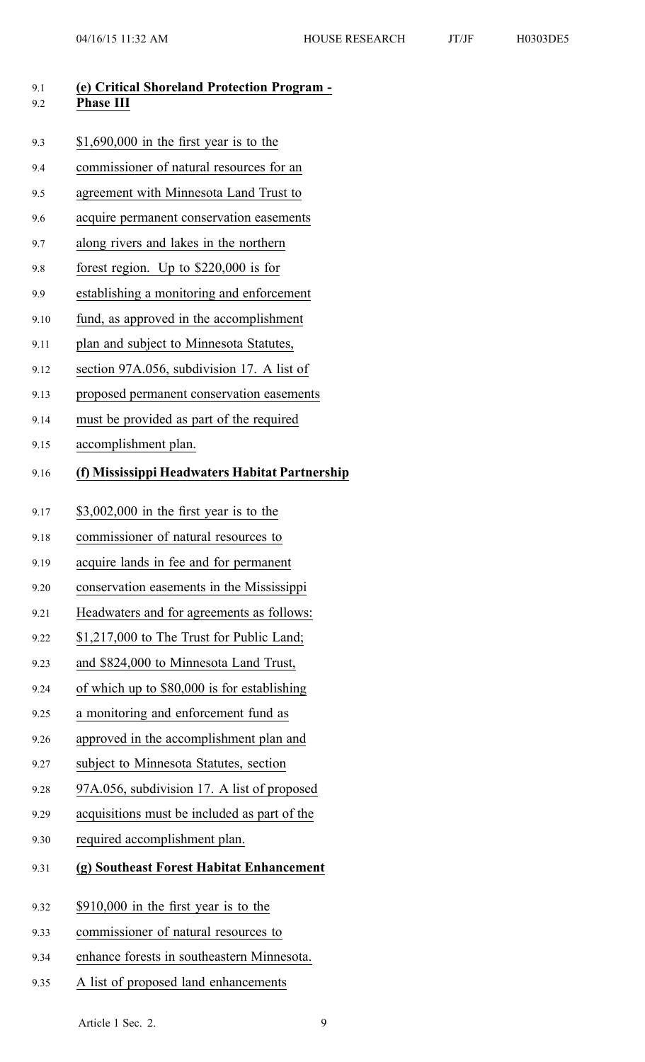**(e) Critical Shoreland Protection Program - Phase III**

$1,690,000 in the first year is to the commissioner of natural resources for an agreement with Minnesota Land Trust to acquire permanent conservation easements along rivers and lakes in the northern forest region. Up to $220,000 is for establishing a monitoring and enforcement fund, as approved in the accomplishment plan and subject to Minnesota Statutes, section 97A.056, subdivision 17. A list of proposed permanent conservation easements must be provided as part of the required accomplishment plan.

**(f) Mississippi Headwaters Habitat Partnership**

$3,002,000 in the first year is to the commissioner of natural resources to acquire lands in fee and for permanent conservation easements in the Mississippi Headwaters and for agreements as follows: $1,217,000 to The Trust for Public Land; and $824,000 to Minnesota Land Trust, of which up to $80,000 is for establishing a monitoring and enforcement fund as approved in the accomplishment plan and subject to Minnesota Statutes, section 97A.056, subdivision 17. A list of proposed acquisitions must be included as part of the required accomplishment plan.

**(g) Southeast Forest Habitat Enhancement**

$910,000 in the first year is to the commissioner of natural resources to enhance forests in southeastern Minnesota. A list of proposed land enhancements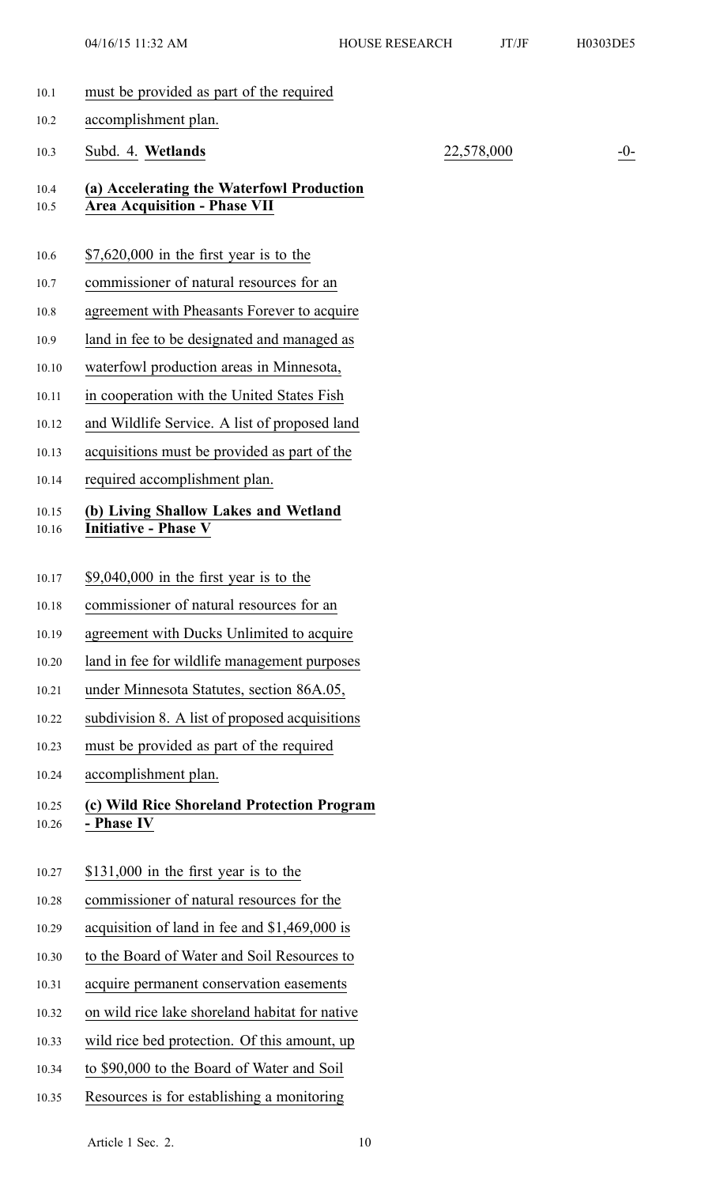must be provided as part of the required accomplishment plan.

Subd. 4. **Wetlands** 22,578,000 -0-

**(a) Accelerating the Waterfowl Production Area Acquisition - Phase VII**

$7,620,000 in the first year is to the commissioner of natural resources for an agreement with Pheasants Forever to acquire land in fee to be designated and managed as waterfowl production areas in Minnesota, in cooperation with the United States Fish and Wildlife Service. A list of proposed land acquisitions must be provided as part of the required accomplishment plan.

**(b) Living Shallow Lakes and Wetland Initiative - Phase V**

$9,040,000 in the first year is to the commissioner of natural resources for an agreement with Ducks Unlimited to acquire land in fee for wildlife management purposes under Minnesota Statutes, section 86A.05, subdivision 8. A list of proposed acquisitions must be provided as part of the required accomplishment plan.

**(c) Wild Rice Shoreland Protection Program - Phase IV**

$131,000 in the first year is to the commissioner of natural resources for the acquisition of land in fee and $1,469,000 is to the Board of Water and Soil Resources to acquire permanent conservation easements on wild rice lake shoreland habitat for native wild rice bed protection. Of this amount, up to $90,000 to the Board of Water and Soil Resources is for establishing a monitoring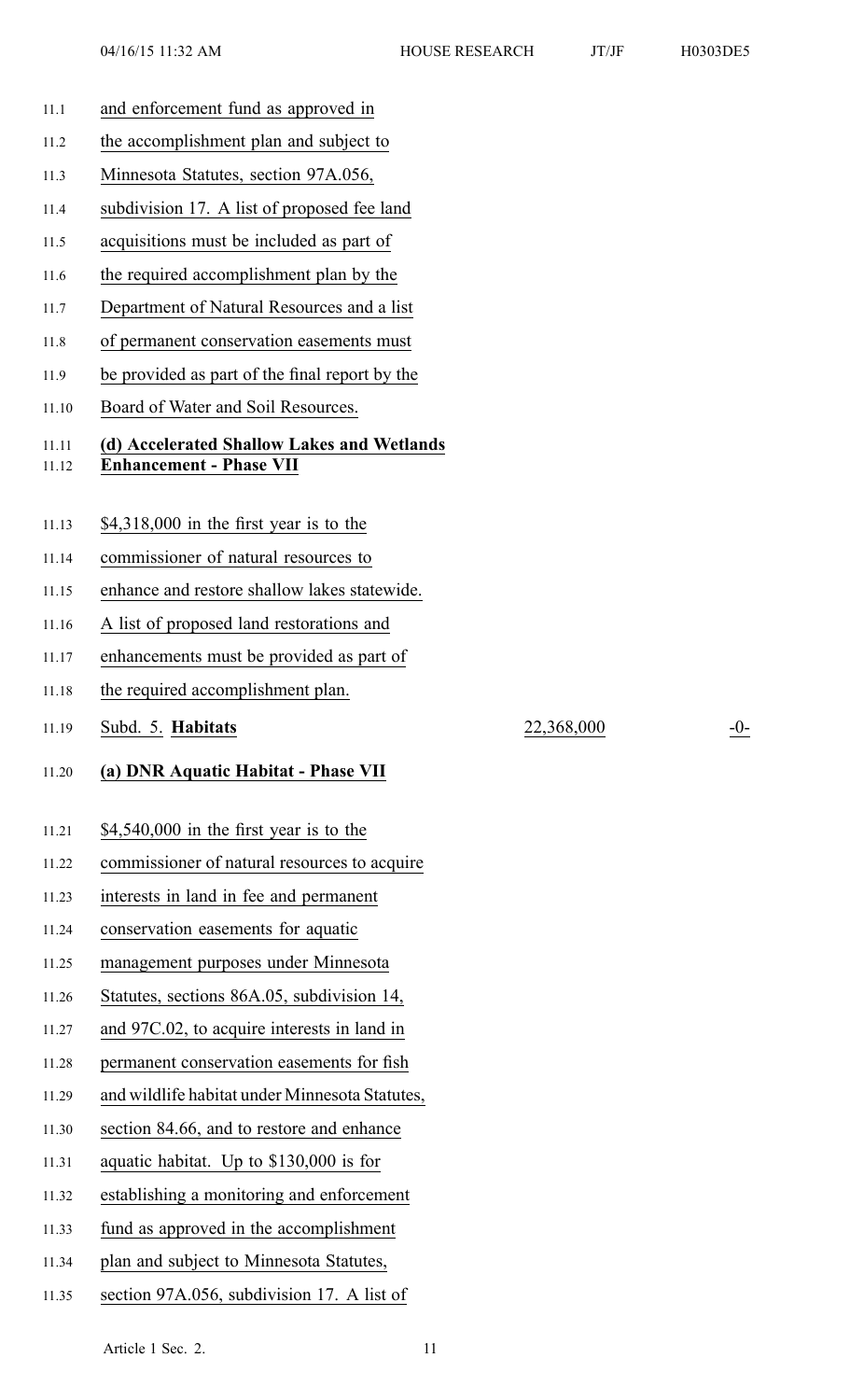and enforcement fund as approved in the accomplishment plan and subject to Minnesota Statutes, section 97A.056, subdivision 17. A list of proposed fee land acquisitions must be included as part of the required accomplishment plan by the Department of Natural Resources and a list of permanent conservation easements must be provided as part of the final report by the Board of Water and Soil Resources.

**(d) Accelerated Shallow Lakes and Wetlands Enhancement - Phase VII**

$4,318,000 in the first year is to the commissioner of natural resources to enhance and restore shallow lakes statewide. A list of proposed land restorations and enhancements must be provided as part of the required accomplishment plan.

| Subd. 5. **Habitats** | 22,368,000 | -0- |
|---|---|---|

**(a) DNR Aquatic Habitat - Phase VII**

$4,540,000 in the first year is to the commissioner of natural resources to acquire interests in land in fee and permanent conservation easements for aquatic management purposes under Minnesota Statutes, sections 86A.05, subdivision 14, and 97C.02, to acquire interests in land in permanent conservation easements for fish and wildlife habitat under Minnesota Statutes, section 84.66, and to restore and enhance aquatic habitat. Up to $130,000 is for establishing a monitoring and enforcement fund as approved in the accomplishment plan and subject to Minnesota Statutes, section 97A.056, subdivision 17. A list of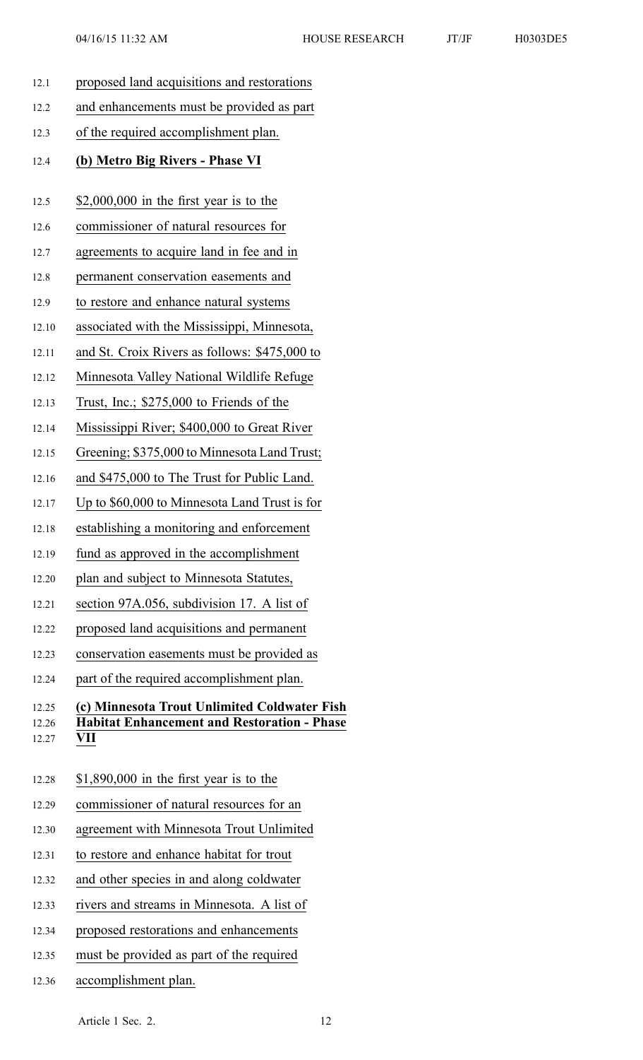proposed land acquisitions and restorations and enhancements must be provided as part of the required accomplishment plan.

**(b) Metro Big Rivers - Phase VI**

$2,000,000 in the first year is to the commissioner of natural resources for agreements to acquire land in fee and in permanent conservation easements and to restore and enhance natural systems associated with the Mississippi, Minnesota, and St. Croix Rivers as follows: $475,000 to Minnesota Valley National Wildlife Refuge Trust, Inc.; $275,000 to Friends of the Mississippi River; $400,000 to Great River Greening; $375,000 to Minnesota Land Trust; and $475,000 to The Trust for Public Land. Up to $60,000 to Minnesota Land Trust is for establishing a monitoring and enforcement fund as approved in the accomplishment plan and subject to Minnesota Statutes, section 97A.056, subdivision 17. A list of proposed land acquisitions and permanent conservation easements must be provided as part of the required accomplishment plan.

**(c) Minnesota Trout Unlimited Coldwater Fish Habitat Enhancement and Restoration - Phase VII**

$1,890,000 in the first year is to the commissioner of natural resources for an agreement with Minnesota Trout Unlimited to restore and enhance habitat for trout and other species in and along coldwater rivers and streams in Minnesota. A list of proposed restorations and enhancements must be provided as part of the required accomplishment plan.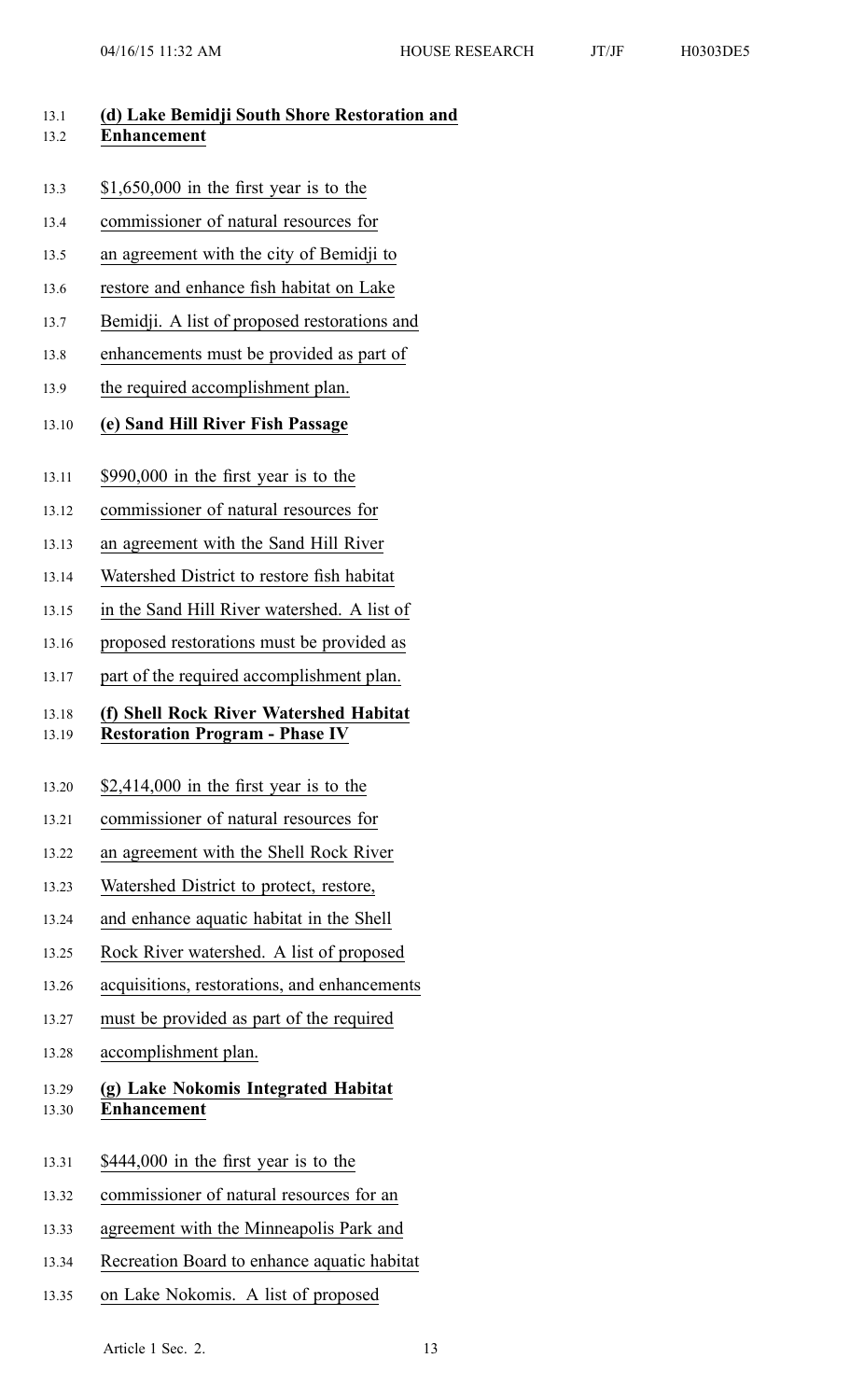**(d) Lake Bemidji South Shore Restoration and Enhancement**

$1,650,000 in the first year is to the commissioner of natural resources for an agreement with the city of Bemidji to restore and enhance fish habitat on Lake Bemidji. A list of proposed restorations and enhancements must be provided as part of the required accomplishment plan.

**(e) Sand Hill River Fish Passage**

$990,000 in the first year is to the commissioner of natural resources for an agreement with the Sand Hill River Watershed District to restore fish habitat in the Sand Hill River watershed. A list of proposed restorations must be provided as part of the required accomplishment plan.

**(f) Shell Rock River Watershed Habitat Restoration Program - Phase IV**

$2,414,000 in the first year is to the commissioner of natural resources for an agreement with the Shell Rock River Watershed District to protect, restore, and enhance aquatic habitat in the Shell Rock River watershed. A list of proposed acquisitions, restorations, and enhancements must be provided as part of the required accomplishment plan.

**(g) Lake Nokomis Integrated Habitat Enhancement**

$444,000 in the first year is to the commissioner of natural resources for an agreement with the Minneapolis Park and Recreation Board to enhance aquatic habitat on Lake Nokomis. A list of proposed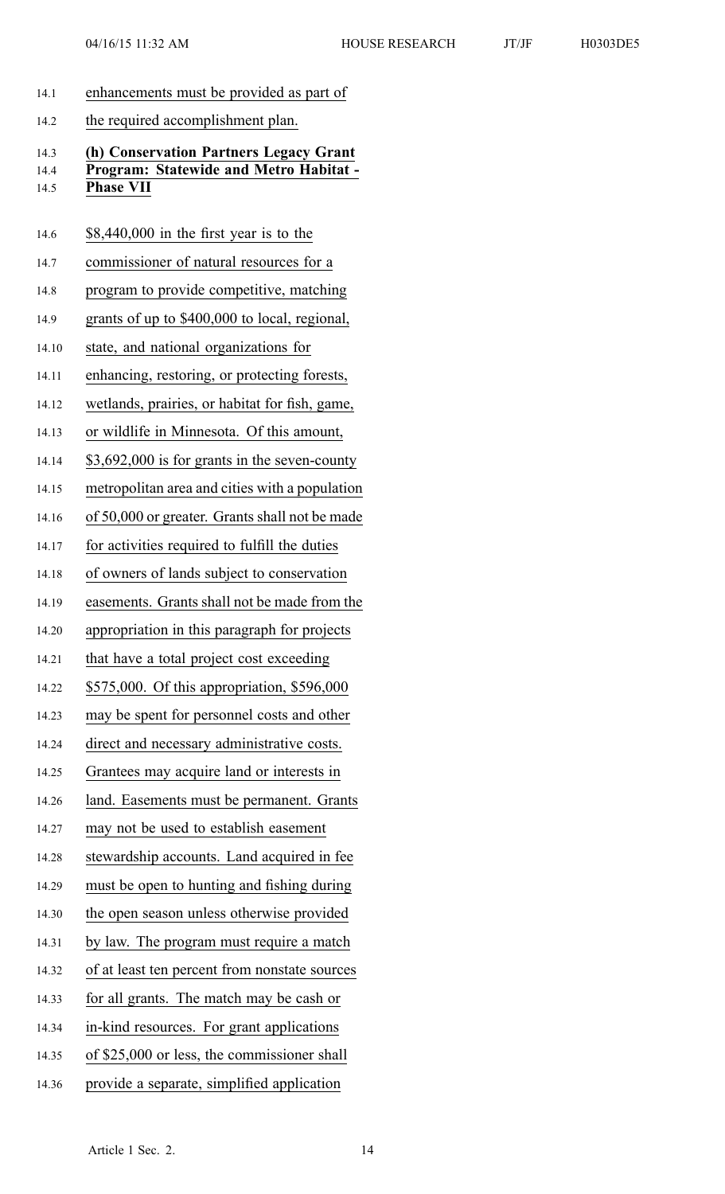enhancements must be provided as part of the required accomplishment plan.

**(h) Conservation Partners Legacy Grant Program: Statewide and Metro Habitat - Phase VII**

$8,440,000 in the first year is to the commissioner of natural resources for a program to provide competitive, matching grants of up to $400,000 to local, regional, state, and national organizations for enhancing, restoring, or protecting forests, wetlands, prairies, or habitat for fish, game, or wildlife in Minnesota. Of this amount, $3,692,000 is for grants in the seven-county metropolitan area and cities with a population of 50,000 or greater. Grants shall not be made for activities required to fulfill the duties of owners of lands subject to conservation easements. Grants shall not be made from the appropriation in this paragraph for projects that have a total project cost exceeding $575,000. Of this appropriation, $596,000 may be spent for personnel costs and other direct and necessary administrative costs. Grantees may acquire land or interests in land. Easements must be permanent. Grants may not be used to establish easement stewardship accounts. Land acquired in fee must be open to hunting and fishing during the open season unless otherwise provided by law. The program must require a match of at least ten percent from nonstate sources for all grants. The match may be cash or in-kind resources. For grant applications of $25,000 or less, the commissioner shall provide a separate, simplified application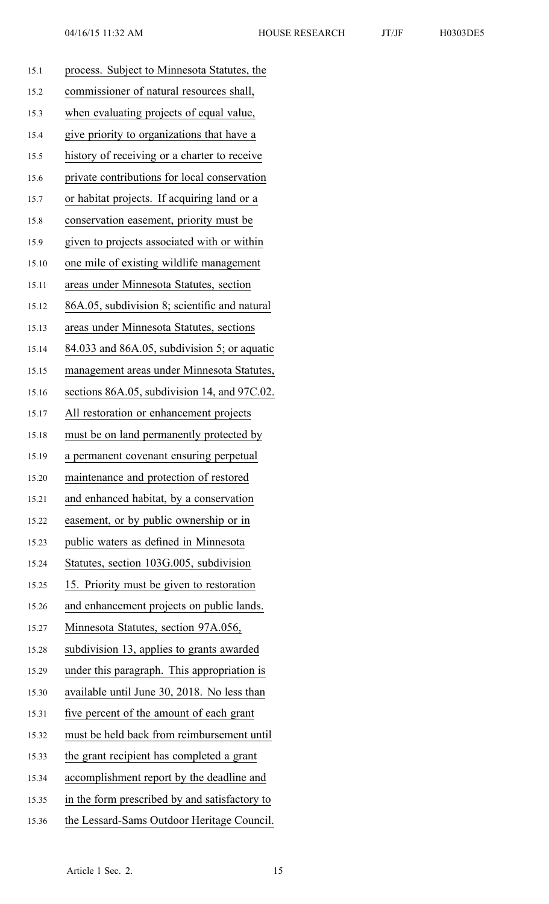process. Subject to Minnesota Statutes, the commissioner of natural resources shall, when evaluating projects of equal value, give priority to organizations that have a history of receiving or a charter to receive private contributions for local conservation or habitat projects. If acquiring land or a conservation easement, priority must be given to projects associated with or within one mile of existing wildlife management areas under Minnesota Statutes, section 86A.05, subdivision 8; scientific and natural areas under Minnesota Statutes, sections 84.033 and 86A.05, subdivision 5; or aquatic management areas under Minnesota Statutes, sections 86A.05, subdivision 14, and 97C.02. All restoration or enhancement projects must be on land permanently protected by a permanent covenant ensuring perpetual maintenance and protection of restored and enhanced habitat, by a conservation easement, or by public ownership or in public waters as defined in Minnesota Statutes, section 103G.005, subdivision 15. Priority must be given to restoration and enhancement projects on public lands. Minnesota Statutes, section 97A.056, subdivision 13, applies to grants awarded under this paragraph. This appropriation is available until June 30, 2018. No less than five percent of the amount of each grant must be held back from reimbursement until the grant recipient has completed a grant accomplishment report by the deadline and in the form prescribed by and satisfactory to the Lessard-Sams Outdoor Heritage Council.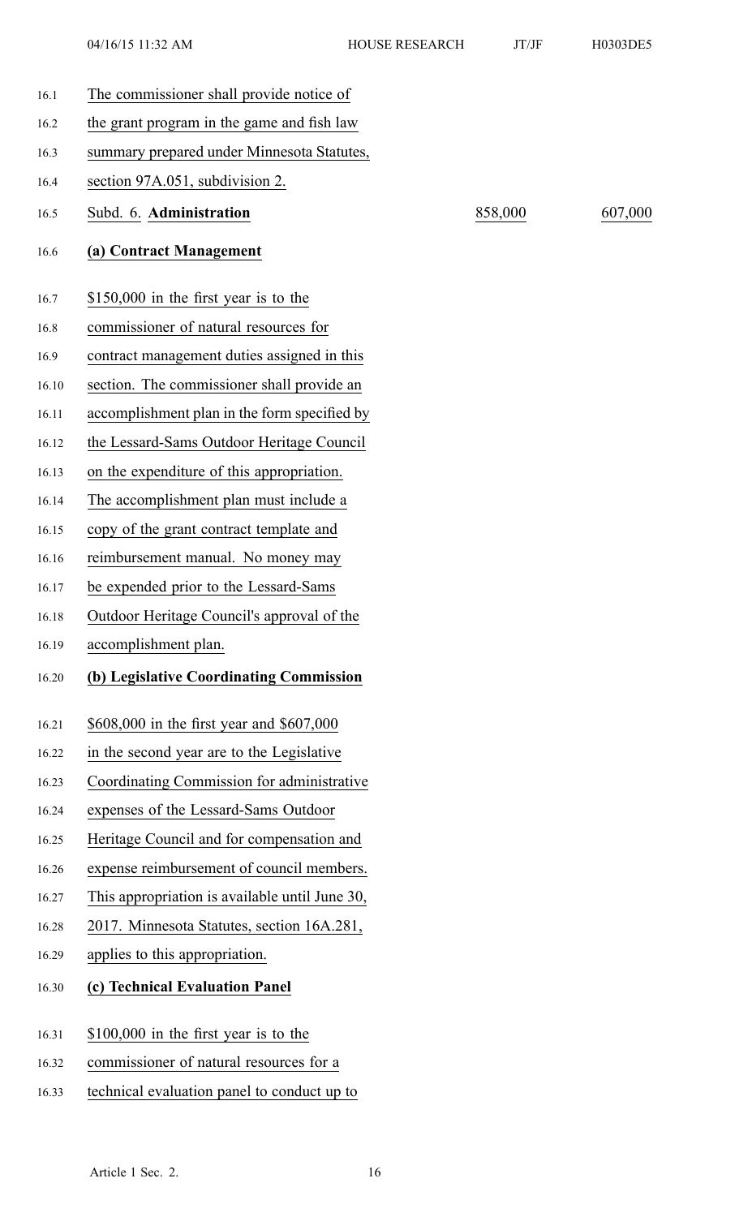The commissioner shall provide notice of the grant program in the game and fish law summary prepared under Minnesota Statutes, section 97A.051, subdivision 2.

| Subd. 6. **Administration** | 858,000 | 607,000 |
|---|---|---|

**(a) Contract Management**

$150,000 in the first year is to the commissioner of natural resources for contract management duties assigned in this section. The commissioner shall provide an accomplishment plan in the form specified by the Lessard-Sams Outdoor Heritage Council on the expenditure of this appropriation. The accomplishment plan must include a copy of the grant contract template and reimbursement manual. No money may be expended prior to the Lessard-Sams Outdoor Heritage Council's approval of the accomplishment plan.

**(b) Legislative Coordinating Commission**

$608,000 in the first year and $607,000 in the second year are to the Legislative Coordinating Commission for administrative expenses of the Lessard-Sams Outdoor Heritage Council and for compensation and expense reimbursement of council members. This appropriation is available until June 30, 2017. Minnesota Statutes, section 16A.281, applies to this appropriation.

**(c) Technical Evaluation Panel**

$100,000 in the first year is to the commissioner of natural resources for a technical evaluation panel to conduct up to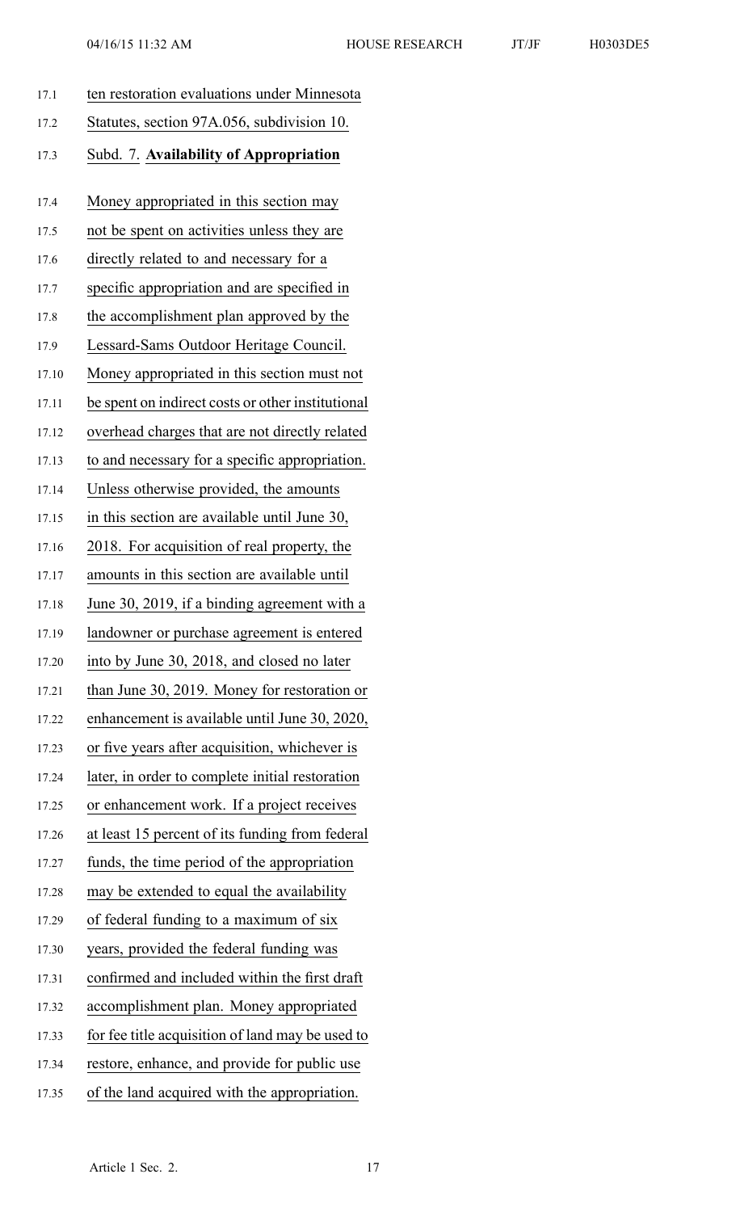ten restoration evaluations under Minnesota Statutes, section 97A.056, subdivision 10.

Subd. 7. **Availability of Appropriation**

Money appropriated in this section may not be spent on activities unless they are directly related to and necessary for a specific appropriation and are specified in the accomplishment plan approved by the Lessard-Sams Outdoor Heritage Council. Money appropriated in this section must not be spent on indirect costs or other institutional overhead charges that are not directly related to and necessary for a specific appropriation. Unless otherwise provided, the amounts in this section are available until June 30, 2018. For acquisition of real property, the amounts in this section are available until June 30, 2019, if a binding agreement with a landowner or purchase agreement is entered into by June 30, 2018, and closed no later than June 30, 2019. Money for restoration or enhancement is available until June 30, 2020, or five years after acquisition, whichever is later, in order to complete initial restoration or enhancement work. If a project receives at least 15 percent of its funding from federal funds, the time period of the appropriation may be extended to equal the availability of federal funding to a maximum of six years, provided the federal funding was confirmed and included within the first draft accomplishment plan. Money appropriated for fee title acquisition of land may be used to restore, enhance, and provide for public use of the land acquired with the appropriation.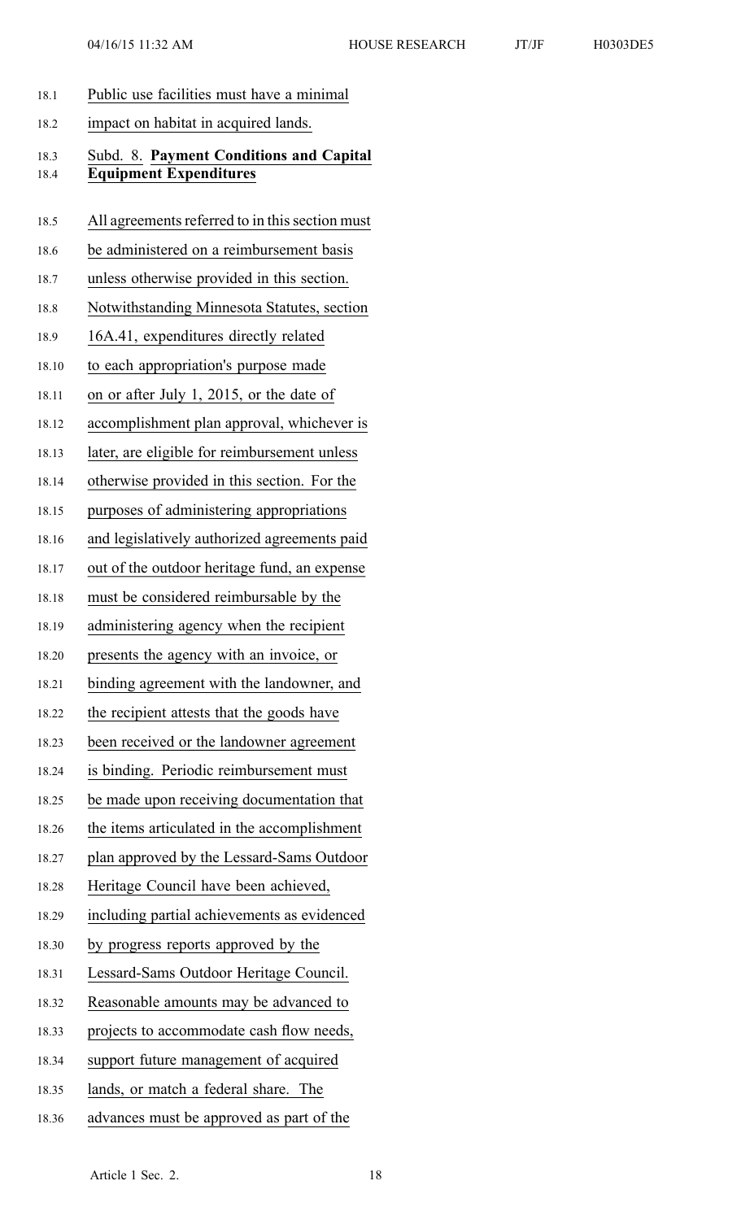Public use facilities must have a minimal impact on habitat in acquired lands.

Subd. 8. **Payment Conditions and Capital Equipment Expenditures**

All agreements referred to in this section must be administered on a reimbursement basis unless otherwise provided in this section. Notwithstanding Minnesota Statutes, section 16A.41, expenditures directly related to each appropriation's purpose made on or after July 1, 2015, or the date of accomplishment plan approval, whichever is later, are eligible for reimbursement unless otherwise provided in this section. For the purposes of administering appropriations and legislatively authorized agreements paid out of the outdoor heritage fund, an expense must be considered reimbursable by the administering agency when the recipient presents the agency with an invoice, or binding agreement with the landowner, and the recipient attests that the goods have been received or the landowner agreement is binding. Periodic reimbursement must be made upon receiving documentation that the items articulated in the accomplishment plan approved by the Lessard-Sams Outdoor Heritage Council have been achieved, including partial achievements as evidenced by progress reports approved by the Lessard-Sams Outdoor Heritage Council. Reasonable amounts may be advanced to projects to accommodate cash flow needs, support future management of acquired lands, or match a federal share. The advances must be approved as part of the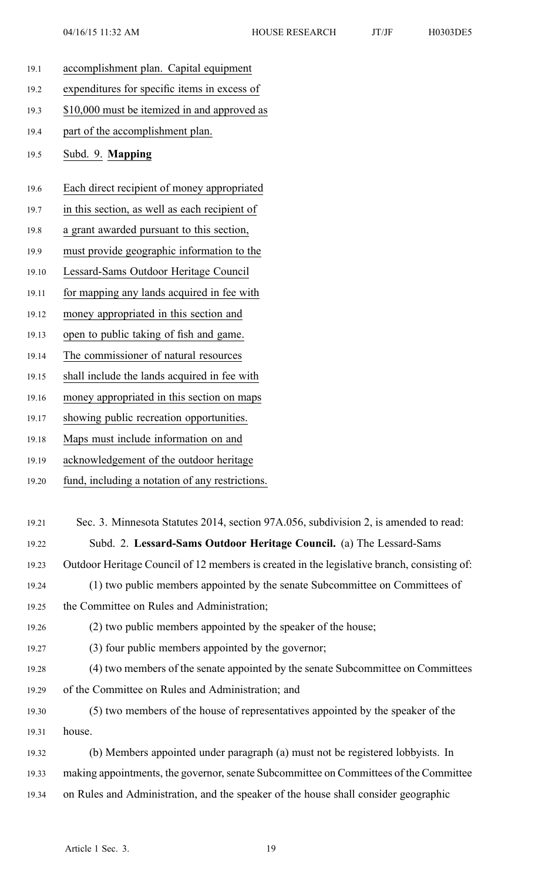accomplishment plan. Capital equipment expenditures for specific items in excess of $10,000 must be itemized in and approved as part of the accomplishment plan.

Subd. 9. **Mapping**

Each direct recipient of money appropriated in this section, as well as each recipient of a grant awarded pursuant to this section, must provide geographic information to the Lessard-Sams Outdoor Heritage Council for mapping any lands acquired in fee with money appropriated in this section and open to public taking of fish and game. The commissioner of natural resources shall include the lands acquired in fee with money appropriated in this section on maps showing public recreation opportunities. Maps must include information on and acknowledgement of the outdoor heritage fund, including a notation of any restrictions.

Sec. 3. Minnesota Statutes 2014, section 97A.056, subdivision 2, is amended to read:

Subd. 2. **Lessard-Sams Outdoor Heritage Council.** (a) The Lessard-Sams Outdoor Heritage Council of 12 members is created in the legislative branch, consisting of:

(1) two public members appointed by the senate Subcommittee on Committees of the Committee on Rules and Administration;

(2) two public members appointed by the speaker of the house;

(3) four public members appointed by the governor;

(4) two members of the senate appointed by the senate Subcommittee on Committees of the Committee on Rules and Administration; and

(5) two members of the house of representatives appointed by the speaker of the house.

(b) Members appointed under paragraph (a) must not be registered lobbyists. In making appointments, the governor, senate Subcommittee on Committees of the Committee on Rules and Administration, and the speaker of the house shall consider geographic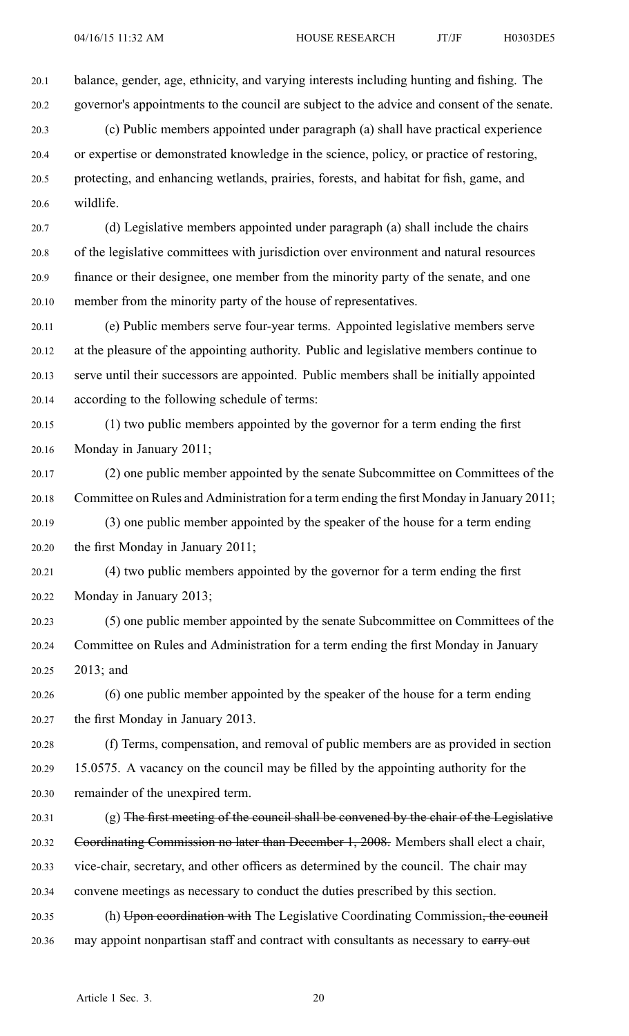balance, gender, age, ethnicity, and varying interests including hunting and fishing. The governor's appointments to the council are subject to the advice and consent of the senate.

(c) Public members appointed under paragraph (a) shall have practical experience or expertise or demonstrated knowledge in the science, policy, or practice of restoring, protecting, and enhancing wetlands, prairies, forests, and habitat for fish, game, and wildlife.

(d) Legislative members appointed under paragraph (a) shall include the chairs of the legislative committees with jurisdiction over environment and natural resources finance or their designee, one member from the minority party of the senate, and one member from the minority party of the house of representatives.

(e) Public members serve four-year terms. Appointed legislative members serve at the pleasure of the appointing authority. Public and legislative members continue to serve until their successors are appointed. Public members shall be initially appointed according to the following schedule of terms:

(1) two public members appointed by the governor for a term ending the first Monday in January 2011;

(2) one public member appointed by the senate Subcommittee on Committees of the Committee on Rules and Administration for a term ending the first Monday in January 2011;

(3) one public member appointed by the speaker of the house for a term ending the first Monday in January 2011;

(4) two public members appointed by the governor for a term ending the first Monday in January 2013;

(5) one public member appointed by the senate Subcommittee on Committees of the Committee on Rules and Administration for a term ending the first Monday in January 2013; and

(6) one public member appointed by the speaker of the house for a term ending the first Monday in January 2013.

(f) Terms, compensation, and removal of public members are as provided in section 15.0575. A vacancy on the council may be filled by the appointing authority for the remainder of the unexpired term.

(g) ~~The first meeting of the council shall be convened by the chair of the Legislative Coordinating Commission no later than December 1, 2008.~~ Members shall elect a chair, vice-chair, secretary, and other officers as determined by the council. The chair may convene meetings as necessary to conduct the duties prescribed by this section.

(h) ~~Upon coordination with~~ The Legislative Coordinating Commission~~, the council~~ may appoint nonpartisan staff and contract with consultants as necessary to ~~carry out~~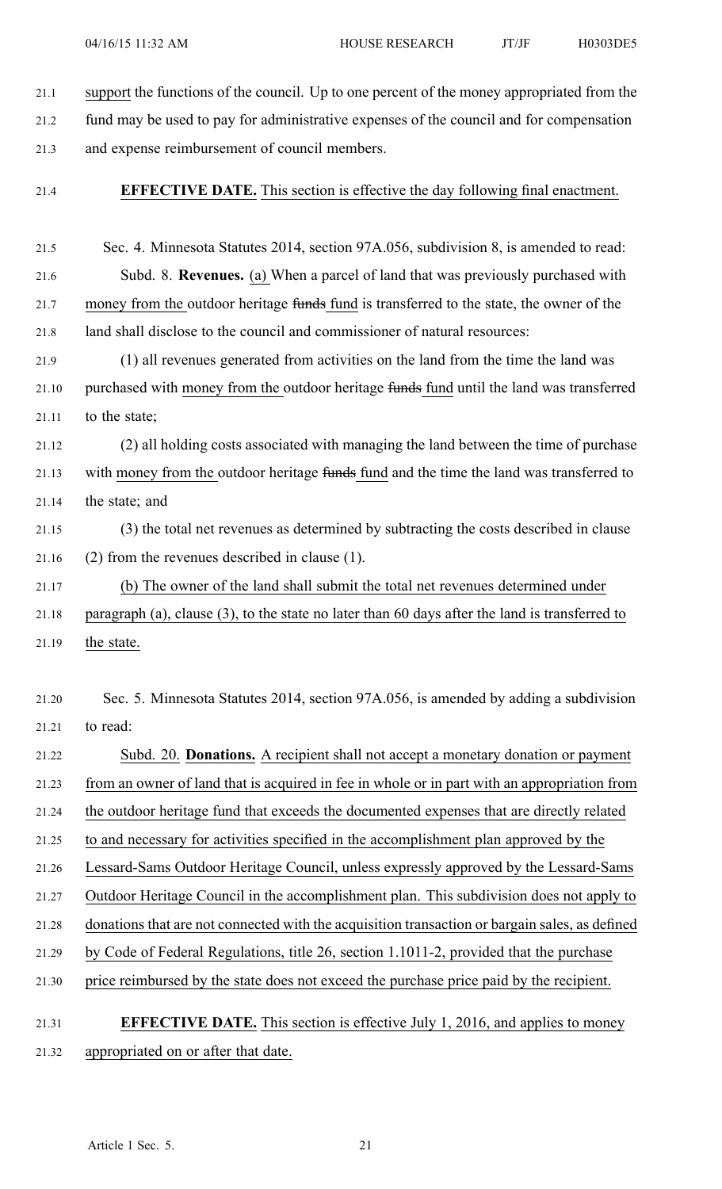support the functions of the council. Up to one percent of the money appropriated from the fund may be used to pay for administrative expenses of the council and for compensation and expense reimbursement of council members.

**EFFECTIVE DATE.** This section is effective the day following final enactment.

Sec. 4. Minnesota Statutes 2014, section 97A.056, subdivision 8, is amended to read:

Subd. 8. **Revenues.** (a) When a parcel of land that was previously purchased with money from the outdoor heritage ~~funds~~ fund is transferred to the state, the owner of the land shall disclose to the council and commissioner of natural resources:

(1) all revenues generated from activities on the land from the time the land was purchased with money from the outdoor heritage ~~funds~~ fund until the land was transferred to the state;

(2) all holding costs associated with managing the land between the time of purchase with money from the outdoor heritage ~~funds~~ fund and the time the land was transferred to the state; and

(3) the total net revenues as determined by subtracting the costs described in clause (2) from the revenues described in clause (1).

(b) The owner of the land shall submit the total net revenues determined under paragraph (a), clause (3), to the state no later than 60 days after the land is transferred to the state.

Sec. 5. Minnesota Statutes 2014, section 97A.056, is amended by adding a subdivision to read:

Subd. 20. **Donations.** A recipient shall not accept a monetary donation or payment from an owner of land that is acquired in fee in whole or in part with an appropriation from the outdoor heritage fund that exceeds the documented expenses that are directly related to and necessary for activities specified in the accomplishment plan approved by the Lessard-Sams Outdoor Heritage Council, unless expressly approved by the Lessard-Sams Outdoor Heritage Council in the accomplishment plan. This subdivision does not apply to donations that are not connected with the acquisition transaction or bargain sales, as defined by Code of Federal Regulations, title 26, section 1.1011-2, provided that the purchase price reimbursed by the state does not exceed the purchase price paid by the recipient.

**EFFECTIVE DATE.** This section is effective July 1, 2016, and applies to money appropriated on or after that date.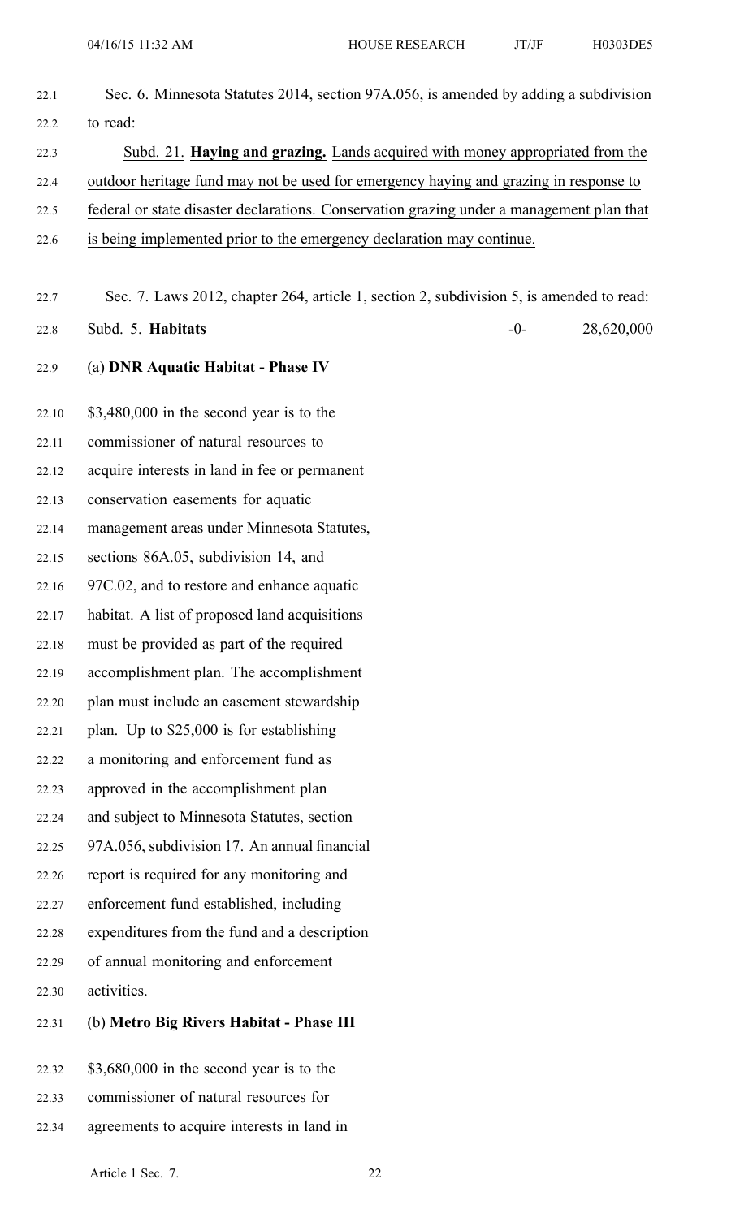Sec. 6. Minnesota Statutes 2014, section 97A.056, is amended by adding a subdivision to read:

Subd. 21. **Haying and grazing.** Lands acquired with money appropriated from the outdoor heritage fund may not be used for emergency haying and grazing in response to federal or state disaster declarations. Conservation grazing under a management plan that is being implemented prior to the emergency declaration may continue.

Sec. 7. Laws 2012, chapter 264, article 1, section 2, subdivision 5, is amended to read:

| Subd. 5. **Habitats** | -0- | 28,620,000 |
|---|---|---|

(a) **DNR Aquatic Habitat - Phase IV**

$3,480,000 in the second year is to the commissioner of natural resources to acquire interests in land in fee or permanent conservation easements for aquatic management areas under Minnesota Statutes, sections 86A.05, subdivision 14, and 97C.02, and to restore and enhance aquatic habitat. A list of proposed land acquisitions must be provided as part of the required accomplishment plan. The accomplishment plan must include an easement stewardship plan. Up to $25,000 is for establishing a monitoring and enforcement fund as approved in the accomplishment plan and subject to Minnesota Statutes, section 97A.056, subdivision 17. An annual financial report is required for any monitoring and enforcement fund established, including expenditures from the fund and a description of annual monitoring and enforcement activities.

(b) **Metro Big Rivers Habitat - Phase III**

$3,680,000 in the second year is to the commissioner of natural resources for agreements to acquire interests in land in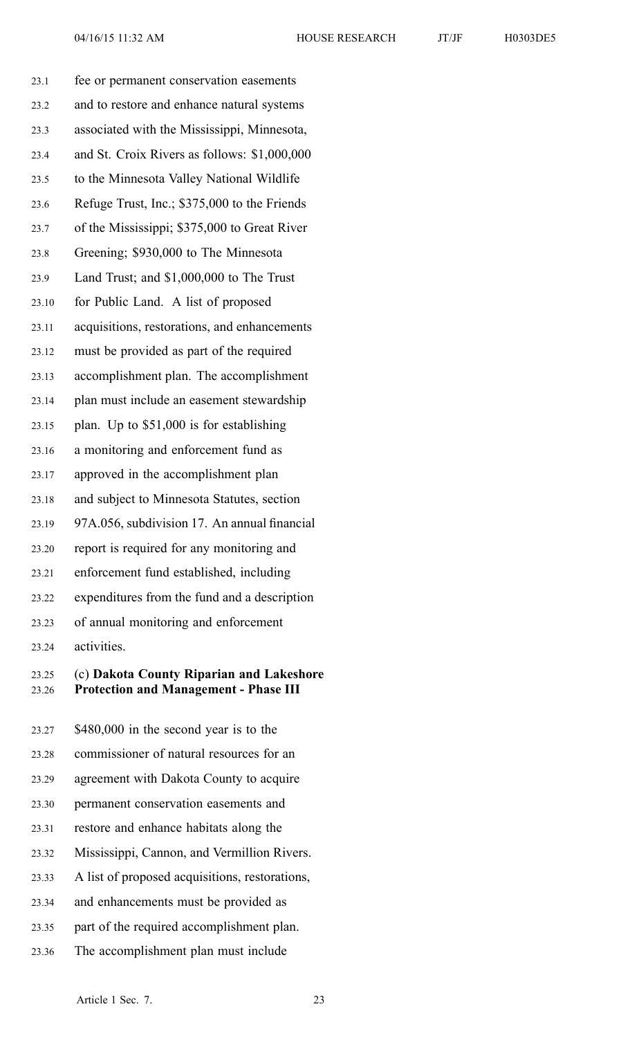fee or permanent conservation easements and to restore and enhance natural systems associated with the Mississippi, Minnesota, and St. Croix Rivers as follows: $1,000,000 to the Minnesota Valley National Wildlife Refuge Trust, Inc.; $375,000 to the Friends of the Mississippi; $375,000 to Great River Greening; $930,000 to The Minnesota Land Trust; and $1,000,000 to The Trust for Public Land. A list of proposed acquisitions, restorations, and enhancements must be provided as part of the required accomplishment plan. The accomplishment plan must include an easement stewardship plan. Up to $51,000 is for establishing a monitoring and enforcement fund as approved in the accomplishment plan and subject to Minnesota Statutes, section 97A.056, subdivision 17. An annual financial report is required for any monitoring and enforcement fund established, including expenditures from the fund and a description of annual monitoring and enforcement activities.

(c) **Dakota County Riparian and Lakeshore Protection and Management - Phase III**

$480,000 in the second year is to the commissioner of natural resources for an agreement with Dakota County to acquire permanent conservation easements and restore and enhance habitats along the Mississippi, Cannon, and Vermillion Rivers. A list of proposed acquisitions, restorations, and enhancements must be provided as part of the required accomplishment plan. The accomplishment plan must include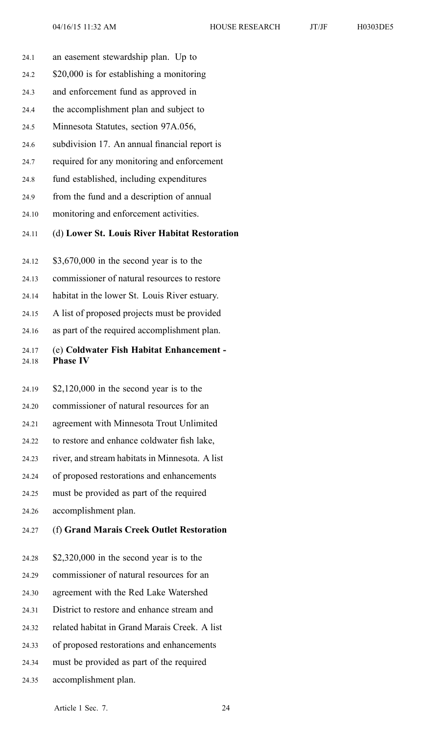an easement stewardship plan. Up to $20,000 is for establishing a monitoring and enforcement fund as approved in the accomplishment plan and subject to Minnesota Statutes, section 97A.056, subdivision 17. An annual financial report is required for any monitoring and enforcement fund established, including expenditures from the fund and a description of annual monitoring and enforcement activities.

(d) **Lower St. Louis River Habitat Restoration**

$3,670,000 in the second year is to the commissioner of natural resources to restore habitat in the lower St. Louis River estuary. A list of proposed projects must be provided as part of the required accomplishment plan.

(e) **Coldwater Fish Habitat Enhancement - Phase IV**

$2,120,000 in the second year is to the commissioner of natural resources for an agreement with Minnesota Trout Unlimited to restore and enhance coldwater fish lake, river, and stream habitats in Minnesota. A list of proposed restorations and enhancements must be provided as part of the required accomplishment plan.

(f) **Grand Marais Creek Outlet Restoration**

$2,320,000 in the second year is to the commissioner of natural resources for an agreement with the Red Lake Watershed District to restore and enhance stream and related habitat in Grand Marais Creek. A list of proposed restorations and enhancements must be provided as part of the required accomplishment plan.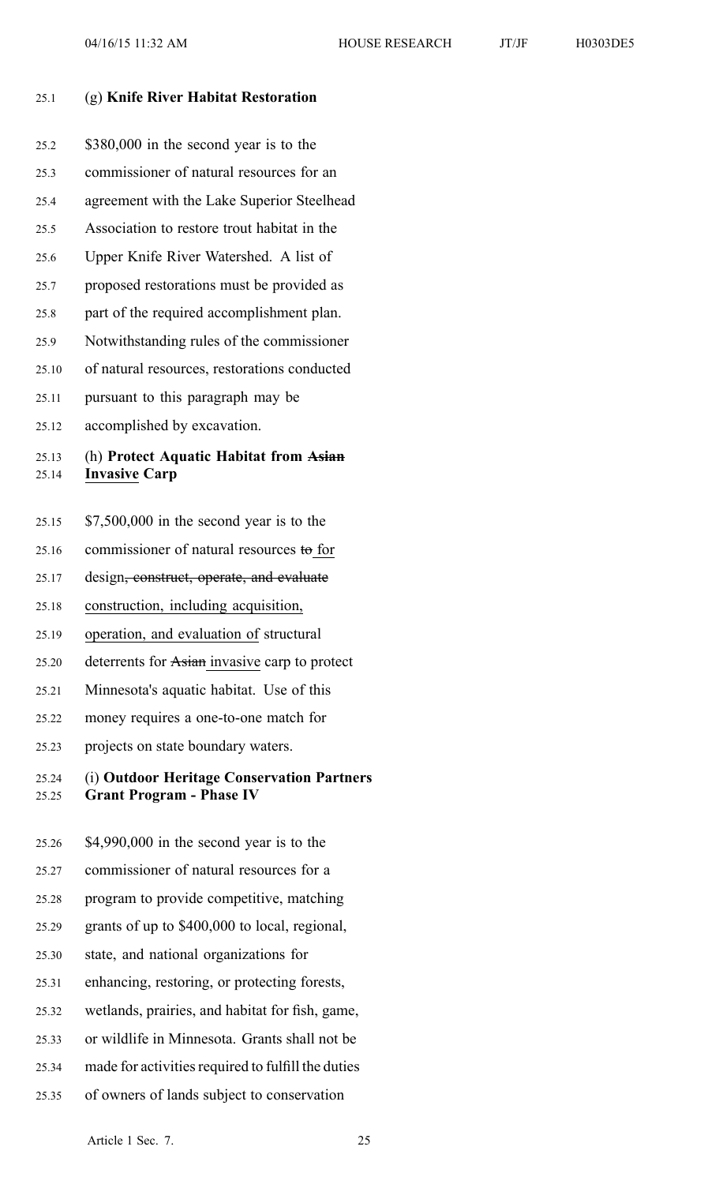(g) **Knife River Habitat Restoration**

$380,000 in the second year is to the commissioner of natural resources for an agreement with the Lake Superior Steelhead Association to restore trout habitat in the Upper Knife River Watershed. A list of proposed restorations must be provided as part of the required accomplishment plan. Notwithstanding rules of the commissioner of natural resources, restorations conducted pursuant to this paragraph may be accomplished by excavation.

(h) **Protect Aquatic Habitat from ~~Asian~~ Invasive Carp**

$7,500,000 in the second year is to the commissioner of natural resources ~~to~~ for design~~, construct, operate, and evaluate~~ construction, including acquisition, operation, and evaluation of structural deterrents for ~~Asian~~ invasive carp to protect Minnesota's aquatic habitat. Use of this money requires a one-to-one match for projects on state boundary waters.

(i) **Outdoor Heritage Conservation Partners Grant Program - Phase IV**

$4,990,000 in the second year is to the commissioner of natural resources for a program to provide competitive, matching grants of up to $400,000 to local, regional, state, and national organizations for enhancing, restoring, or protecting forests, wetlands, prairies, and habitat for fish, game, or wildlife in Minnesota. Grants shall not be made for activities required to fulfill the duties of owners of lands subject to conservation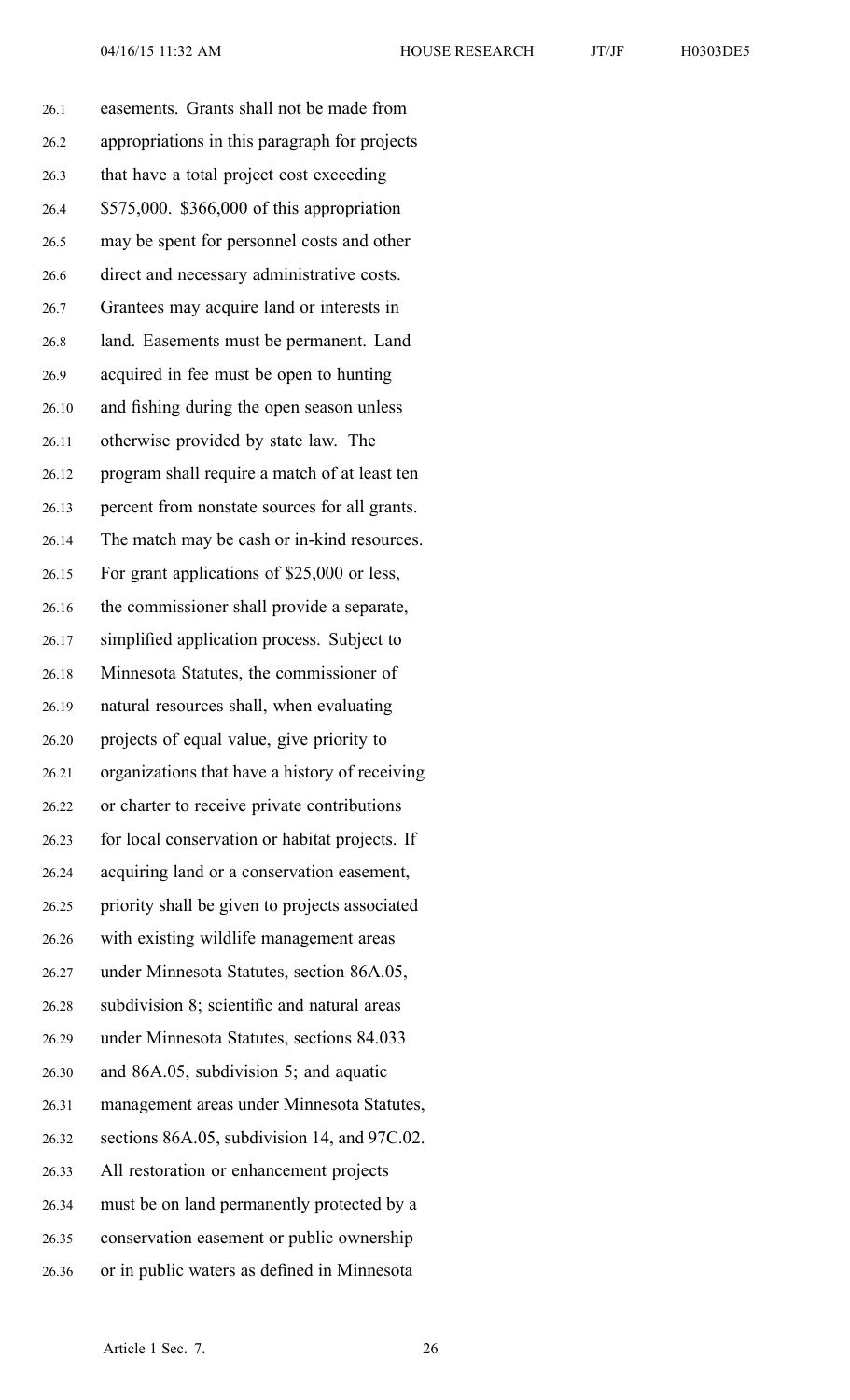easements. Grants shall not be made from appropriations in this paragraph for projects that have a total project cost exceeding $575,000. $366,000 of this appropriation may be spent for personnel costs and other direct and necessary administrative costs. Grantees may acquire land or interests in land. Easements must be permanent. Land acquired in fee must be open to hunting and fishing during the open season unless otherwise provided by state law. The program shall require a match of at least ten percent from nonstate sources for all grants. The match may be cash or in-kind resources. For grant applications of $25,000 or less, the commissioner shall provide a separate, simplified application process. Subject to Minnesota Statutes, the commissioner of natural resources shall, when evaluating projects of equal value, give priority to organizations that have a history of receiving or charter to receive private contributions for local conservation or habitat projects. If acquiring land or a conservation easement, priority shall be given to projects associated with existing wildlife management areas under Minnesota Statutes, section 86A.05, subdivision 8; scientific and natural areas under Minnesota Statutes, sections 84.033 and 86A.05, subdivision 5; and aquatic management areas under Minnesota Statutes, sections 86A.05, subdivision 14, and 97C.02. All restoration or enhancement projects must be on land permanently protected by a conservation easement or public ownership or in public waters as defined in Minnesota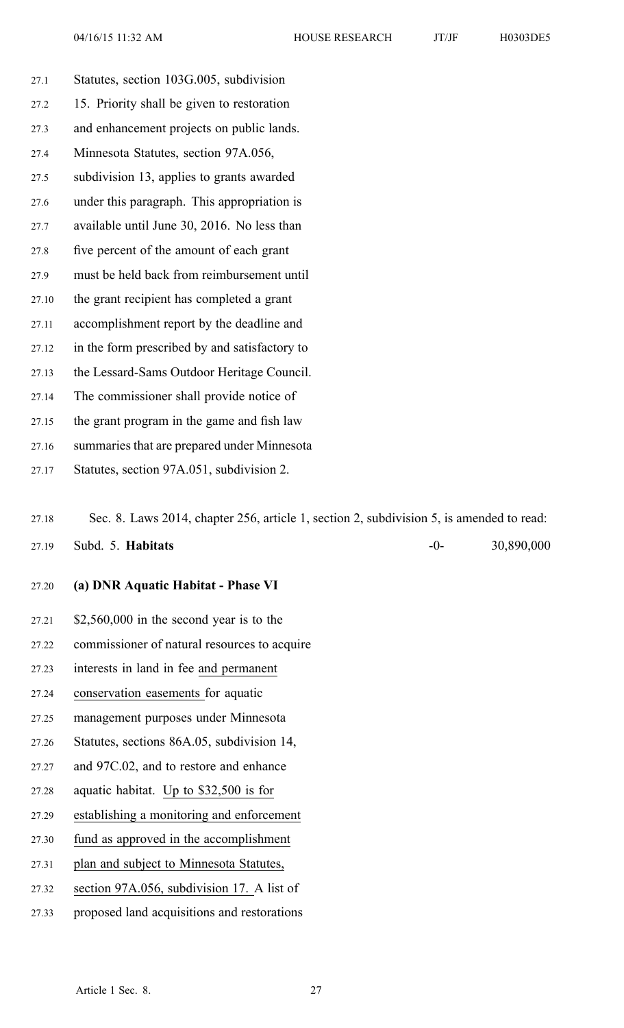Statutes, section 103G.005, subdivision 15. Priority shall be given to restoration and enhancement projects on public lands. Minnesota Statutes, section 97A.056, subdivision 13, applies to grants awarded under this paragraph. This appropriation is available until June 30, 2016. No less than five percent of the amount of each grant must be held back from reimbursement until the grant recipient has completed a grant accomplishment report by the deadline and in the form prescribed by and satisfactory to the Lessard-Sams Outdoor Heritage Council. The commissioner shall provide notice of the grant program in the game and fish law summaries that are prepared under Minnesota Statutes, section 97A.051, subdivision 2.

Sec. 8. Laws 2014, chapter 256, article 1, section 2, subdivision 5, is amended to read:

| Subd. 5. **Habitats** | -0- | 30,890,000 |
|---|---|---|

**(a) DNR Aquatic Habitat - Phase VI**

$2,560,000 in the second year is to the commissioner of natural resources to acquire interests in land in fee and permanent conservation easements for aquatic management purposes under Minnesota Statutes, sections 86A.05, subdivision 14, and 97C.02, and to restore and enhance aquatic habitat. Up to $32,500 is for establishing a monitoring and enforcement fund as approved in the accomplishment plan and subject to Minnesota Statutes, section 97A.056, subdivision 17. A list of proposed land acquisitions and restorations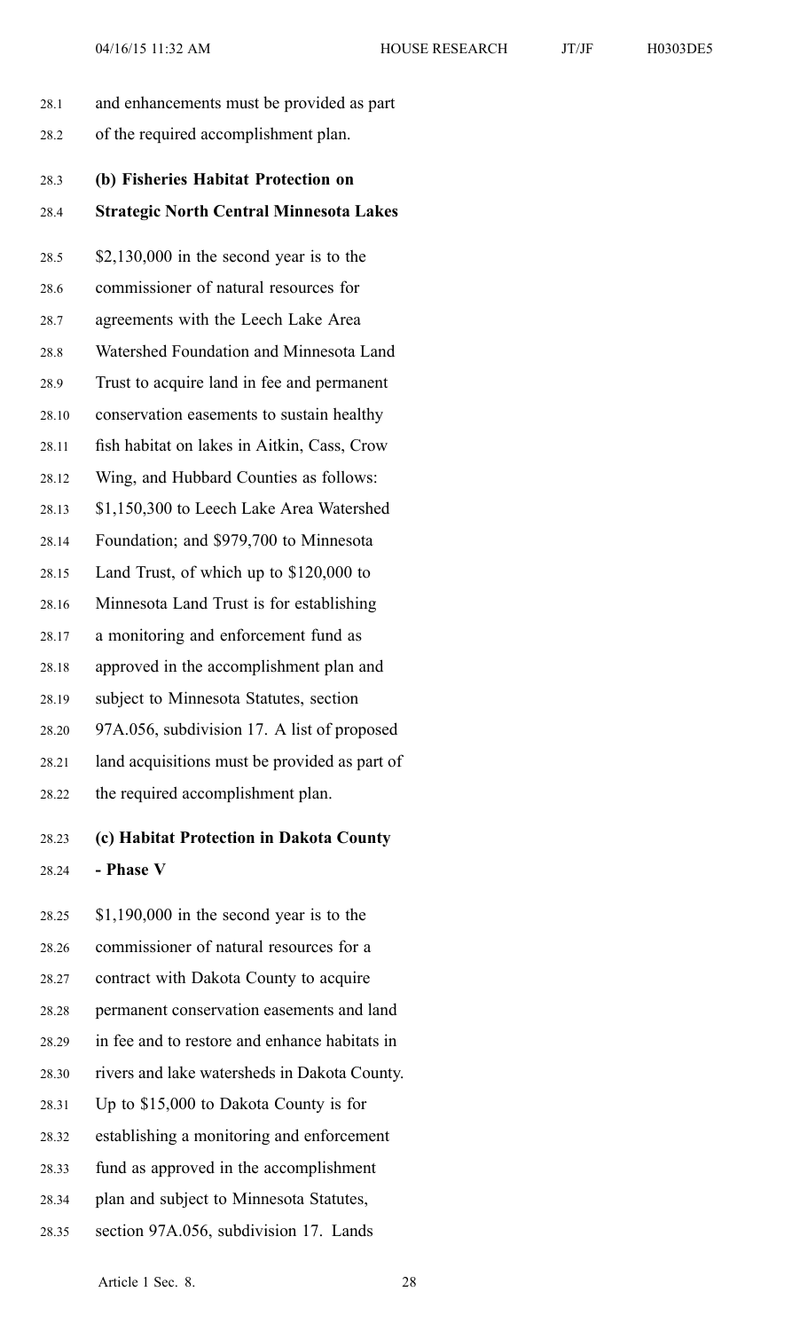and enhancements must be provided as part of the required accomplishment plan.

**(b) Fisheries Habitat Protection on Strategic North Central Minnesota Lakes**

$2,130,000 in the second year is to the commissioner of natural resources for agreements with the Leech Lake Area Watershed Foundation and Minnesota Land Trust to acquire land in fee and permanent conservation easements to sustain healthy fish habitat on lakes in Aitkin, Cass, Crow Wing, and Hubbard Counties as follows: $1,150,300 to Leech Lake Area Watershed Foundation; and $979,700 to Minnesota Land Trust, of which up to $120,000 to Minnesota Land Trust is for establishing a monitoring and enforcement fund as approved in the accomplishment plan and subject to Minnesota Statutes, section 97A.056, subdivision 17. A list of proposed land acquisitions must be provided as part of the required accomplishment plan.

**(c) Habitat Protection in Dakota County - Phase V**

$1,190,000 in the second year is to the commissioner of natural resources for a contract with Dakota County to acquire permanent conservation easements and land in fee and to restore and enhance habitats in rivers and lake watersheds in Dakota County. Up to $15,000 to Dakota County is for establishing a monitoring and enforcement fund as approved in the accomplishment plan and subject to Minnesota Statutes, section 97A.056, subdivision 17. Lands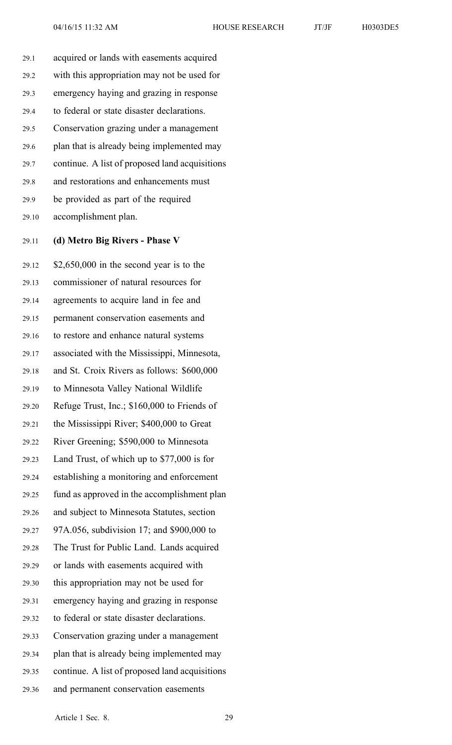acquired or lands with easements acquired with this appropriation may not be used for emergency haying and grazing in response to federal or state disaster declarations. Conservation grazing under a management plan that is already being implemented may continue. A list of proposed land acquisitions and restorations and enhancements must be provided as part of the required accomplishment plan.

**(d) Metro Big Rivers - Phase V**

$2,650,000 in the second year is to the commissioner of natural resources for agreements to acquire land in fee and permanent conservation easements and to restore and enhance natural systems associated with the Mississippi, Minnesota, and St. Croix Rivers as follows: $600,000 to Minnesota Valley National Wildlife Refuge Trust, Inc.; $160,000 to Friends of the Mississippi River; $400,000 to Great River Greening; $590,000 to Minnesota Land Trust, of which up to $77,000 is for establishing a monitoring and enforcement fund as approved in the accomplishment plan and subject to Minnesota Statutes, section 97A.056, subdivision 17; and $900,000 to The Trust for Public Land. Lands acquired or lands with easements acquired with this appropriation may not be used for emergency haying and grazing in response to federal or state disaster declarations. Conservation grazing under a management plan that is already being implemented may continue. A list of proposed land acquisitions and permanent conservation easements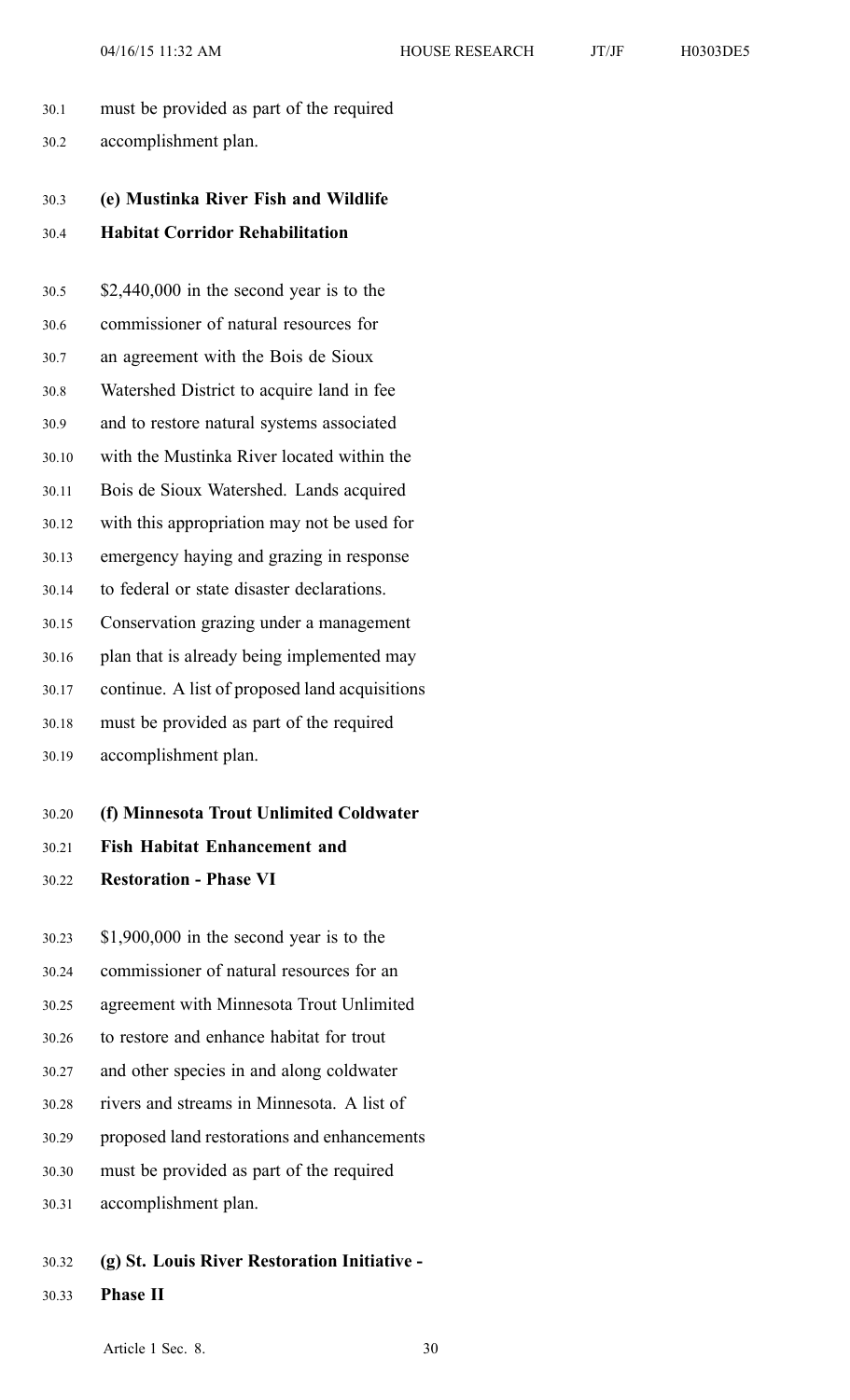must be provided as part of the required accomplishment plan.

**(e) Mustinka River Fish and Wildlife Habitat Corridor Rehabilitation**

$2,440,000 in the second year is to the commissioner of natural resources for an agreement with the Bois de Sioux Watershed District to acquire land in fee and to restore natural systems associated with the Mustinka River located within the Bois de Sioux Watershed. Lands acquired with this appropriation may not be used for emergency haying and grazing in response to federal or state disaster declarations. Conservation grazing under a management plan that is already being implemented may continue. A list of proposed land acquisitions must be provided as part of the required accomplishment plan.

**(f) Minnesota Trout Unlimited Coldwater Fish Habitat Enhancement and Restoration - Phase VI**

$1,900,000 in the second year is to the commissioner of natural resources for an agreement with Minnesota Trout Unlimited to restore and enhance habitat for trout and other species in and along coldwater rivers and streams in Minnesota. A list of proposed land restorations and enhancements must be provided as part of the required accomplishment plan.

**(g) St. Louis River Restoration Initiative - Phase II**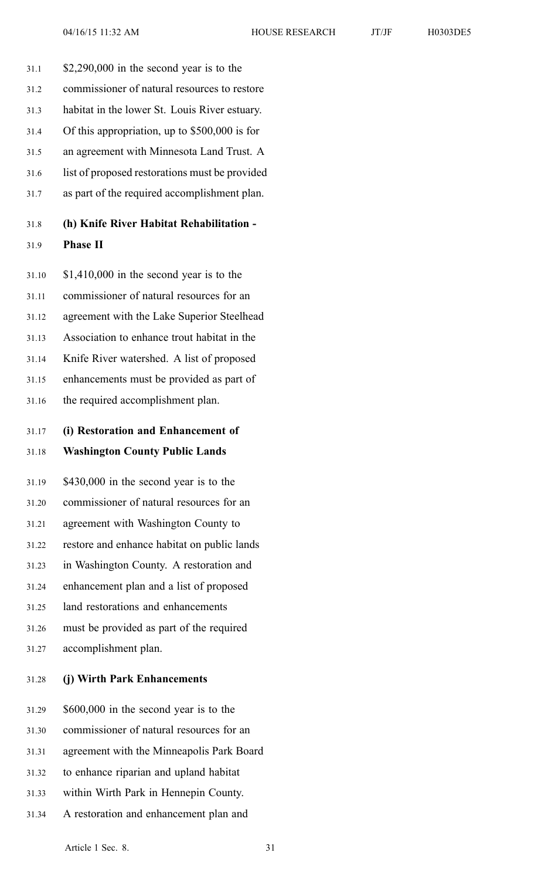$2,290,000 in the second year is to the commissioner of natural resources to restore habitat in the lower St. Louis River estuary. Of this appropriation, up to $500,000 is for an agreement with Minnesota Land Trust. A list of proposed restorations must be provided as part of the required accomplishment plan.

**(h) Knife River Habitat Rehabilitation - Phase II**

$1,410,000 in the second year is to the commissioner of natural resources for an agreement with the Lake Superior Steelhead Association to enhance trout habitat in the Knife River watershed. A list of proposed enhancements must be provided as part of the required accomplishment plan.

**(i) Restoration and Enhancement of Washington County Public Lands**

$430,000 in the second year is to the commissioner of natural resources for an agreement with Washington County to restore and enhance habitat on public lands in Washington County. A restoration and enhancement plan and a list of proposed land restorations and enhancements must be provided as part of the required accomplishment plan.

**(j) Wirth Park Enhancements**

$600,000 in the second year is to the commissioner of natural resources for an agreement with the Minneapolis Park Board to enhance riparian and upland habitat within Wirth Park in Hennepin County. A restoration and enhancement plan and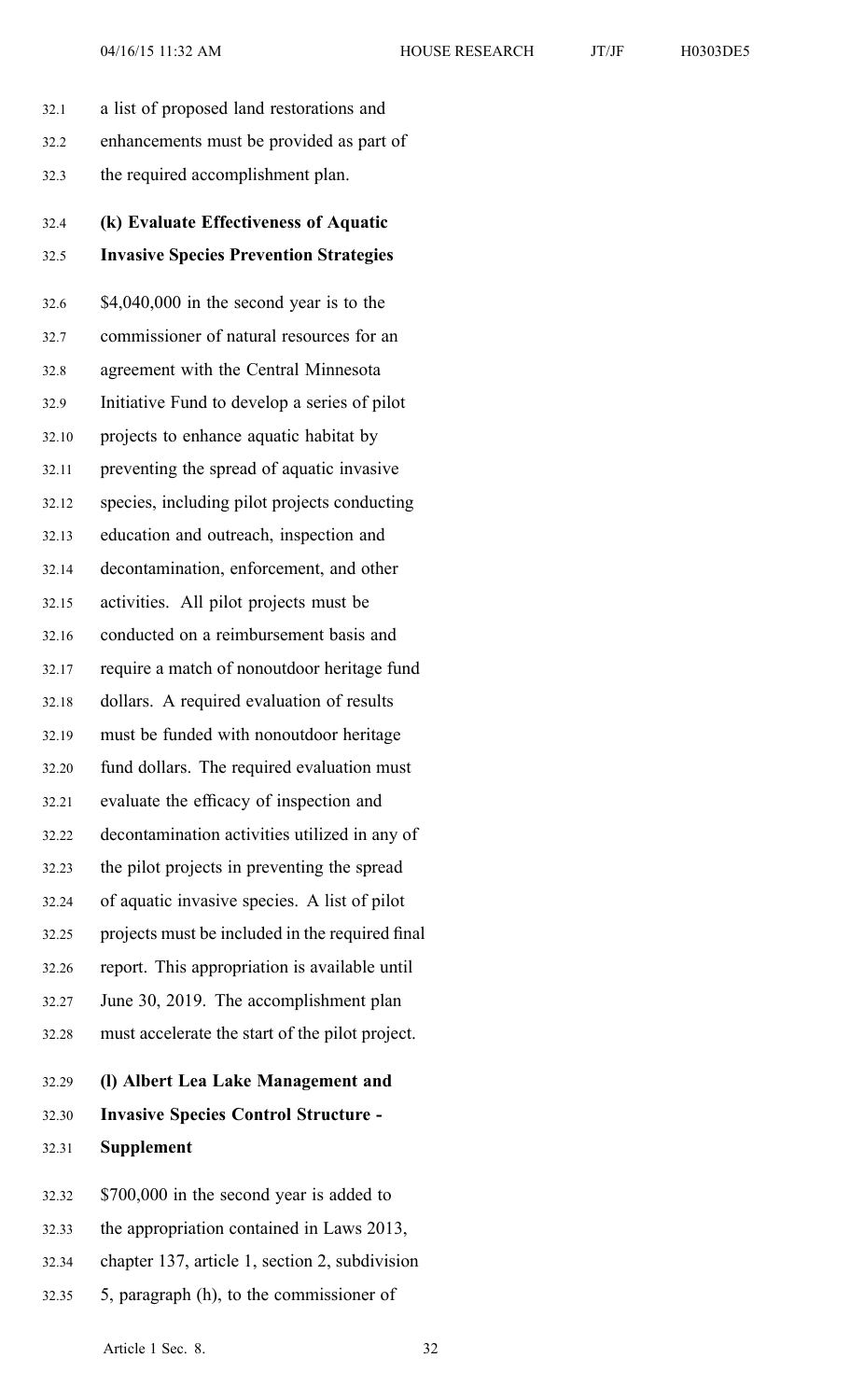a list of proposed land restorations and enhancements must be provided as part of the required accomplishment plan.

**(k) Evaluate Effectiveness of Aquatic Invasive Species Prevention Strategies**

$4,040,000 in the second year is to the commissioner of natural resources for an agreement with the Central Minnesota Initiative Fund to develop a series of pilot projects to enhance aquatic habitat by preventing the spread of aquatic invasive species, including pilot projects conducting education and outreach, inspection and decontamination, enforcement, and other activities. All pilot projects must be conducted on a reimbursement basis and require a match of nonoutdoor heritage fund dollars. A required evaluation of results must be funded with nonoutdoor heritage fund dollars. The required evaluation must evaluate the efficacy of inspection and decontamination activities utilized in any of the pilot projects in preventing the spread of aquatic invasive species. A list of pilot projects must be included in the required final report. This appropriation is available until June 30, 2019. The accomplishment plan must accelerate the start of the pilot project.

**(l) Albert Lea Lake Management and Invasive Species Control Structure - Supplement**

$700,000 in the second year is added to the appropriation contained in Laws 2013, chapter 137, article 1, section 2, subdivision 5, paragraph (h), to the commissioner of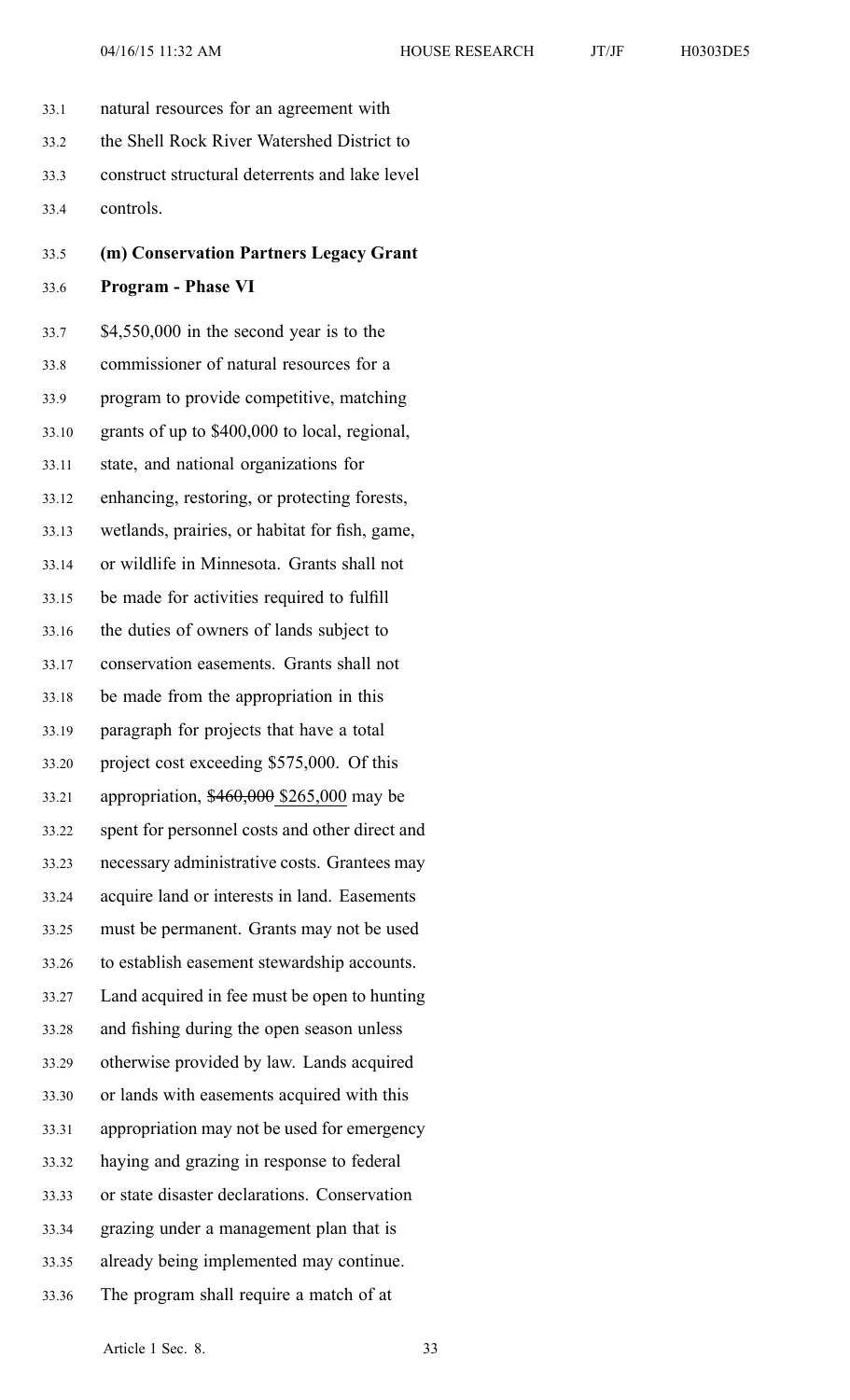natural resources for an agreement with the Shell Rock River Watershed District to construct structural deterrents and lake level controls.

**(m) Conservation Partners Legacy Grant Program - Phase VI**

$4,550,000 in the second year is to the commissioner of natural resources for a program to provide competitive, matching grants of up to $400,000 to local, regional, state, and national organizations for enhancing, restoring, or protecting forests, wetlands, prairies, or habitat for fish, game, or wildlife in Minnesota. Grants shall not be made for activities required to fulfill the duties of owners of lands subject to conservation easements. Grants shall not be made from the appropriation in this paragraph for projects that have a total project cost exceeding $575,000. Of this appropriation, ~~$460,000~~ $265,000 may be spent for personnel costs and other direct and necessary administrative costs. Grantees may acquire land or interests in land. Easements must be permanent. Grants may not be used to establish easement stewardship accounts. Land acquired in fee must be open to hunting and fishing during the open season unless otherwise provided by law. Lands acquired or lands with easements acquired with this appropriation may not be used for emergency haying and grazing in response to federal or state disaster declarations. Conservation grazing under a management plan that is already being implemented may continue. The program shall require a match of at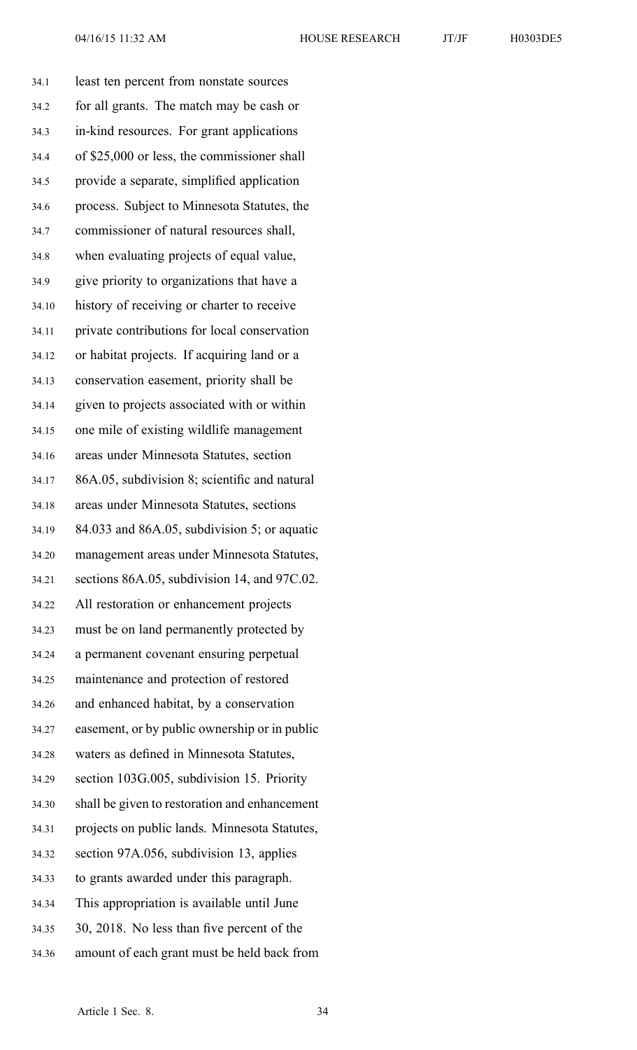least ten percent from nonstate sources for all grants. The match may be cash or in-kind resources. For grant applications of $25,000 or less, the commissioner shall provide a separate, simplified application process. Subject to Minnesota Statutes, the commissioner of natural resources shall, when evaluating projects of equal value, give priority to organizations that have a history of receiving or charter to receive private contributions for local conservation or habitat projects. If acquiring land or a conservation easement, priority shall be given to projects associated with or within one mile of existing wildlife management areas under Minnesota Statutes, section 86A.05, subdivision 8; scientific and natural areas under Minnesota Statutes, sections 84.033 and 86A.05, subdivision 5; or aquatic management areas under Minnesota Statutes, sections 86A.05, subdivision 14, and 97C.02. All restoration or enhancement projects must be on land permanently protected by a permanent covenant ensuring perpetual maintenance and protection of restored and enhanced habitat, by a conservation easement, or by public ownership or in public waters as defined in Minnesota Statutes, section 103G.005, subdivision 15. Priority shall be given to restoration and enhancement projects on public lands. Minnesota Statutes, section 97A.056, subdivision 13, applies to grants awarded under this paragraph. This appropriation is available until June 30, 2018. No less than five percent of the amount of each grant must be held back from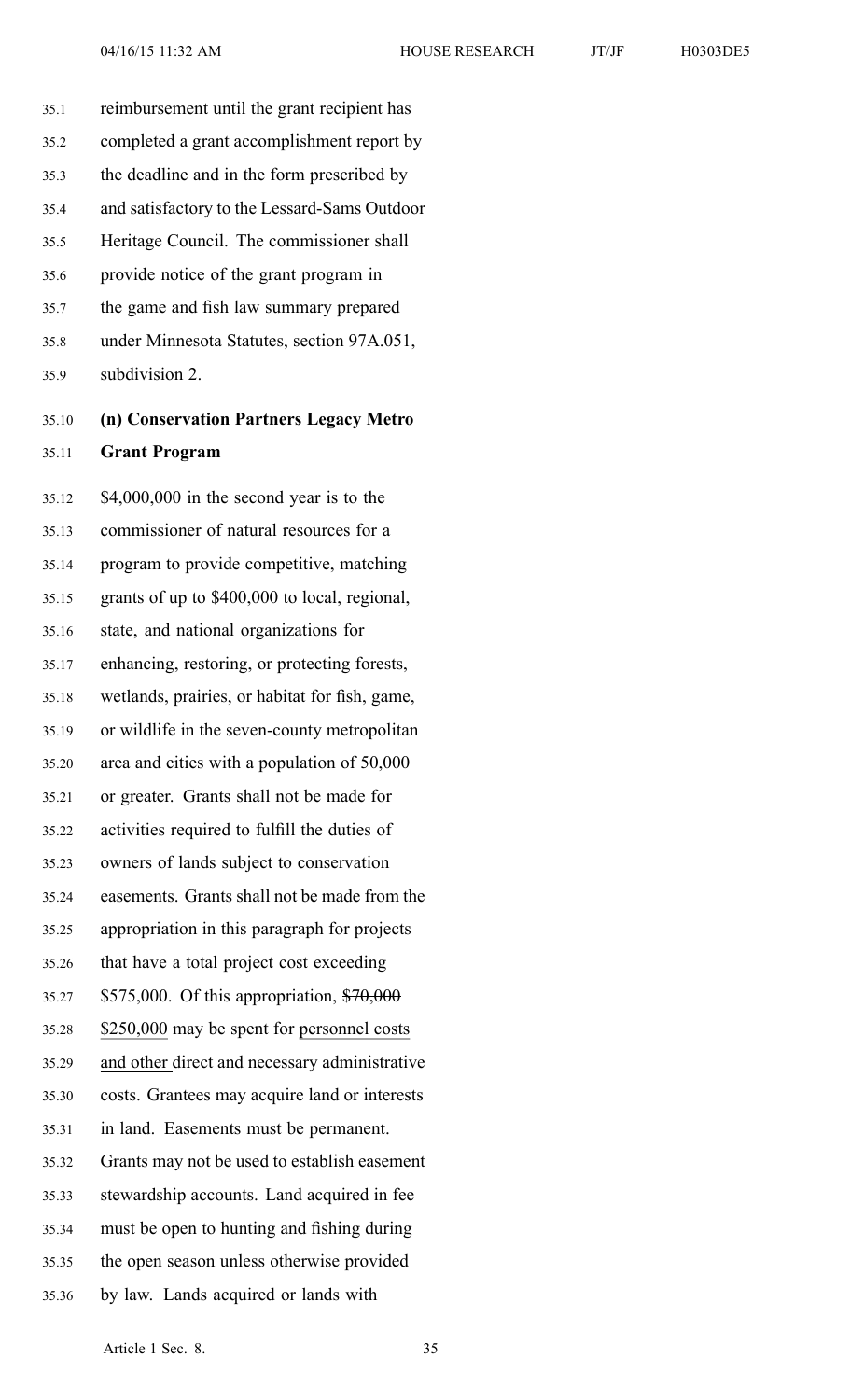reimbursement until the grant recipient has completed a grant accomplishment report by the deadline and in the form prescribed by and satisfactory to the Lessard-Sams Outdoor Heritage Council. The commissioner shall provide notice of the grant program in the game and fish law summary prepared under Minnesota Statutes, section 97A.051, subdivision 2.

**(n) Conservation Partners Legacy Metro Grant Program**

$4,000,000 in the second year is to the commissioner of natural resources for a program to provide competitive, matching grants of up to $400,000 to local, regional, state, and national organizations for enhancing, restoring, or protecting forests, wetlands, prairies, or habitat for fish, game, or wildlife in the seven-county metropolitan area and cities with a population of 50,000 or greater. Grants shall not be made for activities required to fulfill the duties of owners of lands subject to conservation easements. Grants shall not be made from the appropriation in this paragraph for projects that have a total project cost exceeding $575,000. Of this appropriation, ~~$70,000~~ $250,000 may be spent for personnel costs and other direct and necessary administrative costs. Grantees may acquire land or interests in land. Easements must be permanent. Grants may not be used to establish easement stewardship accounts. Land acquired in fee must be open to hunting and fishing during the open season unless otherwise provided by law. Lands acquired or lands with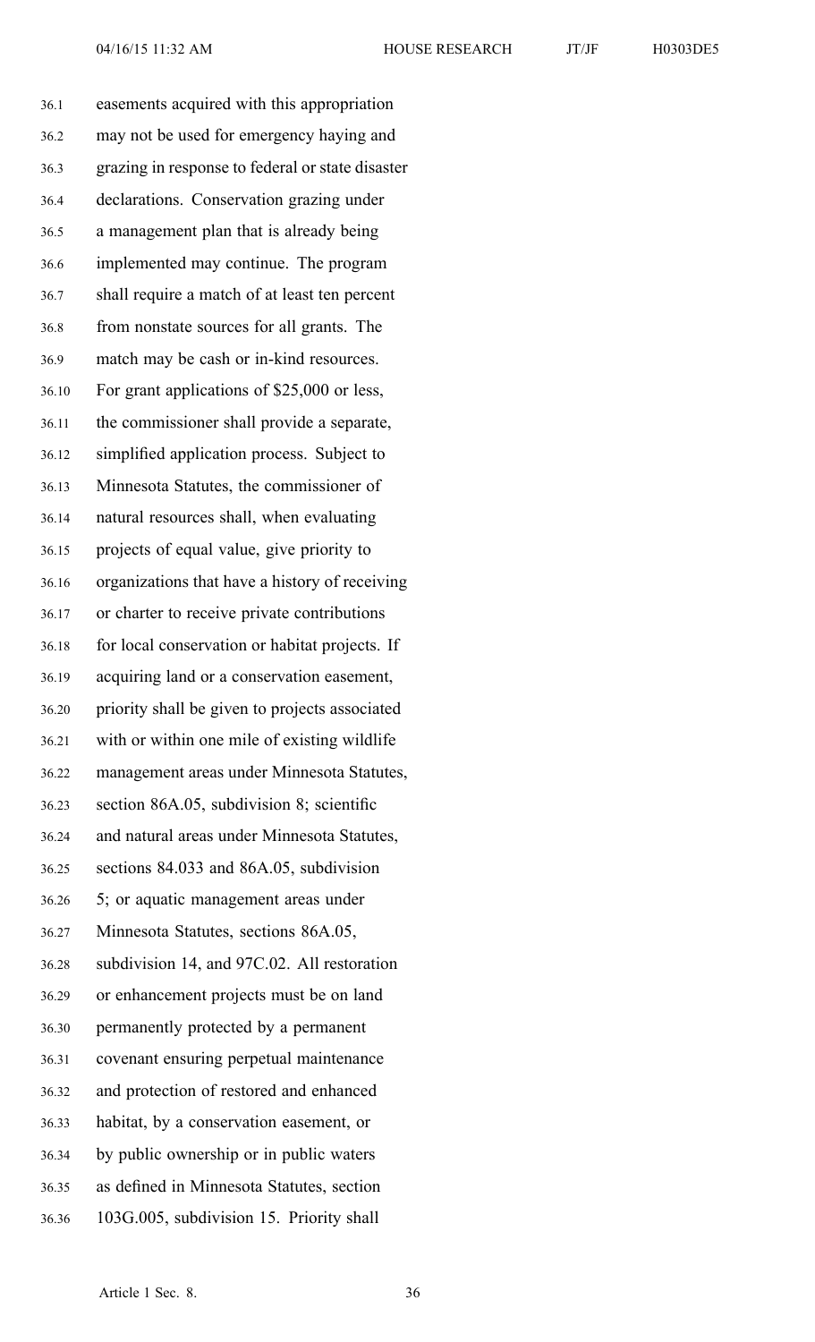easements acquired with this appropriation may not be used for emergency haying and grazing in response to federal or state disaster declarations. Conservation grazing under a management plan that is already being implemented may continue. The program shall require a match of at least ten percent from nonstate sources for all grants. The match may be cash or in-kind resources. For grant applications of $25,000 or less, the commissioner shall provide a separate, simplified application process. Subject to Minnesota Statutes, the commissioner of natural resources shall, when evaluating projects of equal value, give priority to organizations that have a history of receiving or charter to receive private contributions for local conservation or habitat projects. If acquiring land or a conservation easement, priority shall be given to projects associated with or within one mile of existing wildlife management areas under Minnesota Statutes, section 86A.05, subdivision 8; scientific and natural areas under Minnesota Statutes, sections 84.033 and 86A.05, subdivision 5; or aquatic management areas under Minnesota Statutes, sections 86A.05, subdivision 14, and 97C.02. All restoration or enhancement projects must be on land permanently protected by a permanent covenant ensuring perpetual maintenance and protection of restored and enhanced habitat, by a conservation easement, or by public ownership or in public waters as defined in Minnesota Statutes, section 103G.005, subdivision 15. Priority shall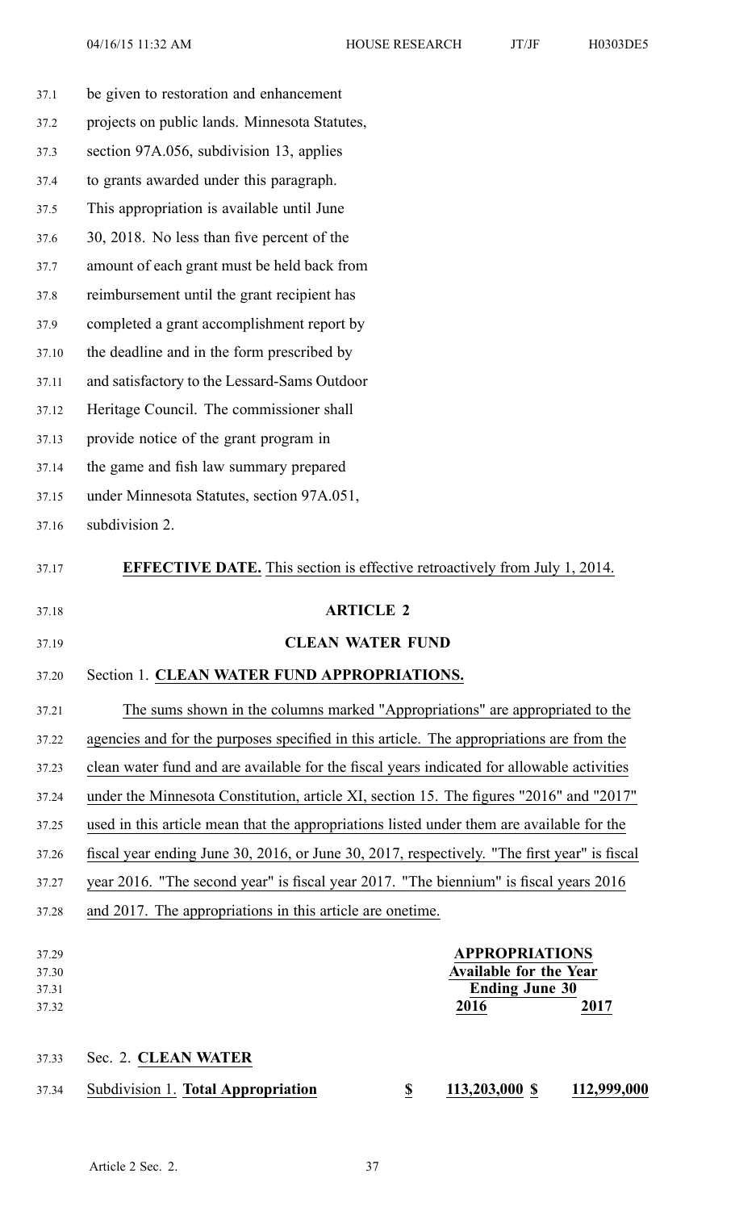be given to restoration and enhancement projects on public lands. Minnesota Statutes, section 97A.056, subdivision 13, applies to grants awarded under this paragraph. This appropriation is available until June 30, 2018. No less than five percent of the amount of each grant must be held back from reimbursement until the grant recipient has completed a grant accomplishment report by the deadline and in the form prescribed by and satisfactory to the Lessard-Sams Outdoor Heritage Council. The commissioner shall provide notice of the grant program in the game and fish law summary prepared under Minnesota Statutes, section 97A.051, subdivision 2.

**EFFECTIVE DATE.** This section is effective retroactively from July 1, 2014.

## ARTICLE 2

## CLEAN WATER FUND

Section 1. **CLEAN WATER FUND APPROPRIATIONS.**

The sums shown in the columns marked "Appropriations" are appropriated to the agencies and for the purposes specified in this article. The appropriations are from the clean water fund and are available for the fiscal years indicated for allowable activities under the Minnesota Constitution, article XI, section 15. The figures "2016" and "2017" used in this article mean that the appropriations listed under them are available for the fiscal year ending June 30, 2016, or June 30, 2017, respectively. "The first year" is fiscal year 2016. "The second year" is fiscal year 2017. "The biennium" is fiscal years 2016 and 2017. The appropriations in this article are onetime.

| | APPROPRIATIONS Available for the Year Ending June 30 | |
|---|---|---|
| | **2016** | **2017** |

Sec. 2. **CLEAN WATER**

| | | |
|---|---|---|
| Subdivision 1. **Total Appropriation** | **$ 113,203,000** | **$ 112,999,000** |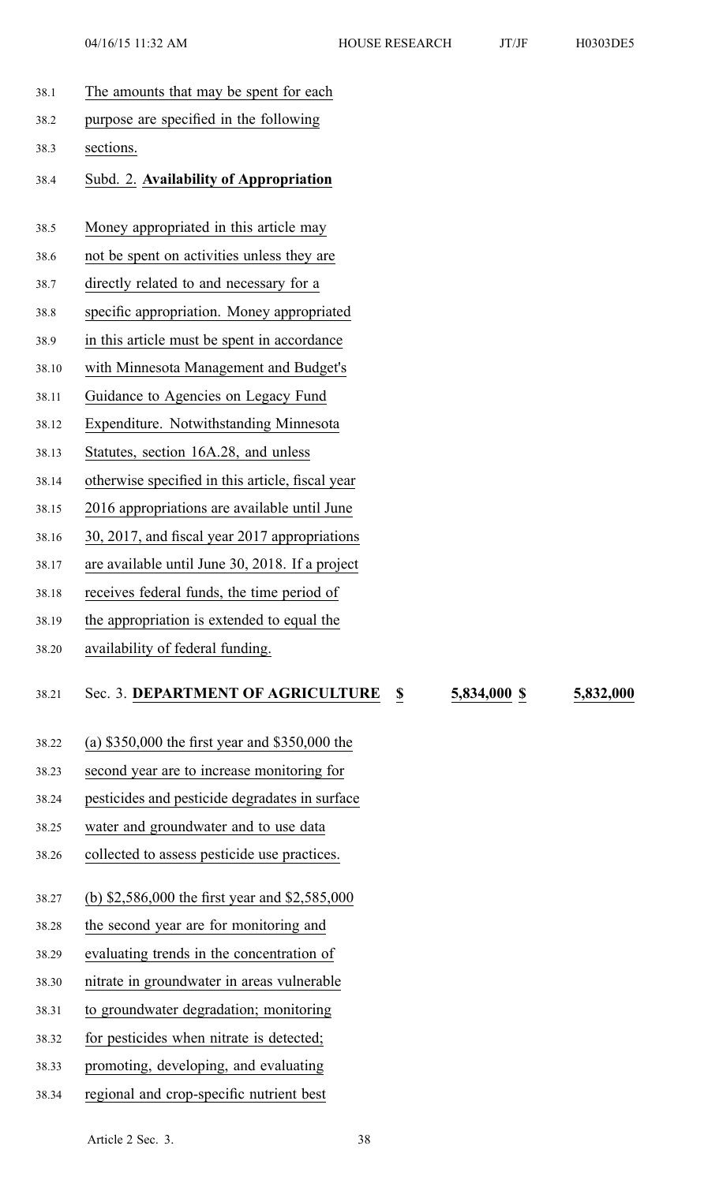The amounts that may be spent for each purpose are specified in the following sections.

Subd. 2. **Availability of Appropriation**

Money appropriated in this article may not be spent on activities unless they are directly related to and necessary for a specific appropriation. Money appropriated in this article must be spent in accordance with Minnesota Management and Budget's Guidance to Agencies on Legacy Fund Expenditure. Notwithstanding Minnesota Statutes, section 16A.28, and unless otherwise specified in this article, fiscal year 2016 appropriations are available until June 30, 2017, and fiscal year 2017 appropriations are available until June 30, 2018. If a project receives federal funds, the time period of the appropriation is extended to equal the availability of federal funding.

| Sec. 3. **DEPARTMENT OF AGRICULTURE** | **$** | **5,834,000** | **$** | **5,832,000** |
|---|---|---|---|---|

(a) $350,000 the first year and $350,000 the second year are to increase monitoring for pesticides and pesticide degradates in surface water and groundwater and to use data collected to assess pesticide use practices.

(b) $2,586,000 the first year and $2,585,000 the second year are for monitoring and evaluating trends in the concentration of nitrate in groundwater in areas vulnerable to groundwater degradation; monitoring for pesticides when nitrate is detected; promoting, developing, and evaluating regional and crop-specific nutrient best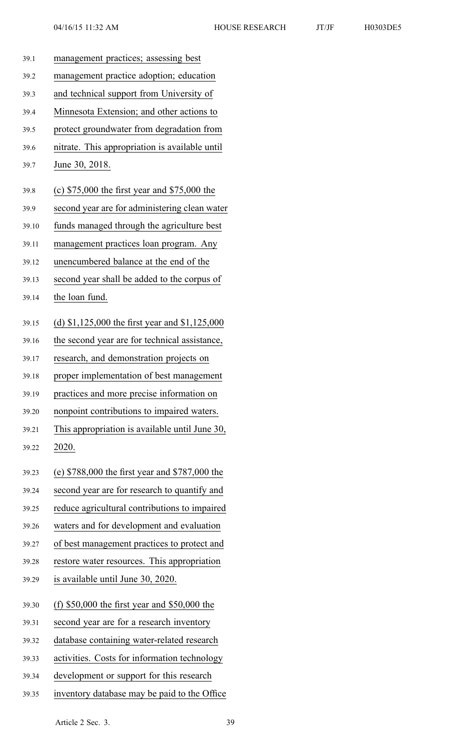management practices; assessing best management practice adoption; education and technical support from University of Minnesota Extension; and other actions to protect groundwater from degradation from nitrate. This appropriation is available until June 30, 2018.

(c) $75,000 the first year and $75,000 the second year are for administering clean water funds managed through the agriculture best management practices loan program. Any unencumbered balance at the end of the second year shall be added to the corpus of the loan fund.

(d) $1,125,000 the first year and $1,125,000 the second year are for technical assistance, research, and demonstration projects on proper implementation of best management practices and more precise information on nonpoint contributions to impaired waters. This appropriation is available until June 30, 2020.

(e) $788,000 the first year and $787,000 the second year are for research to quantify and reduce agricultural contributions to impaired waters and for development and evaluation of best management practices to protect and restore water resources. This appropriation is available until June 30, 2020.

(f) $50,000 the first year and $50,000 the second year are for a research inventory database containing water-related research activities. Costs for information technology development or support for this research inventory database may be paid to the Office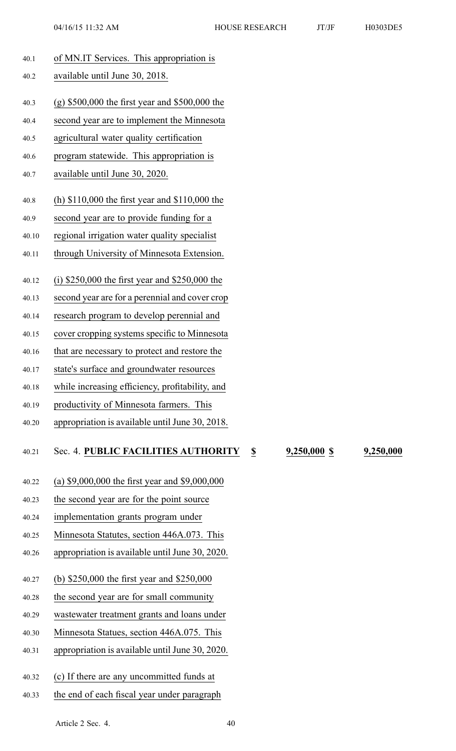of MN.IT Services. This appropriation is available until June 30, 2018.

(g) $500,000 the first year and $500,000 the second year are to implement the Minnesota agricultural water quality certification program statewide. This appropriation is available until June 30, 2020.

(h) $110,000 the first year and $110,000 the second year are to provide funding for a regional irrigation water quality specialist through University of Minnesota Extension.

(i) $250,000 the first year and $250,000 the second year are for a perennial and cover crop research program to develop perennial and cover cropping systems specific to Minnesota that are necessary to protect and restore the state's surface and groundwater resources while increasing efficiency, profitability, and productivity of Minnesota farmers. This appropriation is available until June 30, 2018.

| Sec. 4. **PUBLIC FACILITIES AUTHORITY** | **$** | **9,250,000** | **$** | **9,250,000** |
|---|---|---|---|---|

(a) $9,000,000 the first year and $9,000,000 the second year are for the point source implementation grants program under Minnesota Statutes, section 446A.073. This appropriation is available until June 30, 2020.

(b) $250,000 the first year and $250,000 the second year are for small community wastewater treatment grants and loans under Minnesota Statues, section 446A.075. This appropriation is available until June 30, 2020.

(c) If there are any uncommitted funds at the end of each fiscal year under paragraph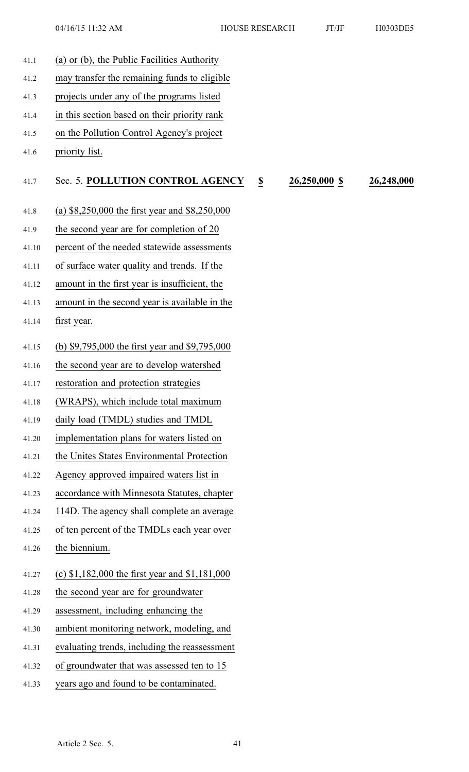(a) or (b), the Public Facilities Authority may transfer the remaining funds to eligible projects under any of the programs listed in this section based on their priority rank on the Pollution Control Agency's project priority list.

| Sec. 5. **POLLUTION CONTROL AGENCY** | $ | 26,250,000 $ | 26,248,000 |
|---|---|---|---|

(a) $8,250,000 the first year and $8,250,000 the second year are for completion of 20 percent of the needed statewide assessments of surface water quality and trends. If the amount in the first year is insufficient, the amount in the second year is available in the first year.

(b) $9,795,000 the first year and $9,795,000 the second year are to develop watershed restoration and protection strategies (WRAPS), which include total maximum daily load (TMDL) studies and TMDL implementation plans for waters listed on the Unites States Environmental Protection Agency approved impaired waters list in accordance with Minnesota Statutes, chapter 114D. The agency shall complete an average of ten percent of the TMDLs each year over the biennium.

(c) $1,182,000 the first year and $1,181,000 the second year are for groundwater assessment, including enhancing the ambient monitoring network, modeling, and evaluating trends, including the reassessment of groundwater that was assessed ten to 15 years ago and found to be contaminated.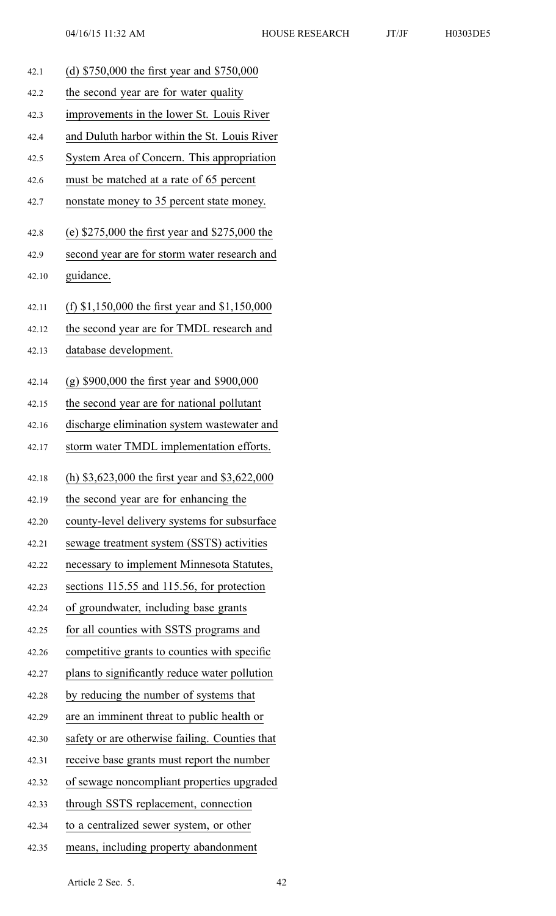(d) $750,000 the first year and $750,000 the second year are for water quality improvements in the lower St. Louis River and Duluth harbor within the St. Louis River System Area of Concern. This appropriation must be matched at a rate of 65 percent nonstate money to 35 percent state money.

(e) $275,000 the first year and $275,000 the second year are for storm water research and guidance.

(f) $1,150,000 the first year and $1,150,000 the second year are for TMDL research and database development.

(g) $900,000 the first year and $900,000 the second year are for national pollutant discharge elimination system wastewater and storm water TMDL implementation efforts.

(h) $3,623,000 the first year and $3,622,000 the second year are for enhancing the county-level delivery systems for subsurface sewage treatment system (SSTS) activities necessary to implement Minnesota Statutes, sections 115.55 and 115.56, for protection of groundwater, including base grants for all counties with SSTS programs and competitive grants to counties with specific plans to significantly reduce water pollution by reducing the number of systems that are an imminent threat to public health or safety or are otherwise failing. Counties that receive base grants must report the number of sewage noncompliant properties upgraded through SSTS replacement, connection to a centralized sewer system, or other means, including property abandonment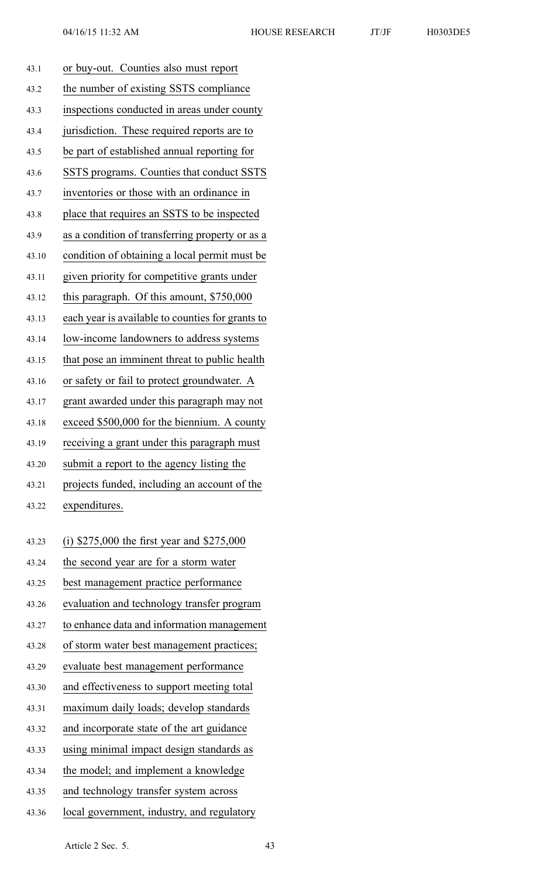or buy-out. Counties also must report the number of existing SSTS compliance inspections conducted in areas under county jurisdiction. These required reports are to be part of established annual reporting for SSTS programs. Counties that conduct SSTS inventories or those with an ordinance in place that requires an SSTS to be inspected as a condition of transferring property or as a condition of obtaining a local permit must be given priority for competitive grants under this paragraph. Of this amount, $750,000 each year is available to counties for grants to low-income landowners to address systems that pose an imminent threat to public health or safety or fail to protect groundwater. A grant awarded under this paragraph may not exceed $500,000 for the biennium. A county receiving a grant under this paragraph must submit a report to the agency listing the projects funded, including an account of the expenditures.

(i) $275,000 the first year and $275,000 the second year are for a storm water best management practice performance evaluation and technology transfer program to enhance data and information management of storm water best management practices; evaluate best management performance and effectiveness to support meeting total maximum daily loads; develop standards and incorporate state of the art guidance using minimal impact design standards as the model; and implement a knowledge and technology transfer system across local government, industry, and regulatory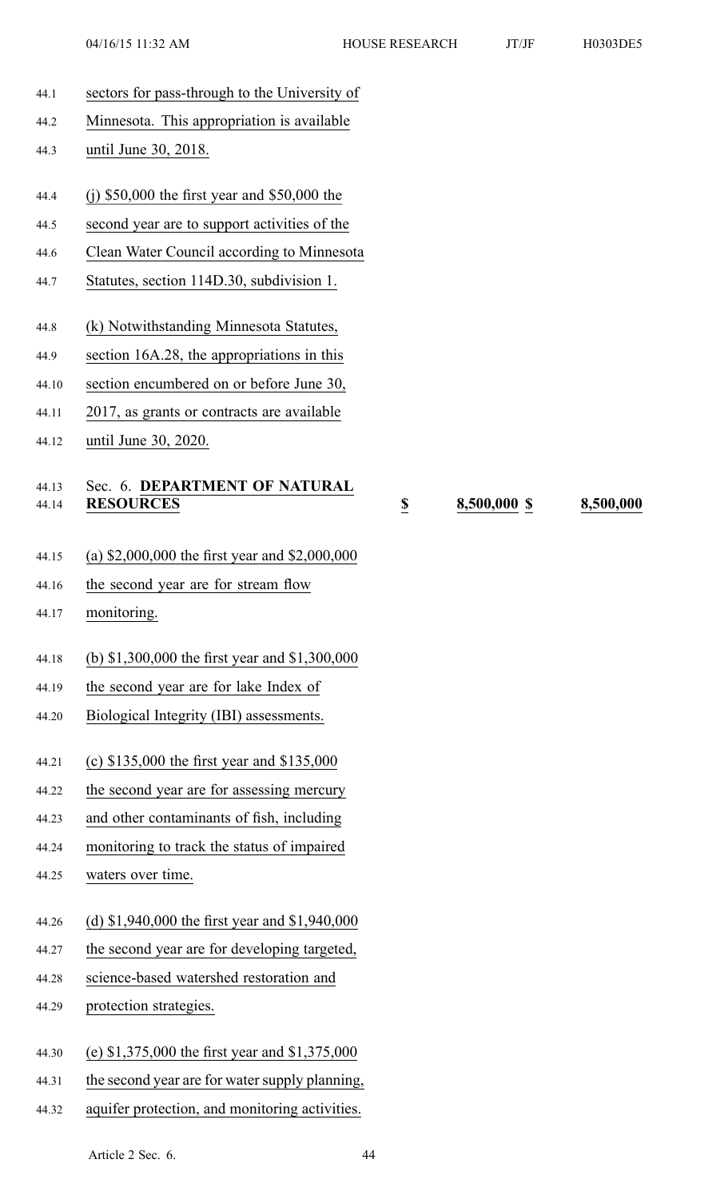sectors for pass-through to the University of Minnesota. This appropriation is available until June 30, 2018.

(j) $50,000 the first year and $50,000 the second year are to support activities of the Clean Water Council according to Minnesota Statutes, section 114D.30, subdivision 1.

(k) Notwithstanding Minnesota Statutes, section 16A.28, the appropriations in this section encumbered on or before June 30, 2017, as grants or contracts are available until June 30, 2020.

| Sec. 6. **DEPARTMENT OF NATURAL RESOURCES** | $ | 8,500,000 | $ | 8,500,000 |
|---|---|---|---|---|

(a) $2,000,000 the first year and $2,000,000 the second year are for stream flow monitoring.

(b) $1,300,000 the first year and $1,300,000 the second year are for lake Index of Biological Integrity (IBI) assessments.

(c) $135,000 the first year and $135,000 the second year are for assessing mercury and other contaminants of fish, including monitoring to track the status of impaired waters over time.

(d) $1,940,000 the first year and $1,940,000 the second year are for developing targeted, science-based watershed restoration and protection strategies.

(e) $1,375,000 the first year and $1,375,000 the second year are for water supply planning, aquifer protection, and monitoring activities.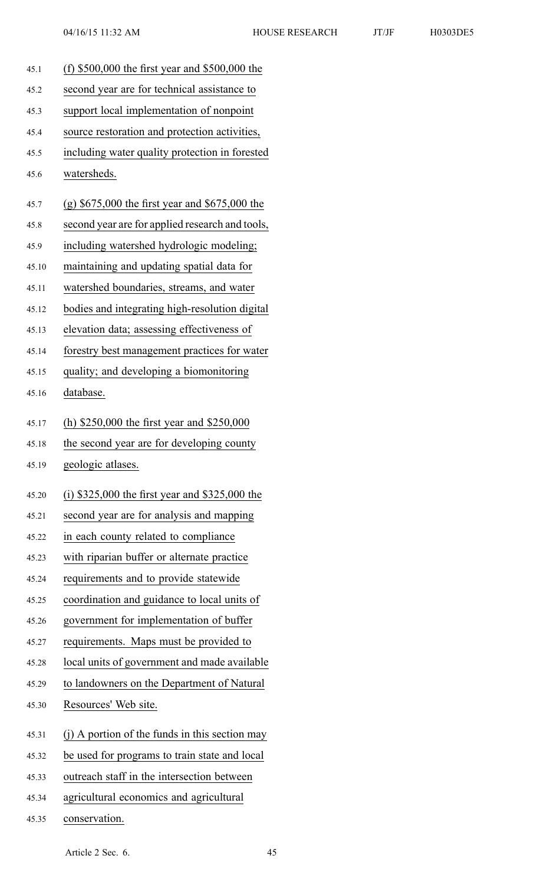(f) $500,000 the first year and $500,000 the second year are for technical assistance to support local implementation of nonpoint source restoration and protection activities, including water quality protection in forested watersheds.

(g) $675,000 the first year and $675,000 the second year are for applied research and tools, including watershed hydrologic modeling; maintaining and updating spatial data for watershed boundaries, streams, and water bodies and integrating high-resolution digital elevation data; assessing effectiveness of forestry best management practices for water quality; and developing a biomonitoring database.

(h) $250,000 the first year and $250,000 the second year are for developing county geologic atlases.

(i) $325,000 the first year and $325,000 the second year are for analysis and mapping in each county related to compliance with riparian buffer or alternate practice requirements and to provide statewide coordination and guidance to local units of government for implementation of buffer requirements. Maps must be provided to local units of government and made available to landowners on the Department of Natural Resources' Web site.

(j) A portion of the funds in this section may be used for programs to train state and local outreach staff in the intersection between agricultural economics and agricultural conservation.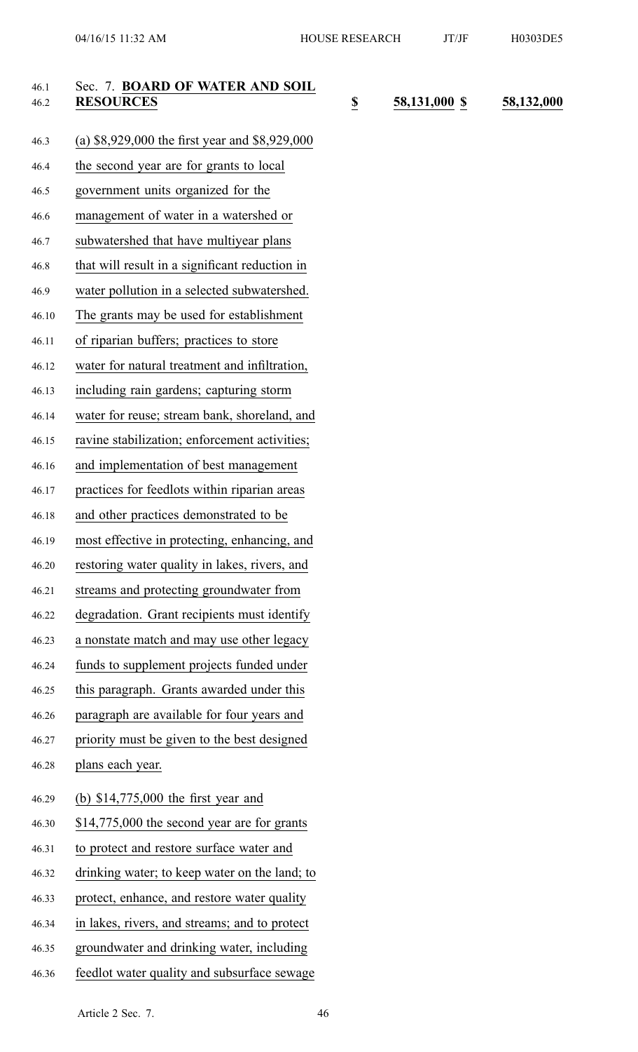Sec. 7. **BOARD OF WATER AND SOIL RESOURCES** | $ 58,131,000 | $ 58,132,000

(a) $8,929,000 the first year and $8,929,000 the second year are for grants to local government units organized for the management of water in a watershed or subwatershed that have multiyear plans that will result in a significant reduction in water pollution in a selected subwatershed. The grants may be used for establishment of riparian buffers; practices to store water for natural treatment and infiltration, including rain gardens; capturing storm water for reuse; stream bank, shoreland, and ravine stabilization; enforcement activities; and implementation of best management practices for feedlots within riparian areas and other practices demonstrated to be most effective in protecting, enhancing, and restoring water quality in lakes, rivers, and streams and protecting groundwater from degradation. Grant recipients must identify a nonstate match and may use other legacy funds to supplement projects funded under this paragraph. Grants awarded under this paragraph are available for four years and priority must be given to the best designed plans each year.

(b) $14,775,000 the first year and $14,775,000 the second year are for grants to protect and restore surface water and drinking water; to keep water on the land; to protect, enhance, and restore water quality in lakes, rivers, and streams; and to protect groundwater and drinking water, including feedlot water quality and subsurface sewage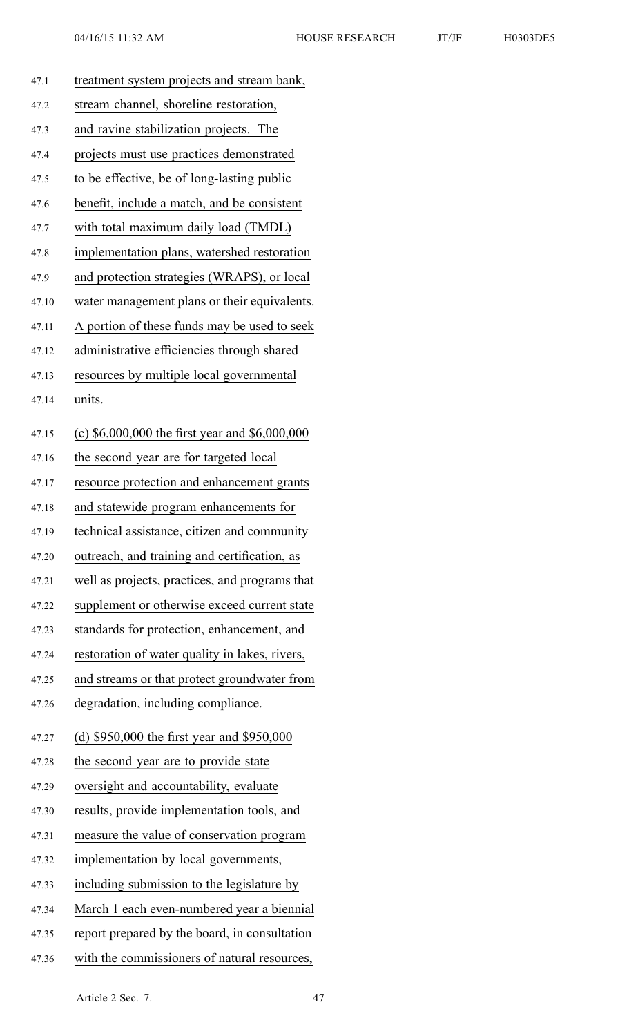treatment system projects and stream bank, stream channel, shoreline restoration, and ravine stabilization projects. The projects must use practices demonstrated to be effective, be of long-lasting public benefit, include a match, and be consistent with total maximum daily load (TMDL) implementation plans, watershed restoration and protection strategies (WRAPS), or local water management plans or their equivalents. A portion of these funds may be used to seek administrative efficiencies through shared resources by multiple local governmental units.

(c) $6,000,000 the first year and $6,000,000 the second year are for targeted local resource protection and enhancement grants and statewide program enhancements for technical assistance, citizen and community outreach, and training and certification, as well as projects, practices, and programs that supplement or otherwise exceed current state standards for protection, enhancement, and restoration of water quality in lakes, rivers, and streams or that protect groundwater from degradation, including compliance.

(d) $950,000 the first year and $950,000 the second year are to provide state oversight and accountability, evaluate results, provide implementation tools, and measure the value of conservation program implementation by local governments, including submission to the legislature by March 1 each even-numbered year a biennial report prepared by the board, in consultation with the commissioners of natural resources,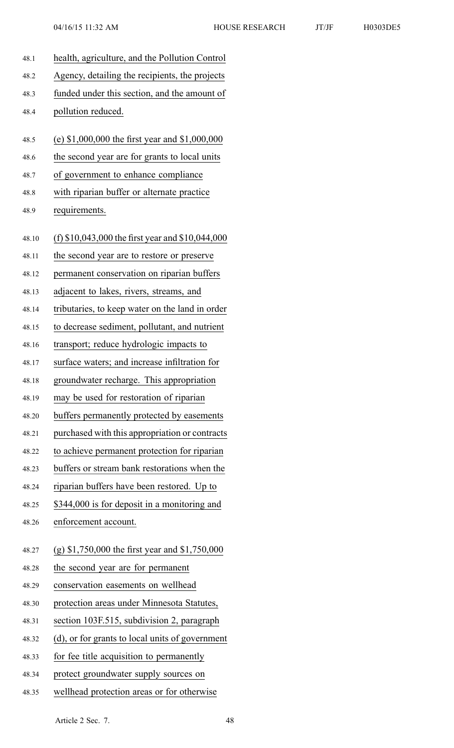health, agriculture, and the Pollution Control Agency, detailing the recipients, the projects funded under this section, and the amount of pollution reduced.

(e) $1,000,000 the first year and $1,000,000 the second year are for grants to local units of government to enhance compliance with riparian buffer or alternate practice requirements.

(f) $10,043,000 the first year and $10,044,000 the second year are to restore or preserve permanent conservation on riparian buffers adjacent to lakes, rivers, streams, and tributaries, to keep water on the land in order to decrease sediment, pollutant, and nutrient transport; reduce hydrologic impacts to surface waters; and increase infiltration for groundwater recharge. This appropriation may be used for restoration of riparian buffers permanently protected by easements purchased with this appropriation or contracts to achieve permanent protection for riparian buffers or stream bank restorations when the riparian buffers have been restored. Up to $344,000 is for deposit in a monitoring and enforcement account.

(g) $1,750,000 the first year and $1,750,000 the second year are for permanent conservation easements on wellhead protection areas under Minnesota Statutes, section 103F.515, subdivision 2, paragraph (d), or for grants to local units of government for fee title acquisition to permanently protect groundwater supply sources on wellhead protection areas or for otherwise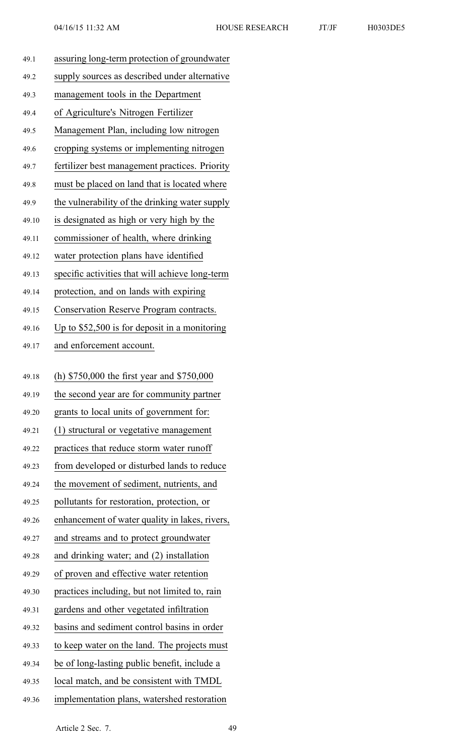assuring long-term protection of groundwater supply sources as described under alternative management tools in the Department of Agriculture's Nitrogen Fertilizer Management Plan, including low nitrogen cropping systems or implementing nitrogen fertilizer best management practices. Priority must be placed on land that is located where the vulnerability of the drinking water supply is designated as high or very high by the commissioner of health, where drinking water protection plans have identified specific activities that will achieve long-term protection, and on lands with expiring Conservation Reserve Program contracts. Up to $52,500 is for deposit in a monitoring and enforcement account.

(h) $750,000 the first year and $750,000 the second year are for community partner grants to local units of government for: (1) structural or vegetative management practices that reduce storm water runoff from developed or disturbed lands to reduce the movement of sediment, nutrients, and pollutants for restoration, protection, or enhancement of water quality in lakes, rivers, and streams and to protect groundwater and drinking water; and (2) installation of proven and effective water retention practices including, but not limited to, rain gardens and other vegetated infiltration basins and sediment control basins in order to keep water on the land. The projects must be of long-lasting public benefit, include a local match, and be consistent with TMDL implementation plans, watershed restoration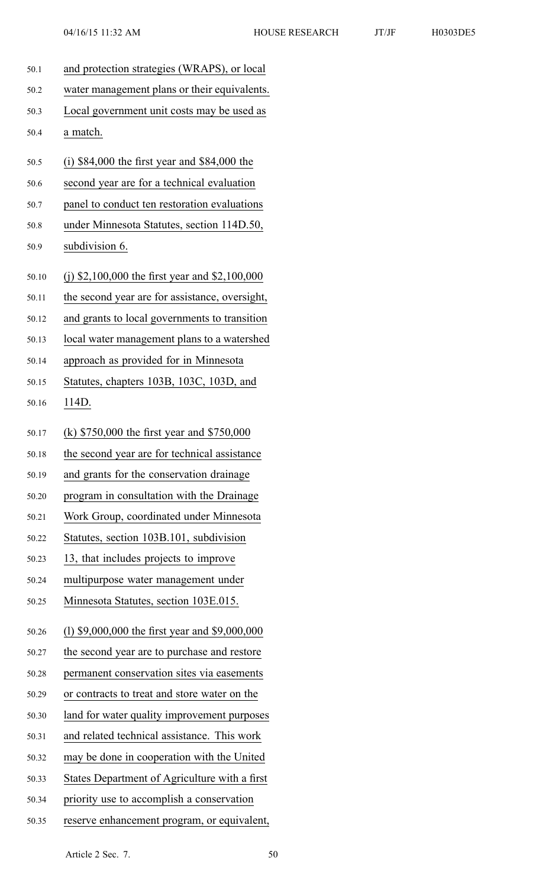and protection strategies (WRAPS), or local water management plans or their equivalents. Local government unit costs may be used as a match.

(i) $84,000 the first year and $84,000 the second year are for a technical evaluation panel to conduct ten restoration evaluations under Minnesota Statutes, section 114D.50, subdivision 6.

(j) $2,100,000 the first year and $2,100,000 the second year are for assistance, oversight, and grants to local governments to transition local water management plans to a watershed approach as provided for in Minnesota Statutes, chapters 103B, 103C, 103D, and 114D.

(k) $750,000 the first year and $750,000 the second year are for technical assistance and grants for the conservation drainage program in consultation with the Drainage Work Group, coordinated under Minnesota Statutes, section 103B.101, subdivision 13, that includes projects to improve multipurpose water management under Minnesota Statutes, section 103E.015.

(l) $9,000,000 the first year and $9,000,000 the second year are to purchase and restore permanent conservation sites via easements or contracts to treat and store water on the land for water quality improvement purposes and related technical assistance. This work may be done in cooperation with the United States Department of Agriculture with a first priority use to accomplish a conservation reserve enhancement program, or equivalent,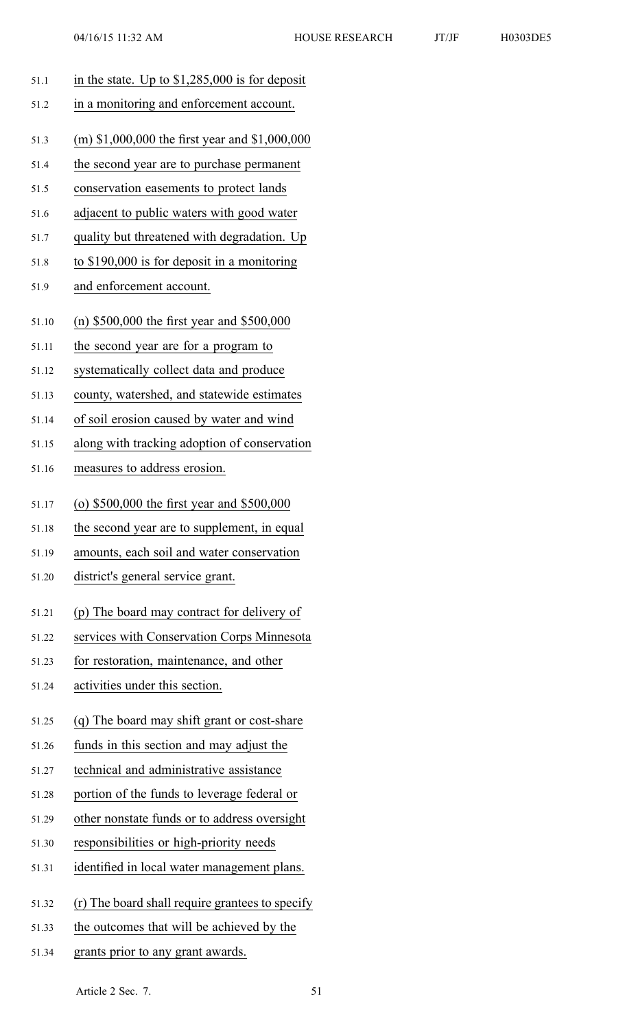in the state. Up to $1,285,000 is for deposit in a monitoring and enforcement account.

(m) $1,000,000 the first year and $1,000,000 the second year are to purchase permanent conservation easements to protect lands adjacent to public waters with good water quality but threatened with degradation. Up to $190,000 is for deposit in a monitoring and enforcement account.

(n) $500,000 the first year and $500,000 the second year are for a program to systematically collect data and produce county, watershed, and statewide estimates of soil erosion caused by water and wind along with tracking adoption of conservation measures to address erosion.

(o) $500,000 the first year and $500,000 the second year are to supplement, in equal amounts, each soil and water conservation district's general service grant.

(p) The board may contract for delivery of services with Conservation Corps Minnesota for restoration, maintenance, and other activities under this section.

(q) The board may shift grant or cost-share funds in this section and may adjust the technical and administrative assistance portion of the funds to leverage federal or other nonstate funds or to address oversight responsibilities or high-priority needs identified in local water management plans.

(r) The board shall require grantees to specify the outcomes that will be achieved by the grants prior to any grant awards.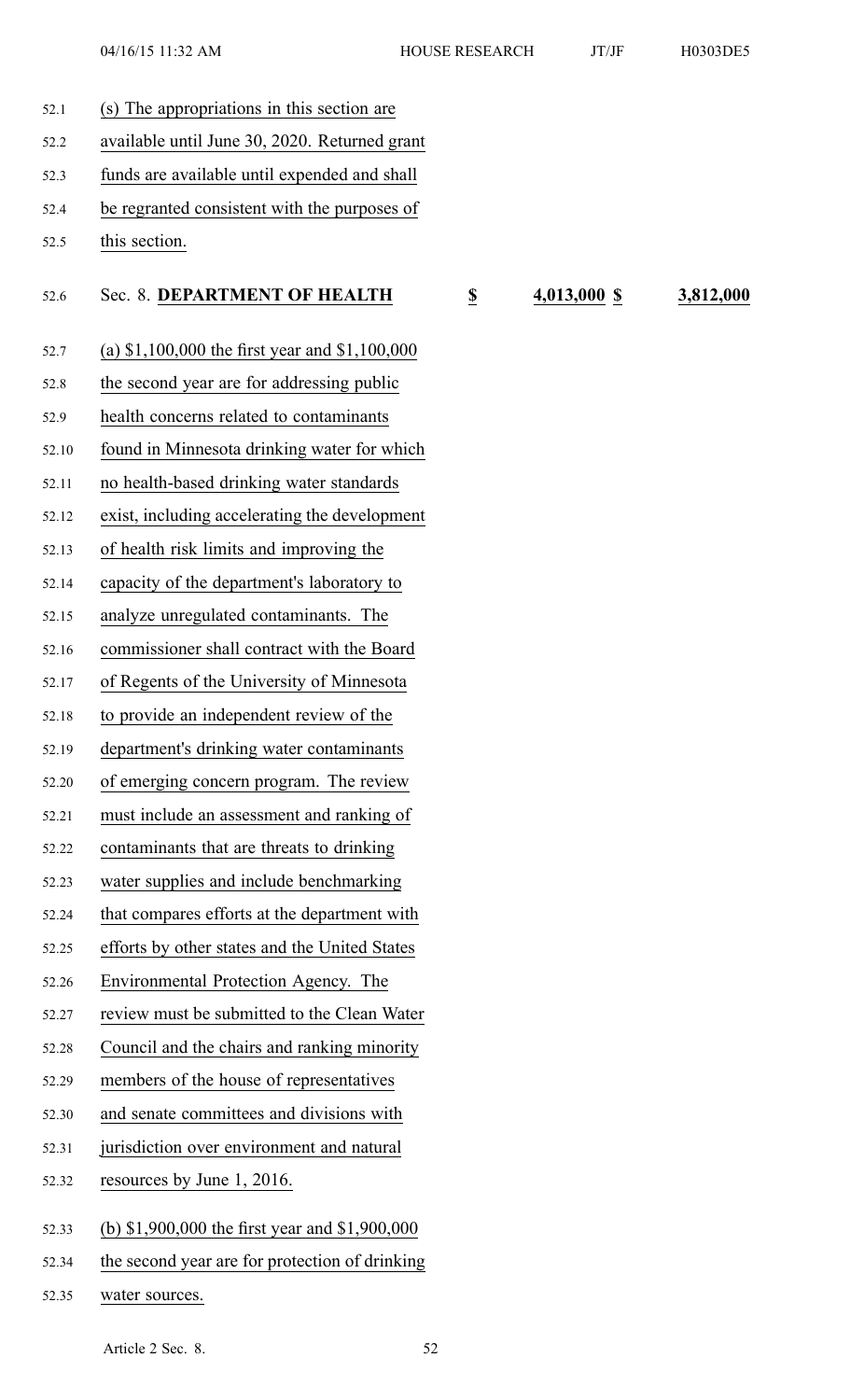(s) The appropriations in this section are available until June 30, 2020. Returned grant funds are available until expended and shall be regranted consistent with the purposes of this section.

Sec. 8. **DEPARTMENT OF HEALTH** $ 4,013,000 $ 3,812,000

(a) $1,100,000 the first year and $1,100,000 the second year are for addressing public health concerns related to contaminants found in Minnesota drinking water for which no health-based drinking water standards exist, including accelerating the development of health risk limits and improving the capacity of the department's laboratory to analyze unregulated contaminants. The commissioner shall contract with the Board of Regents of the University of Minnesota to provide an independent review of the department's drinking water contaminants of emerging concern program. The review must include an assessment and ranking of contaminants that are threats to drinking water supplies and include benchmarking that compares efforts at the department with efforts by other states and the United States Environmental Protection Agency. The review must be submitted to the Clean Water Council and the chairs and ranking minority members of the house of representatives and senate committees and divisions with jurisdiction over environment and natural resources by June 1, 2016.

(b) $1,900,000 the first year and $1,900,000 the second year are for protection of drinking water sources.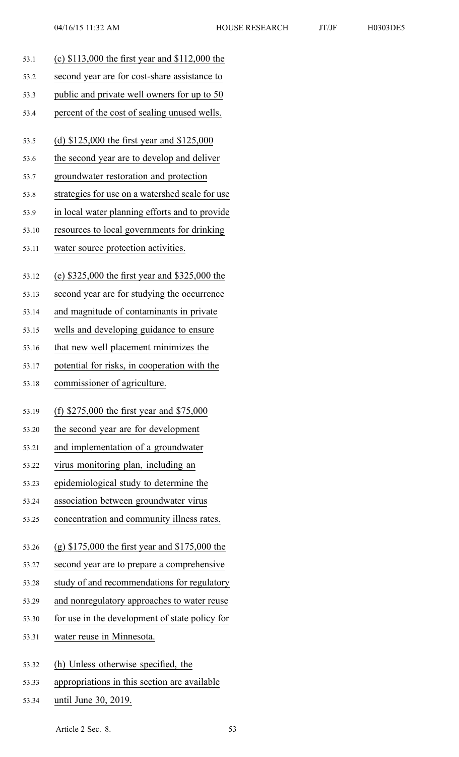(c) $113,000 the first year and $112,000 the second year are for cost-share assistance to public and private well owners for up to 50 percent of the cost of sealing unused wells.

(d) $125,000 the first year and $125,000 the second year are to develop and deliver groundwater restoration and protection strategies for use on a watershed scale for use in local water planning efforts and to provide resources to local governments for drinking water source protection activities.

(e) $325,000 the first year and $325,000 the second year are for studying the occurrence and magnitude of contaminants in private wells and developing guidance to ensure that new well placement minimizes the potential for risks, in cooperation with the commissioner of agriculture.

(f) $275,000 the first year and $75,000 the second year are for development and implementation of a groundwater virus monitoring plan, including an epidemiological study to determine the association between groundwater virus concentration and community illness rates.

(g) $175,000 the first year and $175,000 the second year are to prepare a comprehensive study of and recommendations for regulatory and nonregulatory approaches to water reuse for use in the development of state policy for water reuse in Minnesota.

(h) Unless otherwise specified, the appropriations in this section are available until June 30, 2019.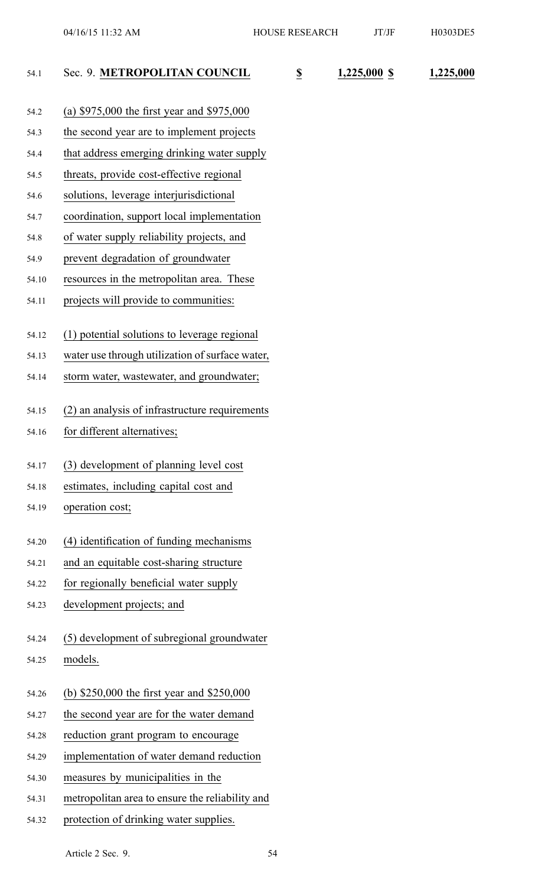Sec. 9. **METROPOLITAN COUNCIL** $ 1,225,000 $ 1,225,000

(a) $975,000 the first year and $975,000 the second year are to implement projects that address emerging drinking water supply threats, provide cost-effective regional solutions, leverage interjurisdictional coordination, support local implementation of water supply reliability projects, and prevent degradation of groundwater resources in the metropolitan area. These projects will provide to communities:

(1) potential solutions to leverage regional water use through utilization of surface water, storm water, wastewater, and groundwater;

(2) an analysis of infrastructure requirements for different alternatives;

(3) development of planning level cost estimates, including capital cost and operation cost;

(4) identification of funding mechanisms and an equitable cost-sharing structure for regionally beneficial water supply development projects; and

(5) development of subregional groundwater models.

(b) $250,000 the first year and $250,000 the second year are for the water demand reduction grant program to encourage implementation of water demand reduction measures by municipalities in the metropolitan area to ensure the reliability and protection of drinking water supplies.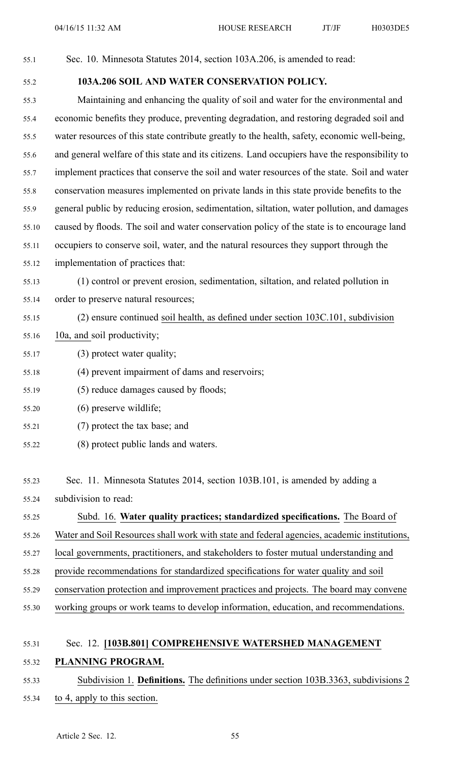Sec. 10. Minnesota Statutes 2014, section 103A.206, is amended to read:

**103A.206 SOIL AND WATER CONSERVATION POLICY.**

Maintaining and enhancing the quality of soil and water for the environmental and economic benefits they produce, preventing degradation, and restoring degraded soil and water resources of this state contribute greatly to the health, safety, economic well-being, and general welfare of this state and its citizens. Land occupiers have the responsibility to implement practices that conserve the soil and water resources of the state. Soil and water conservation measures implemented on private lands in this state provide benefits to the general public by reducing erosion, sedimentation, siltation, water pollution, and damages caused by floods. The soil and water conservation policy of the state is to encourage land occupiers to conserve soil, water, and the natural resources they support through the implementation of practices that:

(1) control or prevent erosion, sedimentation, siltation, and related pollution in order to preserve natural resources;

(2) ensure continued soil health, as defined under section 103C.101, subdivision 10a, and soil productivity;

(3) protect water quality;

(4) prevent impairment of dams and reservoirs;

(5) reduce damages caused by floods;

(6) preserve wildlife;

(7) protect the tax base; and

(8) protect public lands and waters.

Sec. 11. Minnesota Statutes 2014, section 103B.101, is amended by adding a subdivision to read:

Subd. 16. **Water quality practices; standardized specifications.** The Board of Water and Soil Resources shall work with state and federal agencies, academic institutions, local governments, practitioners, and stakeholders to foster mutual understanding and provide recommendations for standardized specifications for water quality and soil conservation protection and improvement practices and projects. The board may convene working groups or work teams to develop information, education, and recommendations.

Sec. 12. **[103B.801] COMPREHENSIVE WATERSHED MANAGEMENT PLANNING PROGRAM.**

Subdivision 1. **Definitions.** The definitions under section 103B.3363, subdivisions 2 to 4, apply to this section.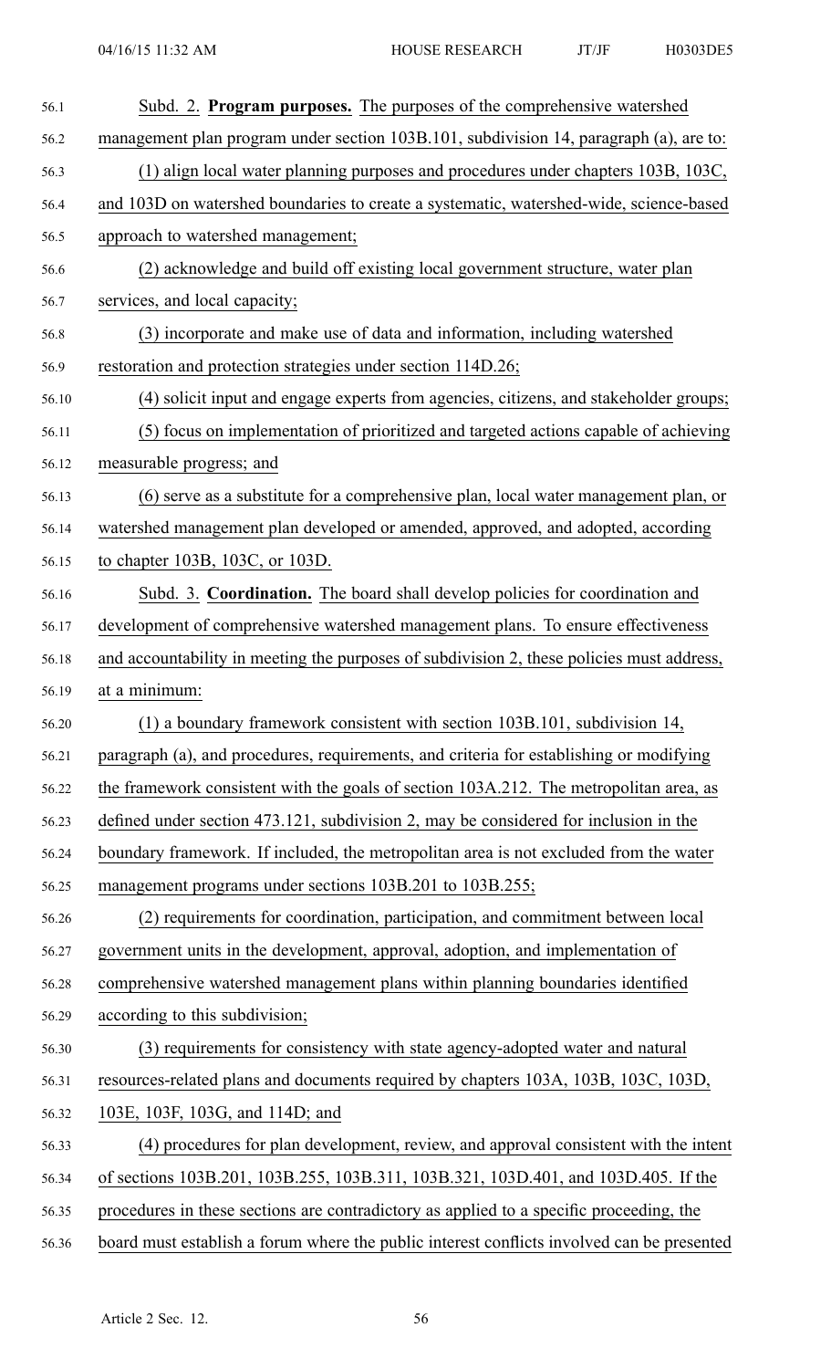Subd. 2. **Program purposes.** The purposes of the comprehensive watershed management plan program under section 103B.101, subdivision 14, paragraph (a), are to:

(1) align local water planning purposes and procedures under chapters 103B, 103C, and 103D on watershed boundaries to create a systematic, watershed-wide, science-based approach to watershed management;

(2) acknowledge and build off existing local government structure, water plan services, and local capacity;

(3) incorporate and make use of data and information, including watershed restoration and protection strategies under section 114D.26;

(4) solicit input and engage experts from agencies, citizens, and stakeholder groups;

(5) focus on implementation of prioritized and targeted actions capable of achieving measurable progress; and

(6) serve as a substitute for a comprehensive plan, local water management plan, or watershed management plan developed or amended, approved, and adopted, according to chapter 103B, 103C, or 103D.

Subd. 3. **Coordination.** The board shall develop policies for coordination and development of comprehensive watershed management plans. To ensure effectiveness and accountability in meeting the purposes of subdivision 2, these policies must address, at a minimum:

(1) a boundary framework consistent with section 103B.101, subdivision 14, paragraph (a), and procedures, requirements, and criteria for establishing or modifying the framework consistent with the goals of section 103A.212. The metropolitan area, as defined under section 473.121, subdivision 2, may be considered for inclusion in the boundary framework. If included, the metropolitan area is not excluded from the water management programs under sections 103B.201 to 103B.255;

(2) requirements for coordination, participation, and commitment between local government units in the development, approval, adoption, and implementation of comprehensive watershed management plans within planning boundaries identified according to this subdivision;

(3) requirements for consistency with state agency-adopted water and natural resources-related plans and documents required by chapters 103A, 103B, 103C, 103D, 103E, 103F, 103G, and 114D; and

(4) procedures for plan development, review, and approval consistent with the intent of sections 103B.201, 103B.255, 103B.311, 103B.321, 103D.401, and 103D.405. If the procedures in these sections are contradictory as applied to a specific proceeding, the board must establish a forum where the public interest conflicts involved can be presented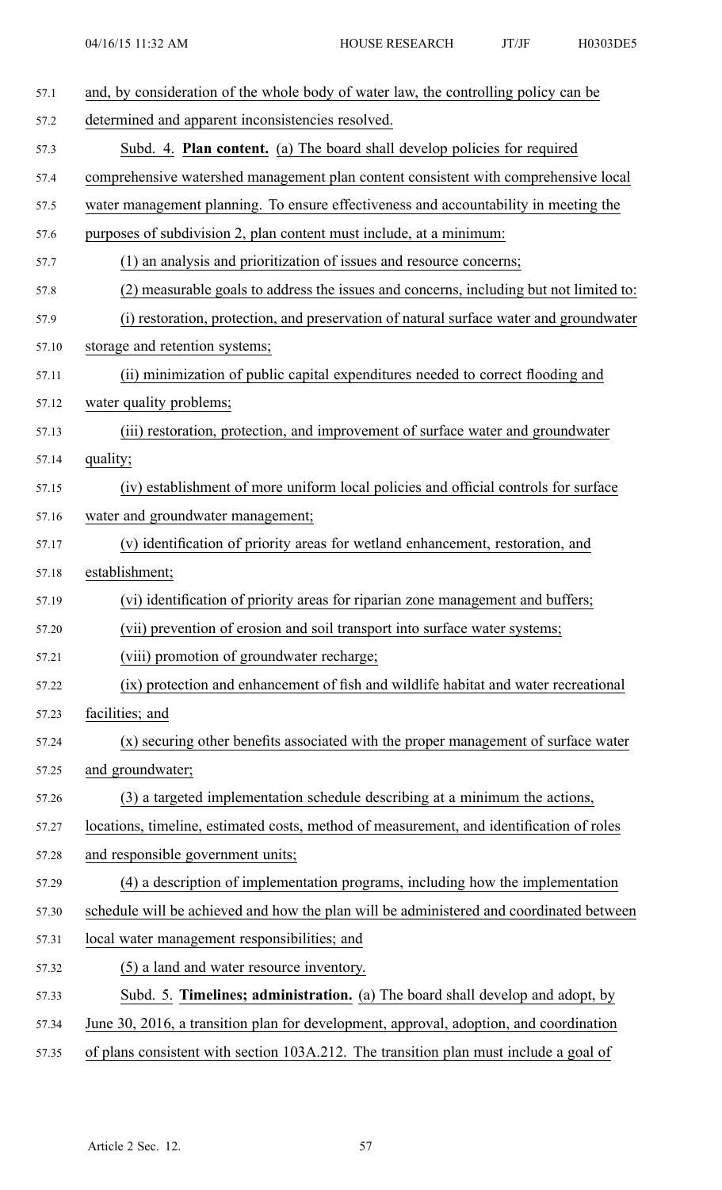and, by consideration of the whole body of water law, the controlling policy can be determined and apparent inconsistencies resolved.

Subd. 4. **Plan content.** (a) The board shall develop policies for required comprehensive watershed management plan content consistent with comprehensive local water management planning. To ensure effectiveness and accountability in meeting the purposes of subdivision 2, plan content must include, at a minimum:

(1) an analysis and prioritization of issues and resource concerns;

(2) measurable goals to address the issues and concerns, including but not limited to:

(i) restoration, protection, and preservation of natural surface water and groundwater storage and retention systems;

(ii) minimization of public capital expenditures needed to correct flooding and water quality problems;

(iii) restoration, protection, and improvement of surface water and groundwater quality;

(iv) establishment of more uniform local policies and official controls for surface water and groundwater management;

(v) identification of priority areas for wetland enhancement, restoration, and establishment;

(vi) identification of priority areas for riparian zone management and buffers;

(vii) prevention of erosion and soil transport into surface water systems;

(viii) promotion of groundwater recharge;

(ix) protection and enhancement of fish and wildlife habitat and water recreational facilities; and

(x) securing other benefits associated with the proper management of surface water and groundwater;

(3) a targeted implementation schedule describing at a minimum the actions, locations, timeline, estimated costs, method of measurement, and identification of roles and responsible government units;

(4) a description of implementation programs, including how the implementation schedule will be achieved and how the plan will be administered and coordinated between local water management responsibilities; and

(5) a land and water resource inventory.

Subd. 5. **Timelines; administration.** (a) The board shall develop and adopt, by June 30, 2016, a transition plan for development, approval, adoption, and coordination of plans consistent with section 103A.212. The transition plan must include a goal of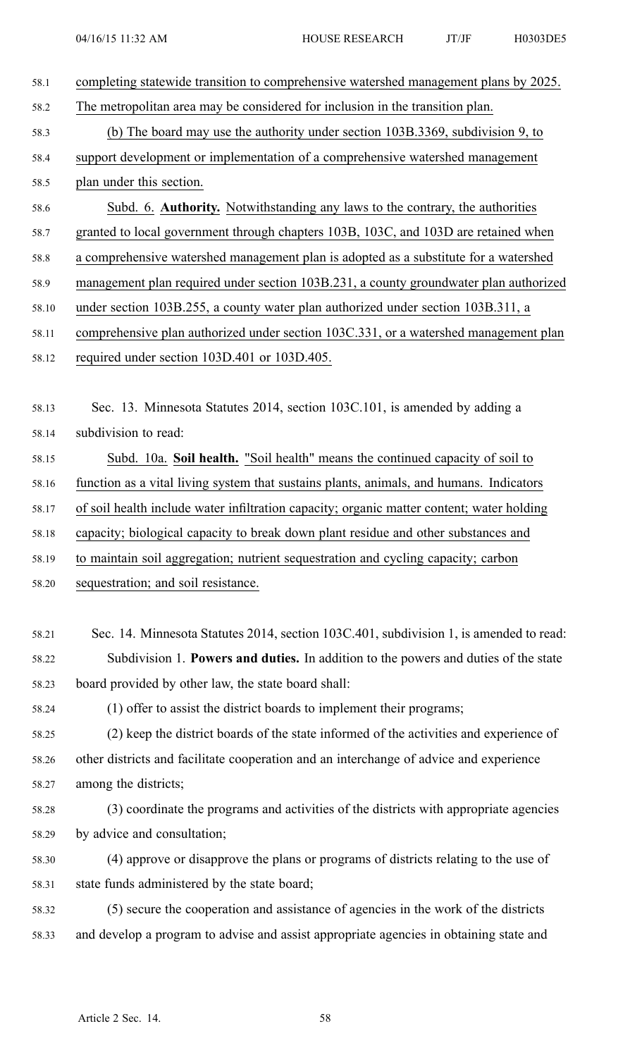completing statewide transition to comprehensive watershed management plans by 2025. The metropolitan area may be considered for inclusion in the transition plan.

(b) The board may use the authority under section 103B.3369, subdivision 9, to support development or implementation of a comprehensive watershed management plan under this section.

Subd. 6. **Authority.** Notwithstanding any laws to the contrary, the authorities granted to local government through chapters 103B, 103C, and 103D are retained when a comprehensive watershed management plan is adopted as a substitute for a watershed management plan required under section 103B.231, a county groundwater plan authorized under section 103B.255, a county water plan authorized under section 103B.311, a comprehensive plan authorized under section 103C.331, or a watershed management plan required under section 103D.401 or 103D.405.

Sec. 13. Minnesota Statutes 2014, section 103C.101, is amended by adding a subdivision to read:

Subd. 10a. **Soil health.** "Soil health" means the continued capacity of soil to function as a vital living system that sustains plants, animals, and humans. Indicators of soil health include water infiltration capacity; organic matter content; water holding capacity; biological capacity to break down plant residue and other substances and to maintain soil aggregation; nutrient sequestration and cycling capacity; carbon sequestration; and soil resistance.

Sec. 14. Minnesota Statutes 2014, section 103C.401, subdivision 1, is amended to read:

Subdivision 1. **Powers and duties.** In addition to the powers and duties of the state board provided by other law, the state board shall:

(1) offer to assist the district boards to implement their programs;

(2) keep the district boards of the state informed of the activities and experience of other districts and facilitate cooperation and an interchange of advice and experience among the districts;

(3) coordinate the programs and activities of the districts with appropriate agencies by advice and consultation;

(4) approve or disapprove the plans or programs of districts relating to the use of state funds administered by the state board;

(5) secure the cooperation and assistance of agencies in the work of the districts and develop a program to advise and assist appropriate agencies in obtaining state and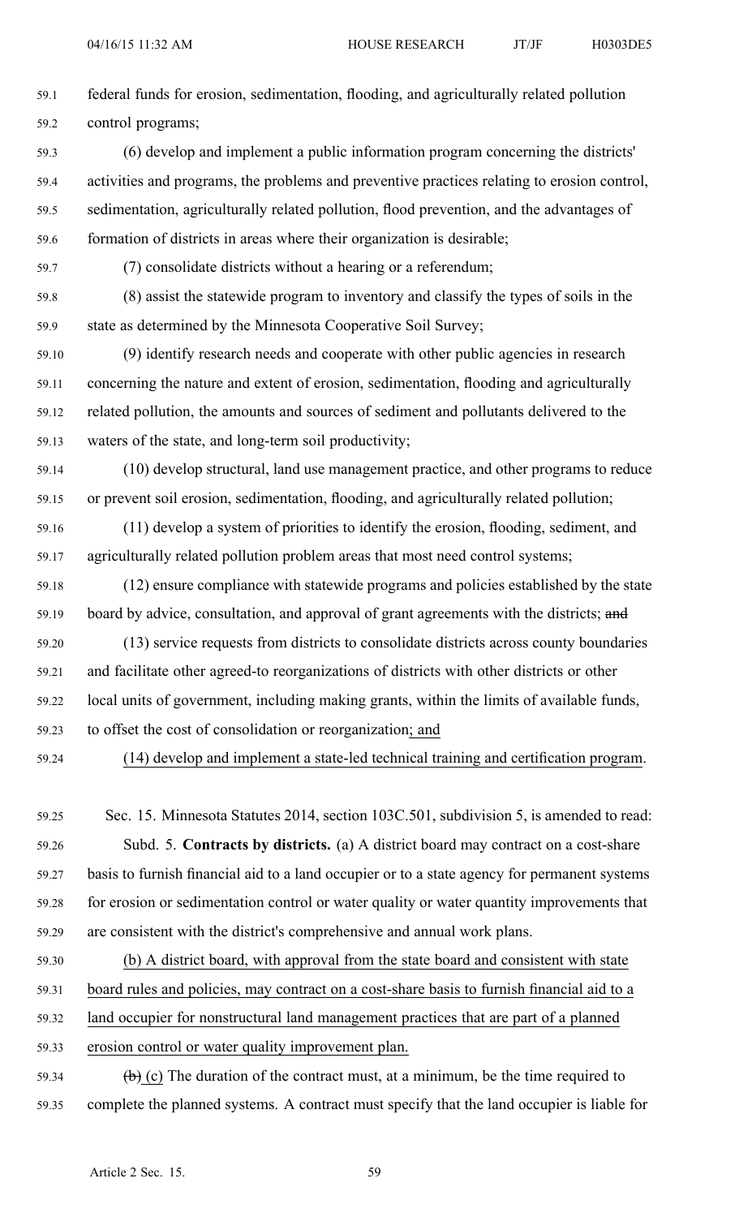federal funds for erosion, sedimentation, flooding, and agriculturally related pollution control programs;

(6) develop and implement a public information program concerning the districts' activities and programs, the problems and preventive practices relating to erosion control, sedimentation, agriculturally related pollution, flood prevention, and the advantages of formation of districts in areas where their organization is desirable;

(7) consolidate districts without a hearing or a referendum;

(8) assist the statewide program to inventory and classify the types of soils in the state as determined by the Minnesota Cooperative Soil Survey;

(9) identify research needs and cooperate with other public agencies in research concerning the nature and extent of erosion, sedimentation, flooding and agriculturally related pollution, the amounts and sources of sediment and pollutants delivered to the waters of the state, and long-term soil productivity;

(10) develop structural, land use management practice, and other programs to reduce or prevent soil erosion, sedimentation, flooding, and agriculturally related pollution;

(11) develop a system of priorities to identify the erosion, flooding, sediment, and agriculturally related pollution problem areas that most need control systems;

(12) ensure compliance with statewide programs and policies established by the state board by advice, consultation, and approval of grant agreements with the districts; ~~and~~

(13) service requests from districts to consolidate districts across county boundaries and facilitate other agreed-to reorganizations of districts with other districts or other local units of government, including making grants, within the limits of available funds, to offset the cost of consolidation or reorganization<u>; and</u>

<u>(14) develop and implement a state-led technical training and certification program</u>.

Sec. 15. Minnesota Statutes 2014, section 103C.501, subdivision 5, is amended to read:

Subd. 5. **Contracts by districts.** (a) A district board may contract on a cost-share basis to furnish financial aid to a land occupier or to a state agency for permanent systems for erosion or sedimentation control or water quality or water quantity improvements that are consistent with the district's comprehensive and annual work plans.

<u>(b) A district board, with approval from the state board and consistent with state board rules and policies, may contract on a cost-share basis to furnish financial aid to a land occupier for nonstructural land management practices that are part of a planned erosion control or water quality improvement plan.</u>

~~(b)~~ <u>(c)</u> The duration of the contract must, at a minimum, be the time required to complete the planned systems. A contract must specify that the land occupier is liable for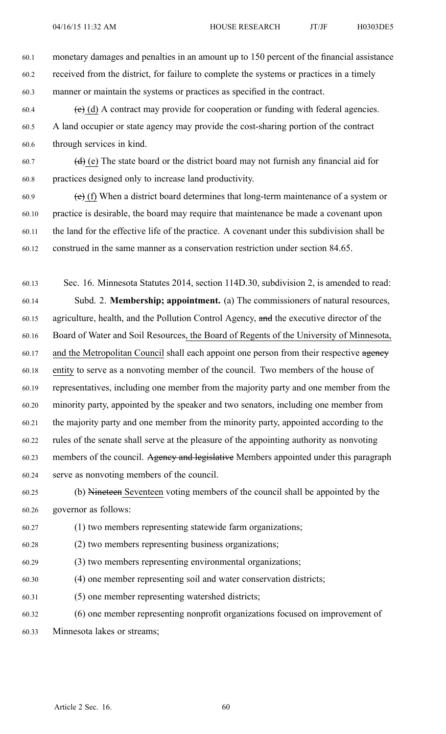monetary damages and penalties in an amount up to 150 percent of the financial assistance received from the district, for failure to complete the systems or practices in a timely manner or maintain the systems or practices as specified in the contract.

~~(c)~~ (d) A contract may provide for cooperation or funding with federal agencies. A land occupier or state agency may provide the cost-sharing portion of the contract through services in kind.

~~(d)~~ (e) The state board or the district board may not furnish any financial aid for practices designed only to increase land productivity.

~~(e)~~ (f) When a district board determines that long-term maintenance of a system or practice is desirable, the board may require that maintenance be made a covenant upon the land for the effective life of the practice. A covenant under this subdivision shall be construed in the same manner as a conservation restriction under section 84.65.

Sec. 16. Minnesota Statutes 2014, section 114D.30, subdivision 2, is amended to read:

Subd. 2. **Membership; appointment.** (a) The commissioners of natural resources, agriculture, health, and the Pollution Control Agency, ~~and~~ the executive director of the Board of Water and Soil Resources, the Board of Regents of the University of Minnesota, and the Metropolitan Council shall each appoint one person from their respective ~~agency~~ entity to serve as a nonvoting member of the council. Two members of the house of representatives, including one member from the majority party and one member from the minority party, appointed by the speaker and two senators, including one member from the majority party and one member from the minority party, appointed according to the rules of the senate shall serve at the pleasure of the appointing authority as nonvoting members of the council. ~~Agency and legislative~~ Members appointed under this paragraph serve as nonvoting members of the council.

(b) ~~Nineteen~~ Seventeen voting members of the council shall be appointed by the governor as follows:

(1) two members representing statewide farm organizations;

(2) two members representing business organizations;

(3) two members representing environmental organizations;

(4) one member representing soil and water conservation districts;

(5) one member representing watershed districts;

(6) one member representing nonprofit organizations focused on improvement of Minnesota lakes or streams;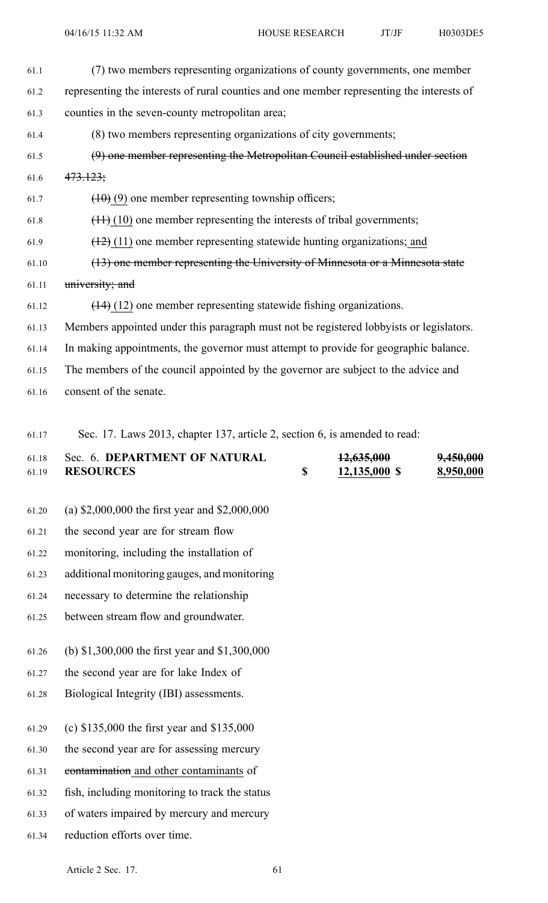(7) two members representing organizations of county governments, one member representing the interests of rural counties and one member representing the interests of counties in the seven-county metropolitan area;

(8) two members representing organizations of city governments;

~~(9) one member representing the Metropolitan Council established under section 473.123;~~

~~(10)~~ (9) one member representing township officers;

~~(11)~~ (10) one member representing the interests of tribal governments;

~~(12)~~ (11) one member representing statewide hunting organizations; and

~~(13) one member representing the University of Minnesota or a Minnesota state university; and~~

~~(14)~~ (12) one member representing statewide fishing organizations.

Members appointed under this paragraph must not be registered lobbyists or legislators. In making appointments, the governor must attempt to provide for geographic balance. The members of the council appointed by the governor are subject to the advice and consent of the senate.

Sec. 17. Laws 2013, chapter 137, article 2, section 6, is amended to read:

| Sec. 6. **DEPARTMENT OF NATURAL RESOURCES** | $ | ~~12,635,000~~ 12,135,000 $ | ~~9,450,000~~ 8,950,000 |
|---|---|---|---|

(a) $2,000,000 the first year and $2,000,000 the second year are for stream flow monitoring, including the installation of additional monitoring gauges, and monitoring necessary to determine the relationship between stream flow and groundwater.

(b) $1,300,000 the first year and $1,300,000 the second year are for lake Index of Biological Integrity (IBI) assessments.

(c) $135,000 the first year and $135,000 the second year are for assessing mercury ~~contamination~~ and other contaminants of fish, including monitoring to track the status of waters impaired by mercury and mercury reduction efforts over time.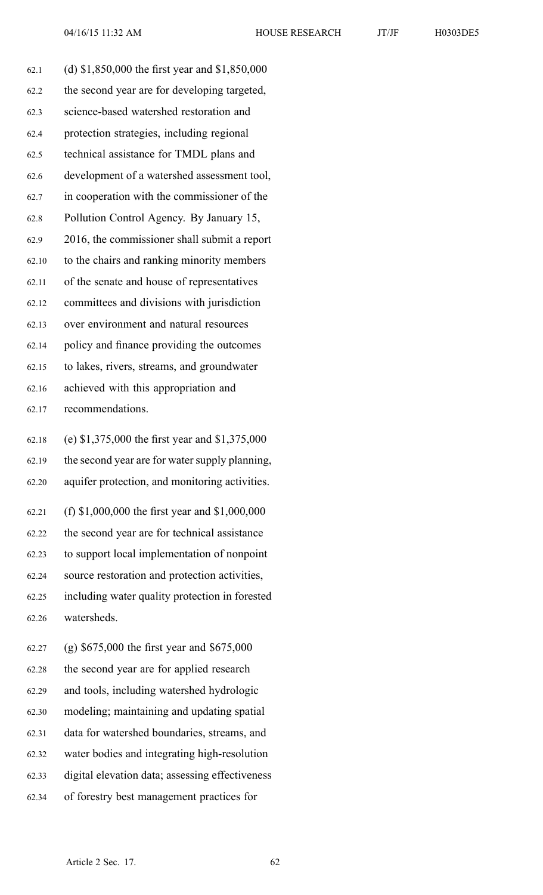(d) $1,850,000 the first year and $1,850,000 the second year are for developing targeted, science-based watershed restoration and protection strategies, including regional technical assistance for TMDL plans and development of a watershed assessment tool, in cooperation with the commissioner of the Pollution Control Agency. By January 15, 2016, the commissioner shall submit a report to the chairs and ranking minority members of the senate and house of representatives committees and divisions with jurisdiction over environment and natural resources policy and finance providing the outcomes to lakes, rivers, streams, and groundwater achieved with this appropriation and recommendations.

(e) $1,375,000 the first year and $1,375,000 the second year are for water supply planning, aquifer protection, and monitoring activities.

(f) $1,000,000 the first year and $1,000,000 the second year are for technical assistance to support local implementation of nonpoint source restoration and protection activities, including water quality protection in forested watersheds.

(g) $675,000 the first year and $675,000 the second year are for applied research and tools, including watershed hydrologic modeling; maintaining and updating spatial data for watershed boundaries, streams, and water bodies and integrating high-resolution digital elevation data; assessing effectiveness of forestry best management practices for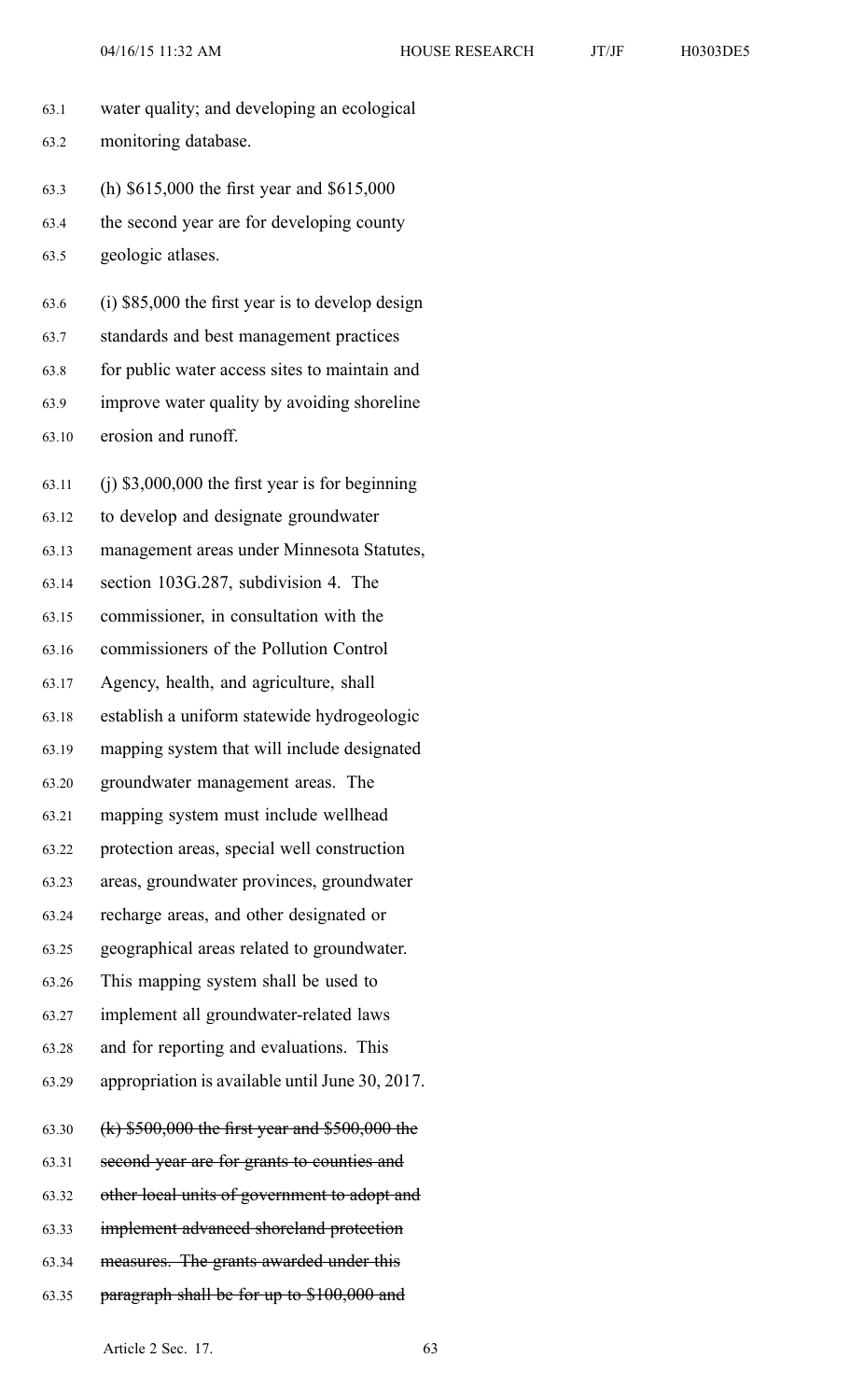water quality; and developing an ecological monitoring database.

(h) $615,000 the first year and $615,000 the second year are for developing county geologic atlases.

(i) $85,000 the first year is to develop design standards and best management practices for public water access sites to maintain and improve water quality by avoiding shoreline erosion and runoff.

(j) $3,000,000 the first year is for beginning to develop and designate groundwater management areas under Minnesota Statutes, section 103G.287, subdivision 4. The commissioner, in consultation with the commissioners of the Pollution Control Agency, health, and agriculture, shall establish a uniform statewide hydrogeologic mapping system that will include designated groundwater management areas. The mapping system must include wellhead protection areas, special well construction areas, groundwater provinces, groundwater recharge areas, and other designated or geographical areas related to groundwater. This mapping system shall be used to implement all groundwater-related laws and for reporting and evaluations. This appropriation is available until June 30, 2017.

~~(k) $500,000 the first year and $500,000 the second year are for grants to counties and other local units of government to adopt and implement advanced shoreland protection measures. The grants awarded under this paragraph shall be for up to $100,000 and~~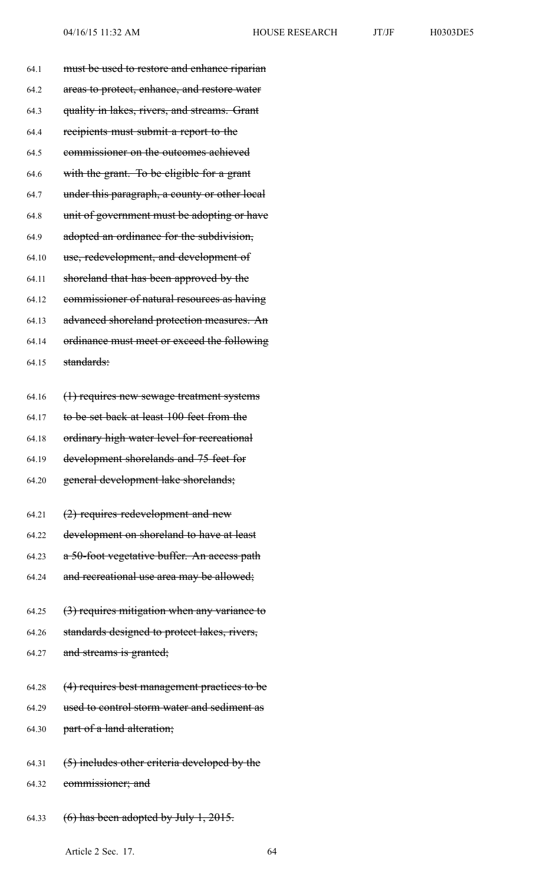~~must be used to restore and enhance riparian areas to protect, enhance, and restore water quality in lakes, rivers, and streams. Grant recipients must submit a report to the commissioner on the outcomes achieved with the grant. To be eligible for a grant under this paragraph, a county or other local unit of government must be adopting or have adopted an ordinance for the subdivision, use, redevelopment, and development of shoreland that has been approved by the commissioner of natural resources as having advanced shoreland protection measures. An ordinance must meet or exceed the following standards:~~

~~(1) requires new sewage treatment systems to be set back at least 100 feet from the ordinary high water level for recreational development shorelands and 75 feet for general development lake shorelands;~~

~~(2) requires redevelopment and new development on shoreland to have at least a 50-foot vegetative buffer. An access path and recreational use area may be allowed;~~

~~(3) requires mitigation when any variance to standards designed to protect lakes, rivers, and streams is granted;~~

~~(4) requires best management practices to be used to control storm water and sediment as part of a land alteration;~~

~~(5) includes other criteria developed by the commissioner; and~~

~~(6) has been adopted by July 1, 2015.~~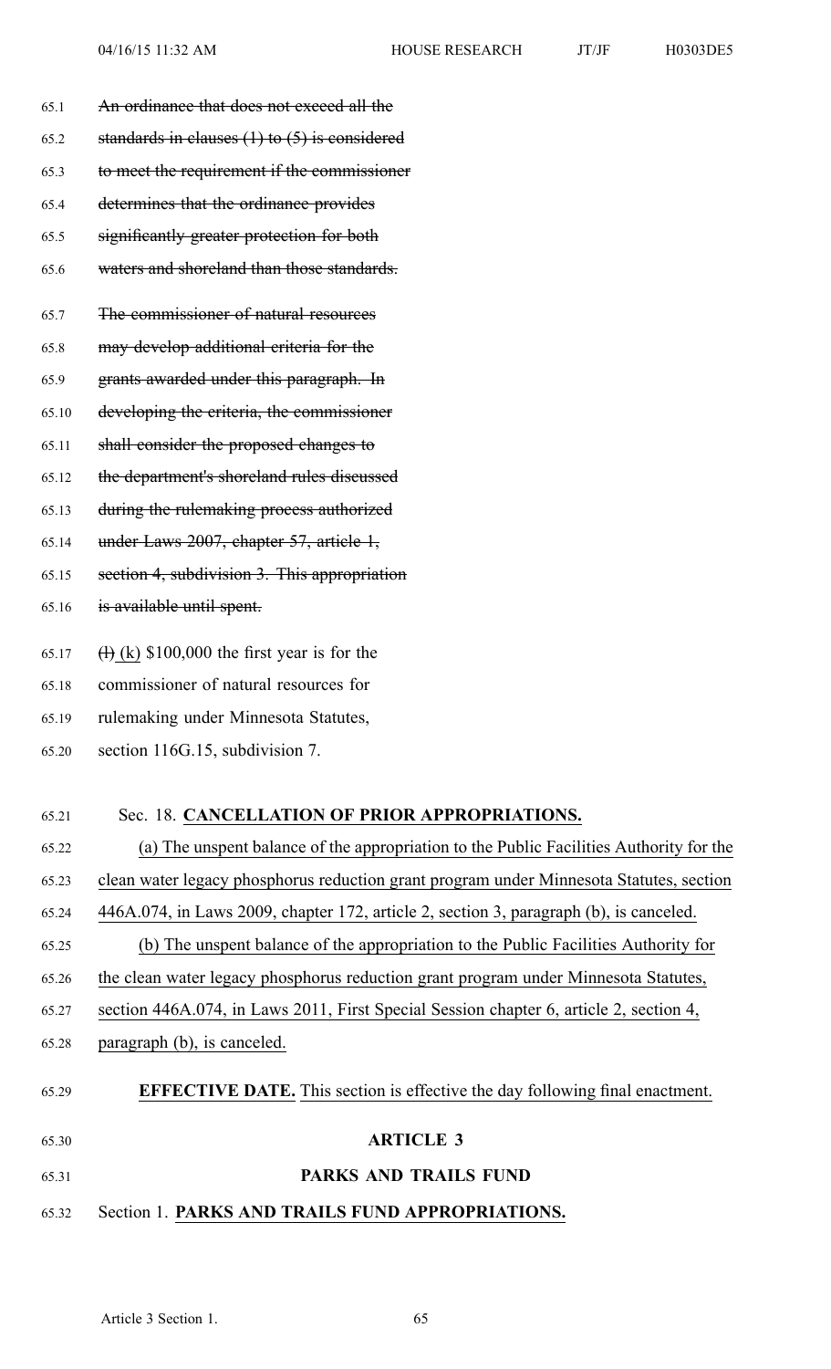~~An ordinance that does not exceed all the standards in clauses (1) to (5) is considered to meet the requirement if the commissioner determines that the ordinance provides significantly greater protection for both waters and shoreland than those standards.~~

~~The commissioner of natural resources may develop additional criteria for the grants awarded under this paragraph. In developing the criteria, the commissioner shall consider the proposed changes to the department's shoreland rules discussed during the rulemaking process authorized under Laws 2007, chapter 57, article 1, section 4, subdivision 3. This appropriation is available until spent.~~

~~(l)~~ <u>(k)</u> $100,000 the first year is for the commissioner of natural resources for rulemaking under Minnesota Statutes, section 116G.15, subdivision 7.

Sec. 18. **<u>CANCELLATION OF PRIOR APPROPRIATIONS.</u>**

<u>(a) The unspent balance of the appropriation to the Public Facilities Authority for the clean water legacy phosphorus reduction grant program under Minnesota Statutes, section 446A.074, in Laws 2009, chapter 172, article 2, section 3, paragraph (b), is canceled.</u>

<u>(b) The unspent balance of the appropriation to the Public Facilities Authority for the clean water legacy phosphorus reduction grant program under Minnesota Statutes, section 446A.074, in Laws 2011, First Special Session chapter 6, article 2, section 4, paragraph (b), is canceled.</u>

**<u>EFFECTIVE DATE.</u>** <u>This section is effective the day following final enactment.</u>

**<u>ARTICLE 3</u>**

**<u>PARKS AND TRAILS FUND</u>**

Section 1. **<u>PARKS AND TRAILS FUND APPROPRIATIONS.</u>**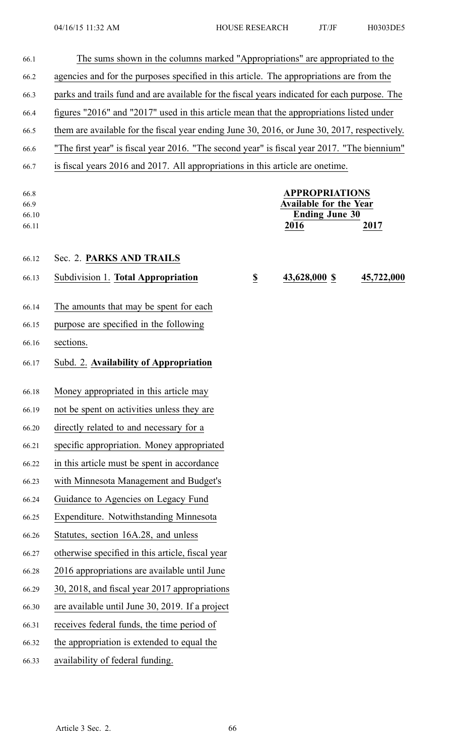The sums shown in the columns marked "Appropriations" are appropriated to the agencies and for the purposes specified in this article. The appropriations are from the parks and trails fund and are available for the fiscal years indicated for each purpose. The figures "2016" and "2017" used in this article mean that the appropriations listed under them are available for the fiscal year ending June 30, 2016, or June 30, 2017, respectively. "The first year" is fiscal year 2016. "The second year" is fiscal year 2017. "The biennium" is fiscal years 2016 and 2017. All appropriations in this article are onetime.

| | | APPROPRIATIONS Available for the Year Ending June 30 | |
|---|---|---|---|
| | | **2016** | **2017** |

## Sec. 2. PARKS AND TRAILS

| | | | |
|---|---|---|---|
| Subdivision 1. **Total Appropriation** | $ | 43,628,000 $ | 45,722,000 |

The amounts that may be spent for each purpose are specified in the following sections.

Subd. 2. **Availability of Appropriation**

Money appropriated in this article may not be spent on activities unless they are directly related to and necessary for a specific appropriation. Money appropriated in this article must be spent in accordance with Minnesota Management and Budget's Guidance to Agencies on Legacy Fund Expenditure. Notwithstanding Minnesota Statutes, section 16A.28, and unless otherwise specified in this article, fiscal year 2016 appropriations are available until June 30, 2018, and fiscal year 2017 appropriations are available until June 30, 2019. If a project receives federal funds, the time period of the appropriation is extended to equal the availability of federal funding.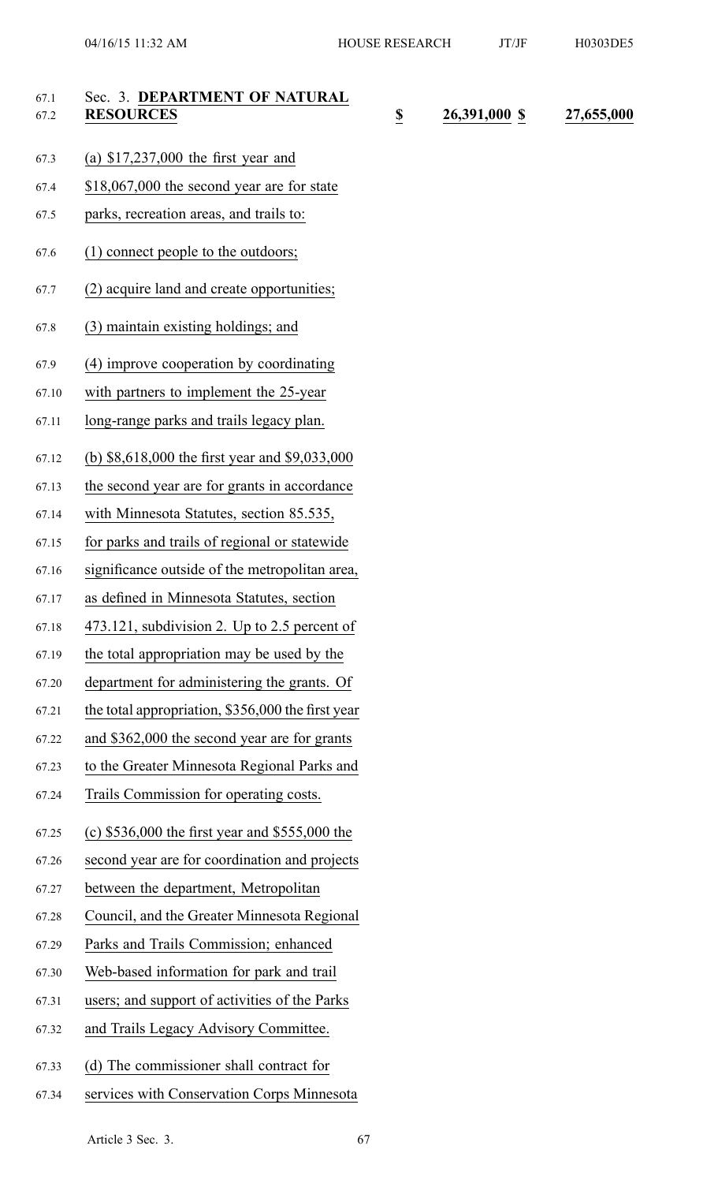Sec. 3. **DEPARTMENT OF NATURAL RESOURCES** $ 26,391,000 $ 27,655,000

(a) $17,237,000 the first year and $18,067,000 the second year are for state parks, recreation areas, and trails to:

(1) connect people to the outdoors;

(2) acquire land and create opportunities;

(3) maintain existing holdings; and

(4) improve cooperation by coordinating with partners to implement the 25-year long-range parks and trails legacy plan.

(b) $8,618,000 the first year and $9,033,000 the second year are for grants in accordance with Minnesota Statutes, section 85.535, for parks and trails of regional or statewide significance outside of the metropolitan area, as defined in Minnesota Statutes, section 473.121, subdivision 2. Up to 2.5 percent of the total appropriation may be used by the department for administering the grants. Of the total appropriation, $356,000 the first year and $362,000 the second year are for grants to the Greater Minnesota Regional Parks and Trails Commission for operating costs.

(c) $536,000 the first year and $555,000 the second year are for coordination and projects between the department, Metropolitan Council, and the Greater Minnesota Regional Parks and Trails Commission; enhanced Web-based information for park and trail users; and support of activities of the Parks and Trails Legacy Advisory Committee.

(d) The commissioner shall contract for services with Conservation Corps Minnesota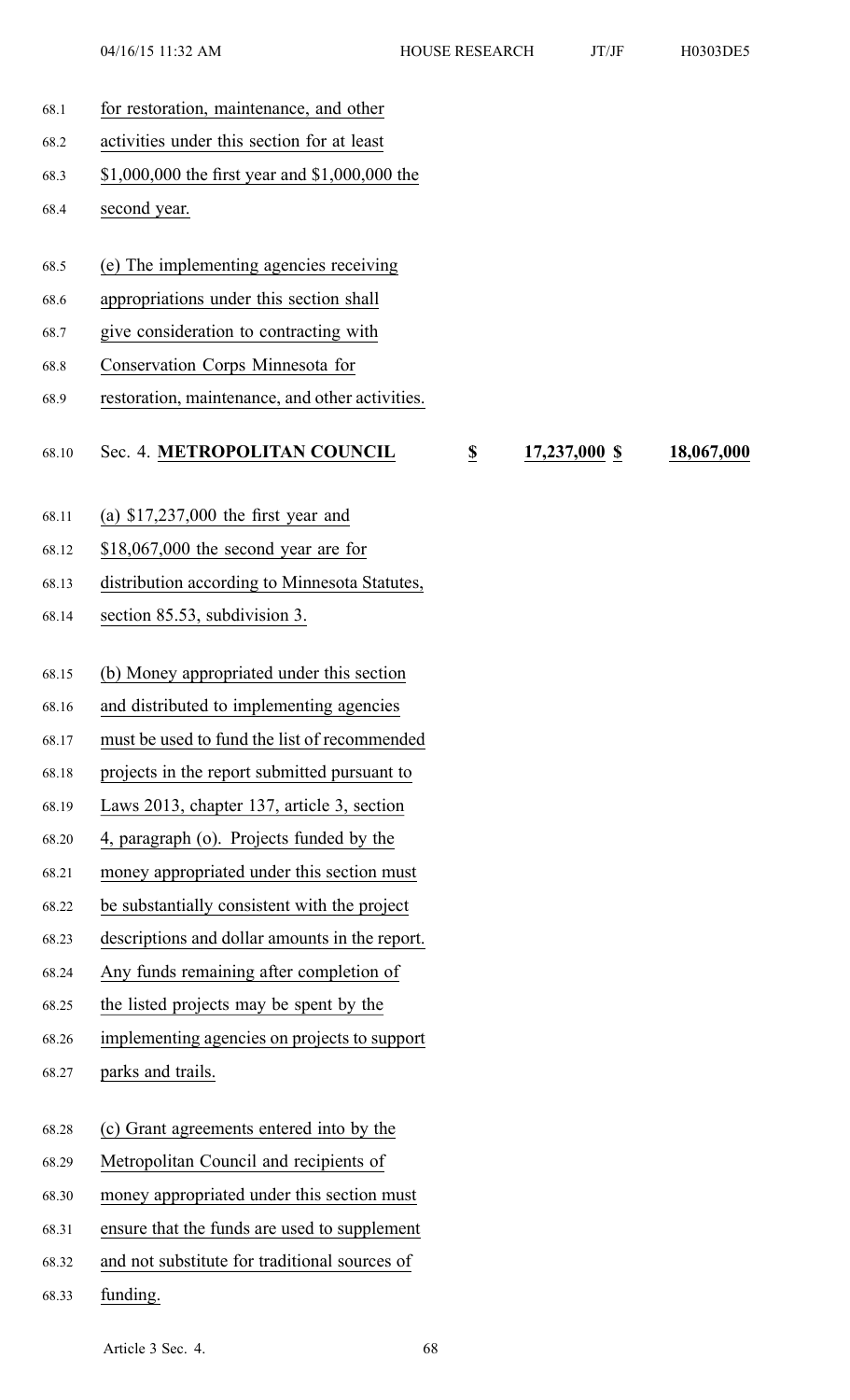for restoration, maintenance, and other activities under this section for at least $1,000,000 the first year and $1,000,000 the second year.

(e) The implementing agencies receiving appropriations under this section shall give consideration to contracting with Conservation Corps Minnesota for restoration, maintenance, and other activities.

| Sec. 4. **METROPOLITAN COUNCIL** | **$** | **17,237,000 $** | **18,067,000** |
|---|---|---|---|

(a) $17,237,000 the first year and $18,067,000 the second year are for distribution according to Minnesota Statutes, section 85.53, subdivision 3.

(b) Money appropriated under this section and distributed to implementing agencies must be used to fund the list of recommended projects in the report submitted pursuant to Laws 2013, chapter 137, article 3, section 4, paragraph (o). Projects funded by the money appropriated under this section must be substantially consistent with the project descriptions and dollar amounts in the report. Any funds remaining after completion of the listed projects may be spent by the implementing agencies on projects to support parks and trails.

(c) Grant agreements entered into by the Metropolitan Council and recipients of money appropriated under this section must ensure that the funds are used to supplement and not substitute for traditional sources of funding.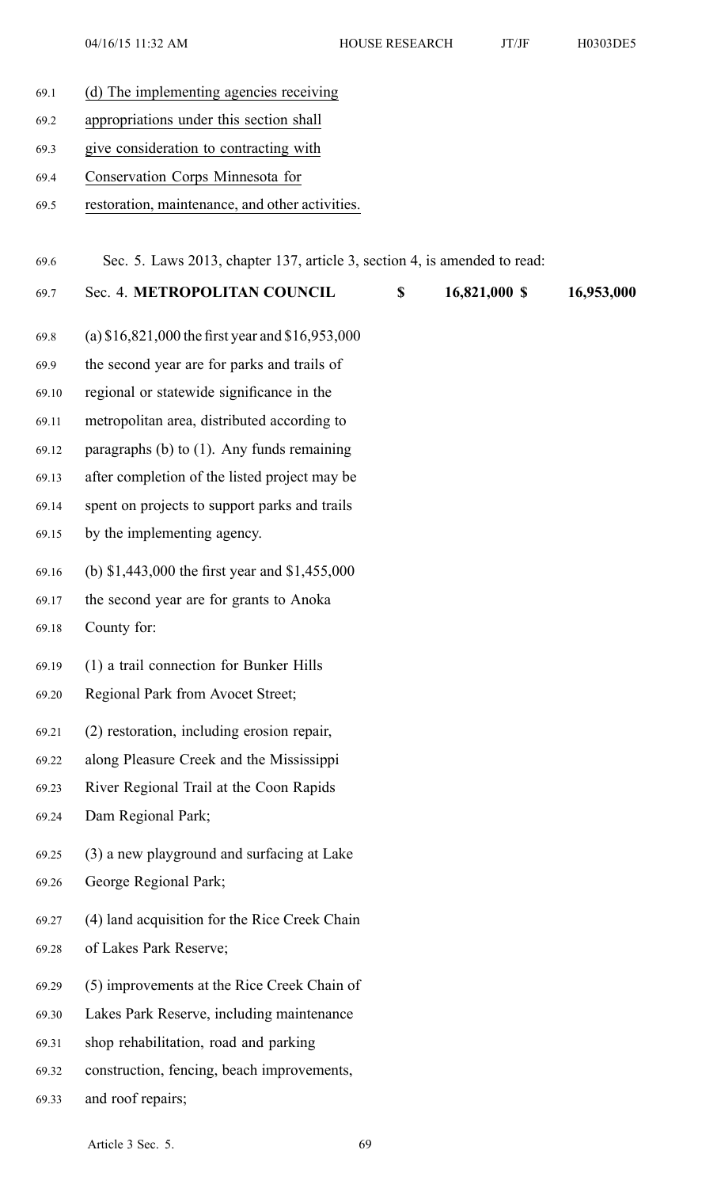(d) The implementing agencies receiving appropriations under this section shall give consideration to contracting with Conservation Corps Minnesota for restoration, maintenance, and other activities.

Sec. 5. Laws 2013, chapter 137, article 3, section 4, is amended to read:

| Sec. 4. **METROPOLITAN COUNCIL** | **$** | **16,821,000 $** | **16,953,000** |
|---|---|---|---|

(a) $16,821,000 the first year and $16,953,000 the second year are for parks and trails of regional or statewide significance in the metropolitan area, distributed according to paragraphs (b) to (1). Any funds remaining after completion of the listed project may be spent on projects to support parks and trails by the implementing agency.

(b) $1,443,000 the first year and $1,455,000 the second year are for grants to Anoka County for:

(1) a trail connection for Bunker Hills Regional Park from Avocet Street;

(2) restoration, including erosion repair, along Pleasure Creek and the Mississippi River Regional Trail at the Coon Rapids Dam Regional Park;

(3) a new playground and surfacing at Lake George Regional Park;

(4) land acquisition for the Rice Creek Chain of Lakes Park Reserve;

(5) improvements at the Rice Creek Chain of Lakes Park Reserve, including maintenance shop rehabilitation, road and parking construction, fencing, beach improvements, and roof repairs;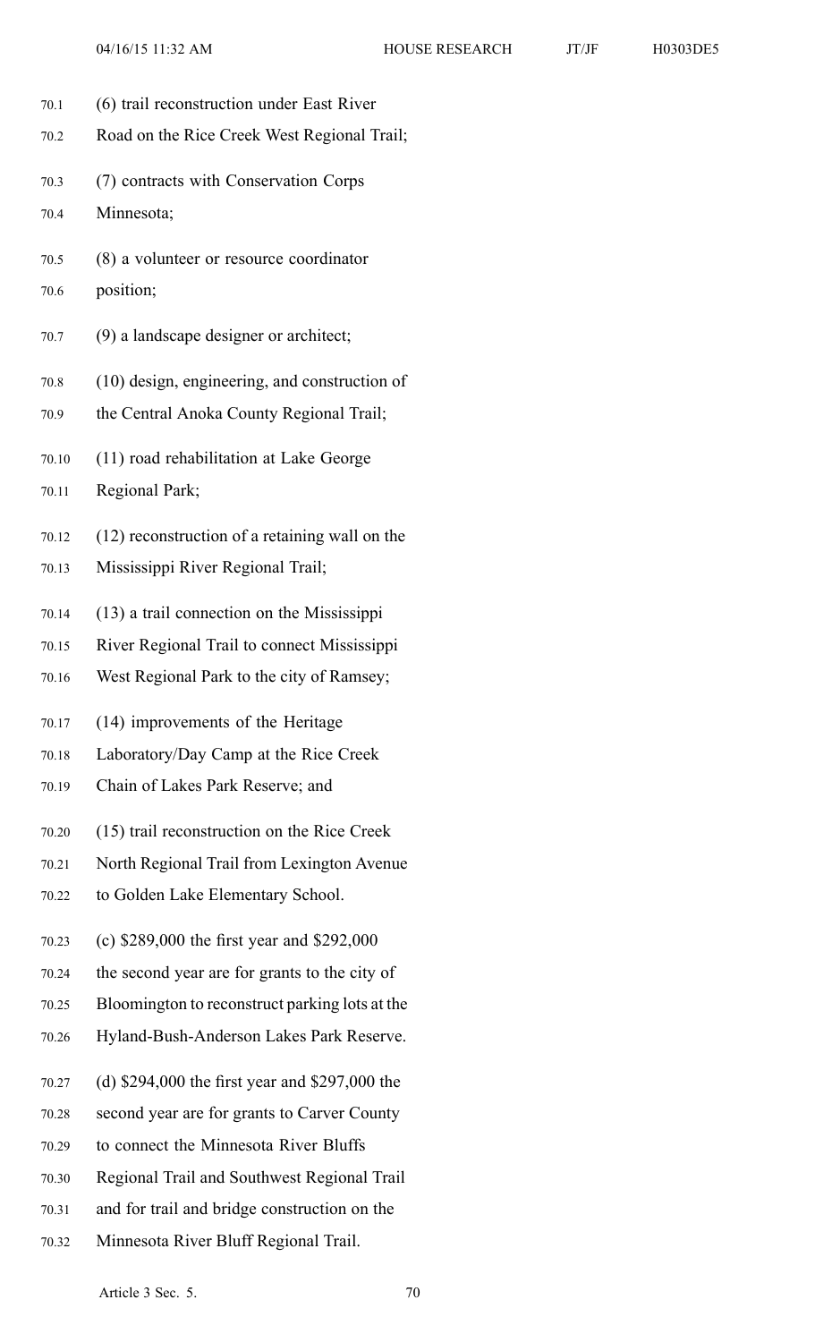(6) trail reconstruction under East River Road on the Rice Creek West Regional Trail;

(7) contracts with Conservation Corps Minnesota;

(8) a volunteer or resource coordinator position;

(9) a landscape designer or architect;

(10) design, engineering, and construction of the Central Anoka County Regional Trail;

(11) road rehabilitation at Lake George Regional Park;

(12) reconstruction of a retaining wall on the Mississippi River Regional Trail;

(13) a trail connection on the Mississippi River Regional Trail to connect Mississippi West Regional Park to the city of Ramsey;

(14) improvements of the Heritage Laboratory/Day Camp at the Rice Creek Chain of Lakes Park Reserve; and

(15) trail reconstruction on the Rice Creek North Regional Trail from Lexington Avenue to Golden Lake Elementary School.

(c) $289,000 the first year and $292,000 the second year are for grants to the city of Bloomington to reconstruct parking lots at the Hyland-Bush-Anderson Lakes Park Reserve.

(d) $294,000 the first year and $297,000 the second year are for grants to Carver County to connect the Minnesota River Bluffs Regional Trail and Southwest Regional Trail and for trail and bridge construction on the Minnesota River Bluff Regional Trail.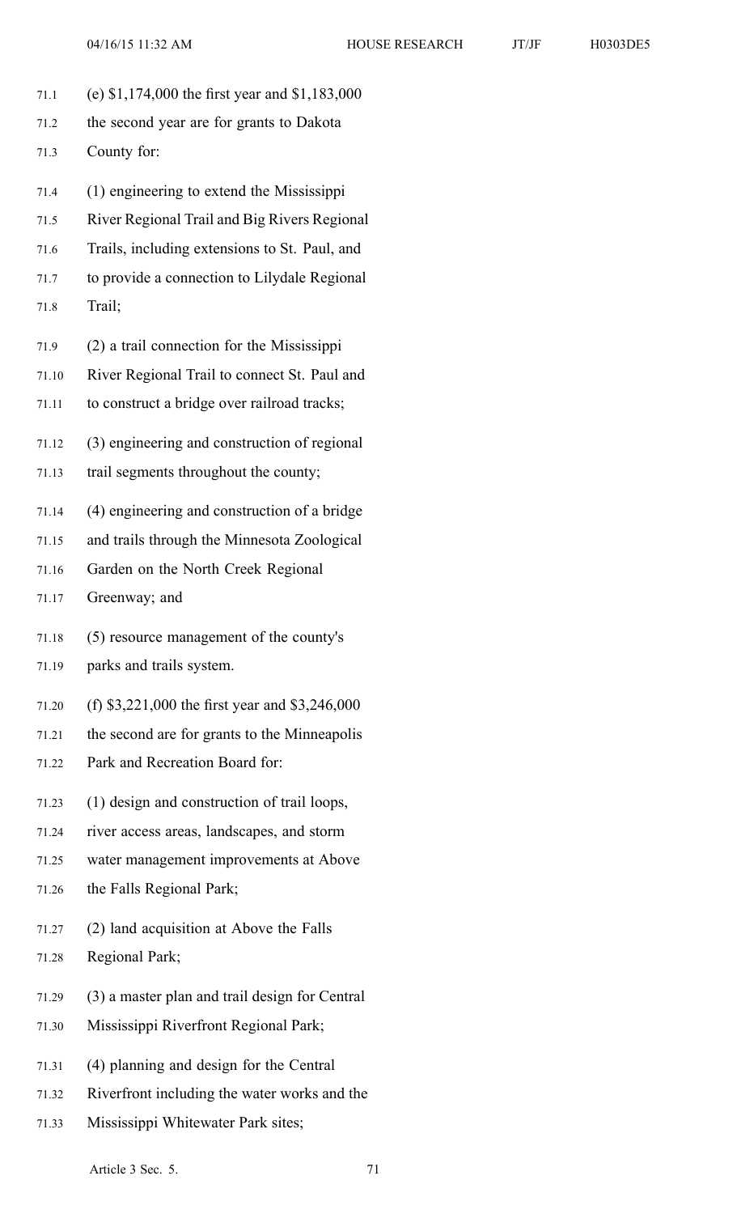(e) $1,174,000 the first year and $1,183,000 the second year are for grants to Dakota County for:

(1) engineering to extend the Mississippi River Regional Trail and Big Rivers Regional Trails, including extensions to St. Paul, and to provide a connection to Lilydale Regional Trail;

(2) a trail connection for the Mississippi River Regional Trail to connect St. Paul and to construct a bridge over railroad tracks;

(3) engineering and construction of regional trail segments throughout the county;

(4) engineering and construction of a bridge and trails through the Minnesota Zoological Garden on the North Creek Regional Greenway; and

(5) resource management of the county's parks and trails system.

(f) $3,221,000 the first year and $3,246,000 the second are for grants to the Minneapolis Park and Recreation Board for:

(1) design and construction of trail loops, river access areas, landscapes, and storm water management improvements at Above the Falls Regional Park;

(2) land acquisition at Above the Falls Regional Park;

(3) a master plan and trail design for Central Mississippi Riverfront Regional Park;

(4) planning and design for the Central Riverfront including the water works and the Mississippi Whitewater Park sites;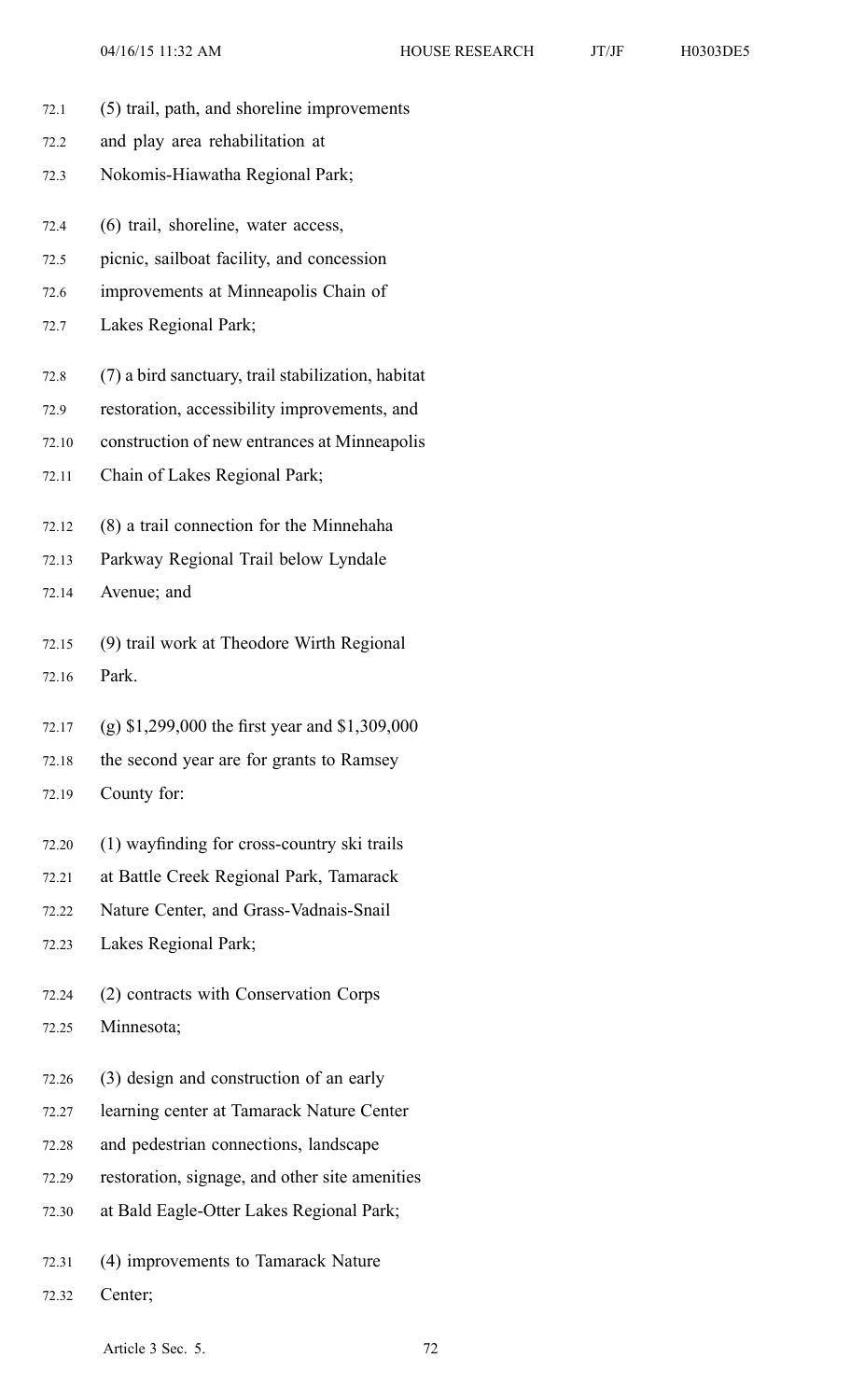(5) trail, path, and shoreline improvements and play area rehabilitation at Nokomis-Hiawatha Regional Park;

(6) trail, shoreline, water access, picnic, sailboat facility, and concession improvements at Minneapolis Chain of Lakes Regional Park;

(7) a bird sanctuary, trail stabilization, habitat restoration, accessibility improvements, and construction of new entrances at Minneapolis Chain of Lakes Regional Park;

(8) a trail connection for the Minnehaha Parkway Regional Trail below Lyndale Avenue; and

(9) trail work at Theodore Wirth Regional Park.

(g) $1,299,000 the first year and $1,309,000 the second year are for grants to Ramsey County for:

(1) wayfinding for cross-country ski trails at Battle Creek Regional Park, Tamarack Nature Center, and Grass-Vadnais-Snail Lakes Regional Park;

(2) contracts with Conservation Corps Minnesota;

(3) design and construction of an early learning center at Tamarack Nature Center and pedestrian connections, landscape restoration, signage, and other site amenities at Bald Eagle-Otter Lakes Regional Park;

(4) improvements to Tamarack Nature Center;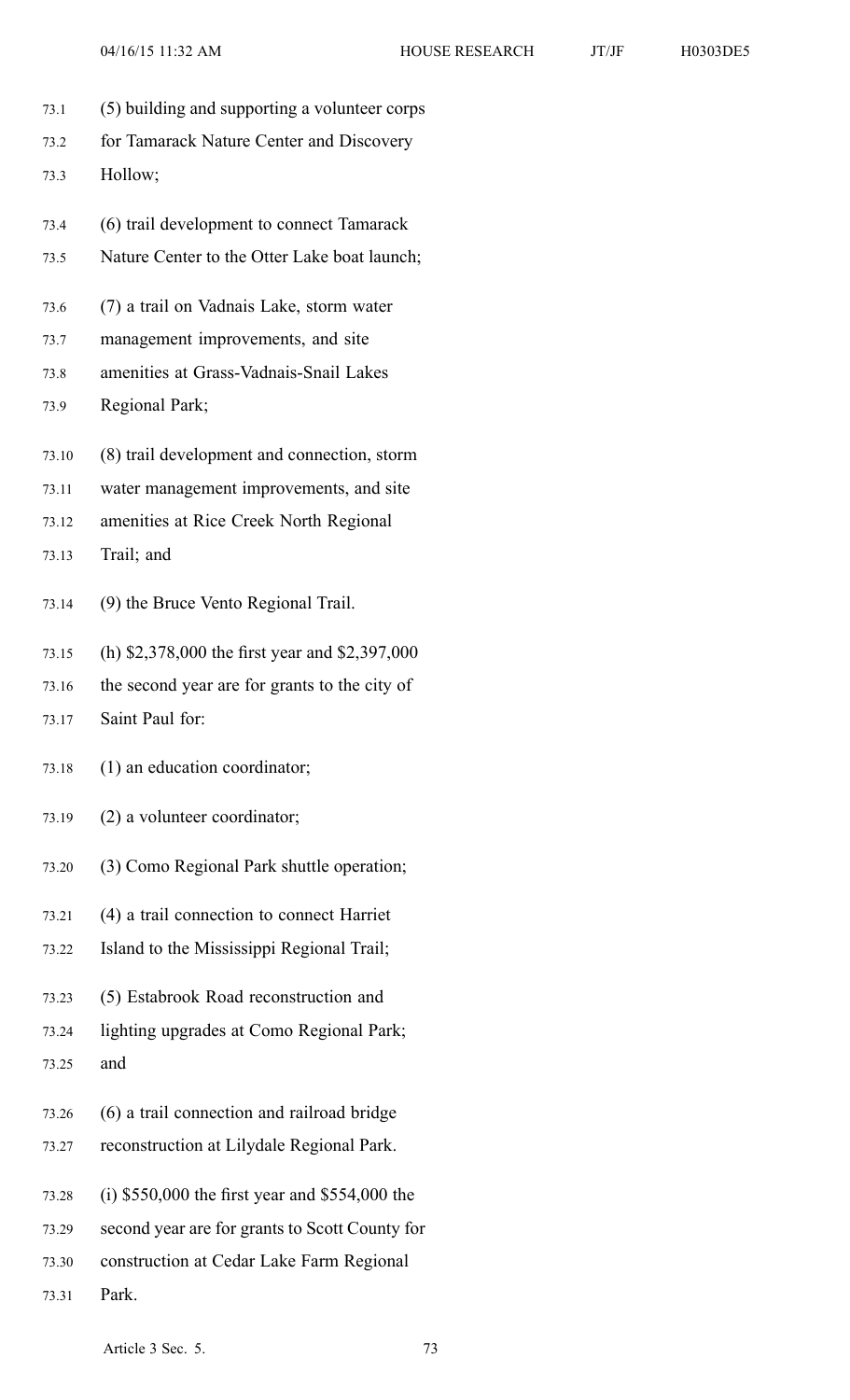(5) building and supporting a volunteer corps for Tamarack Nature Center and Discovery Hollow;

(6) trail development to connect Tamarack Nature Center to the Otter Lake boat launch;

(7) a trail on Vadnais Lake, storm water management improvements, and site amenities at Grass-Vadnais-Snail Lakes Regional Park;

(8) trail development and connection, storm water management improvements, and site amenities at Rice Creek North Regional Trail; and

(9) the Bruce Vento Regional Trail.

(h) $2,378,000 the first year and $2,397,000 the second year are for grants to the city of Saint Paul for:

(1) an education coordinator;

(2) a volunteer coordinator;

(3) Como Regional Park shuttle operation;

(4) a trail connection to connect Harriet Island to the Mississippi Regional Trail;

(5) Estabrook Road reconstruction and lighting upgrades at Como Regional Park; and

(6) a trail connection and railroad bridge reconstruction at Lilydale Regional Park.

(i) $550,000 the first year and $554,000 the second year are for grants to Scott County for construction at Cedar Lake Farm Regional Park.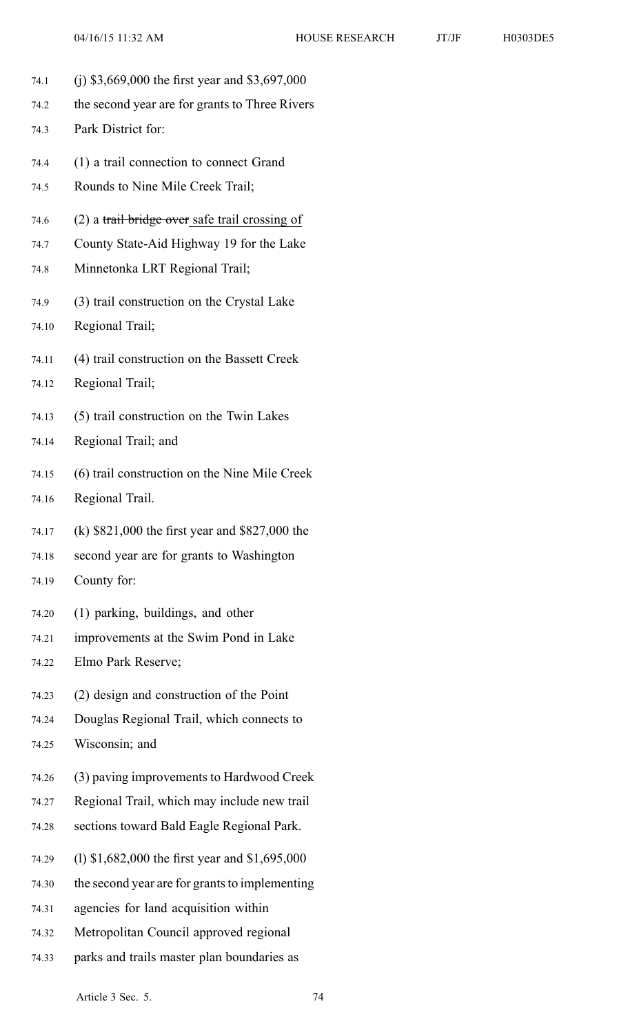(j) $3,669,000 the first year and $3,697,000 the second year are for grants to Three Rivers Park District for:

(1) a trail connection to connect Grand Rounds to Nine Mile Creek Trail;

(2) a ~~trail bridge over~~ safe trail crossing of County State-Aid Highway 19 for the Lake Minnetonka LRT Regional Trail;

(3) trail construction on the Crystal Lake Regional Trail;

(4) trail construction on the Bassett Creek Regional Trail;

(5) trail construction on the Twin Lakes Regional Trail; and

(6) trail construction on the Nine Mile Creek Regional Trail.

(k) $821,000 the first year and $827,000 the second year are for grants to Washington County for:

(1) parking, buildings, and other improvements at the Swim Pond in Lake Elmo Park Reserve;

(2) design and construction of the Point Douglas Regional Trail, which connects to Wisconsin; and

(3) paving improvements to Hardwood Creek Regional Trail, which may include new trail sections toward Bald Eagle Regional Park.

(l) $1,682,000 the first year and $1,695,000 the second year are for grants to implementing agencies for land acquisition within Metropolitan Council approved regional parks and trails master plan boundaries as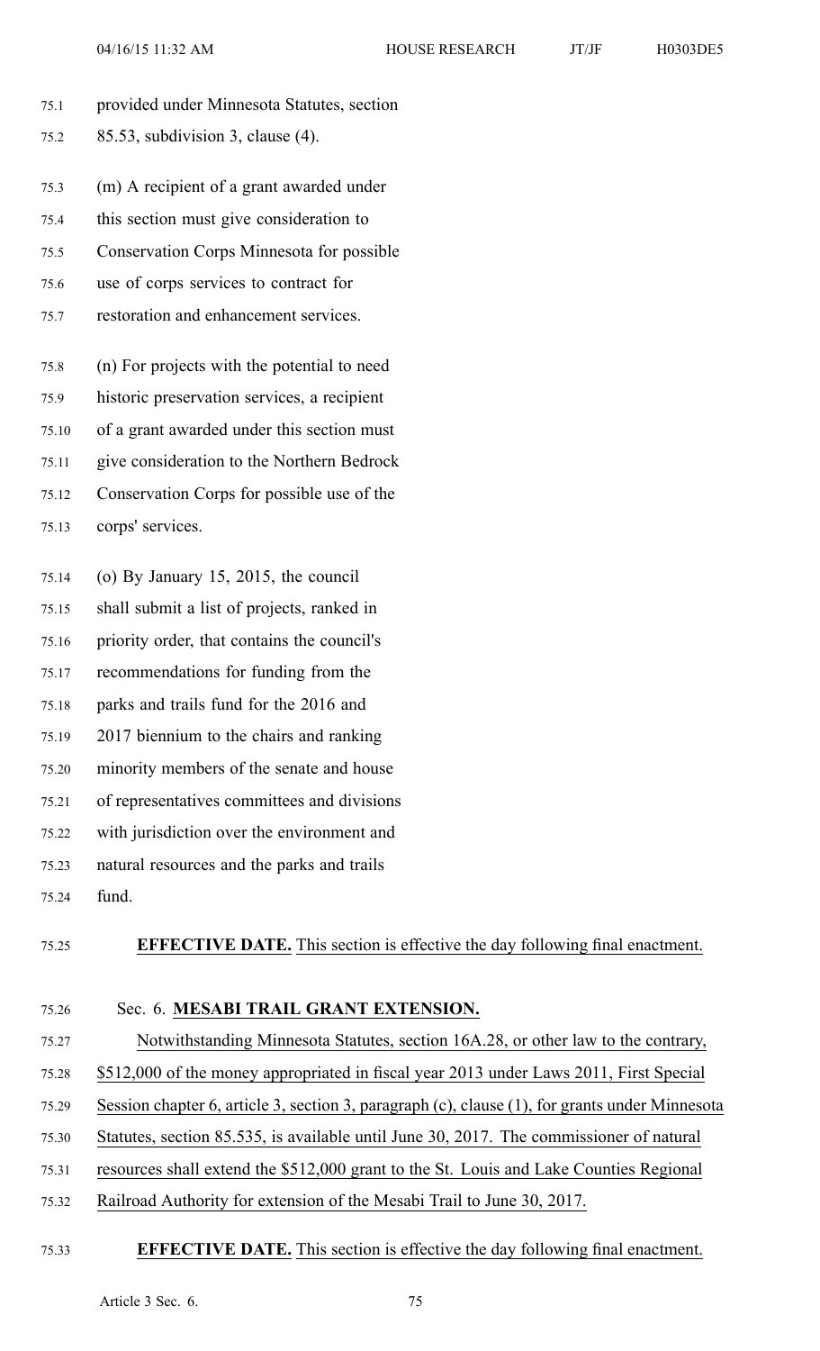provided under Minnesota Statutes, section 85.53, subdivision 3, clause (4).

(m) A recipient of a grant awarded under this section must give consideration to Conservation Corps Minnesota for possible use of corps services to contract for restoration and enhancement services.

(n) For projects with the potential to need historic preservation services, a recipient of a grant awarded under this section must give consideration to the Northern Bedrock Conservation Corps for possible use of the corps' services.

(o) By January 15, 2015, the council shall submit a list of projects, ranked in priority order, that contains the council's recommendations for funding from the parks and trails fund for the 2016 and 2017 biennium to the chairs and ranking minority members of the senate and house of representatives committees and divisions with jurisdiction over the environment and natural resources and the parks and trails fund.

**EFFECTIVE DATE.** This section is effective the day following final enactment.

Sec. 6. **MESABI TRAIL GRANT EXTENSION.**

Notwithstanding Minnesota Statutes, section 16A.28, or other law to the contrary, $512,000 of the money appropriated in fiscal year 2013 under Laws 2011, First Special Session chapter 6, article 3, section 3, paragraph (c), clause (1), for grants under Minnesota Statutes, section 85.535, is available until June 30, 2017. The commissioner of natural resources shall extend the $512,000 grant to the St. Louis and Lake Counties Regional Railroad Authority for extension of the Mesabi Trail to June 30, 2017.

**EFFECTIVE DATE.** This section is effective the day following final enactment.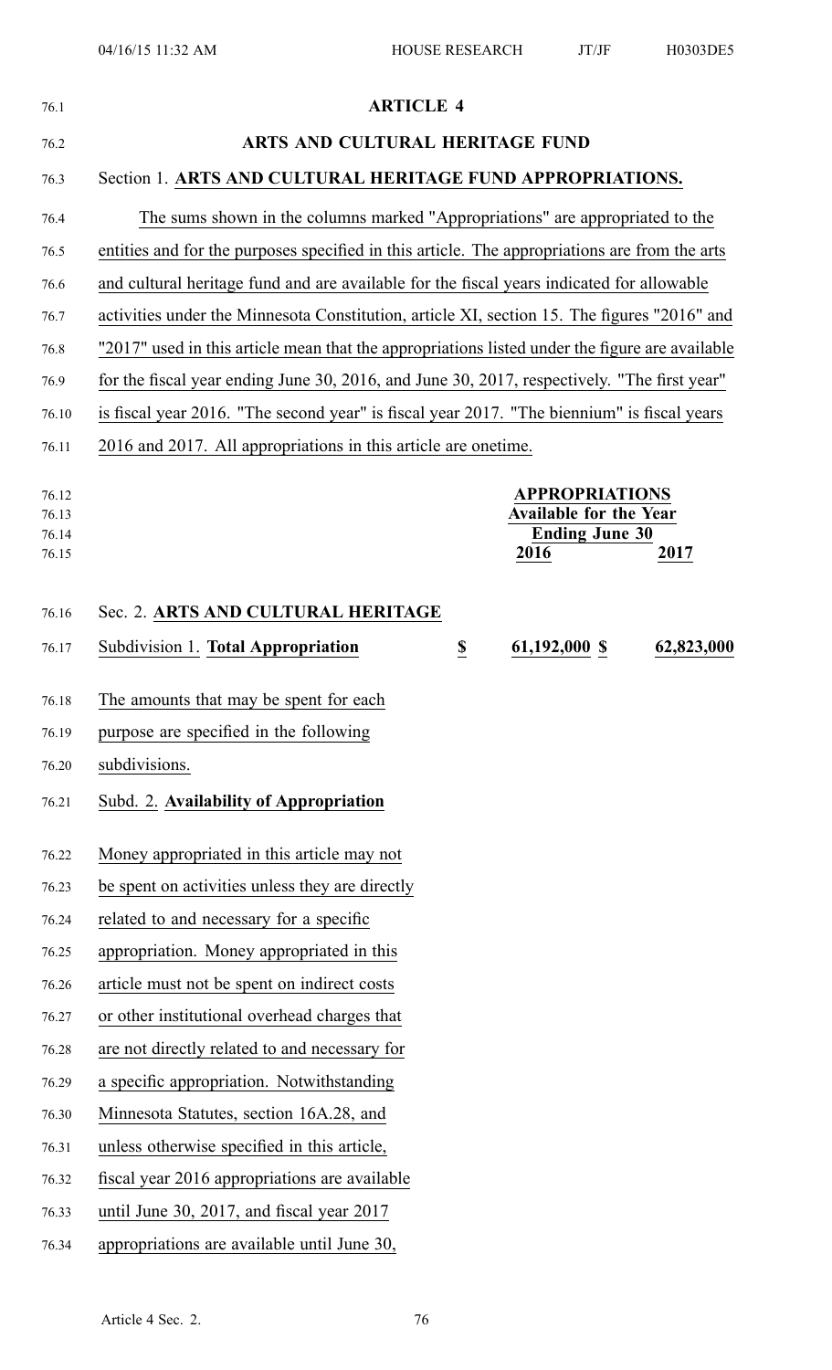## ARTICLE 4

## ARTS AND CULTURAL HERITAGE FUND

Section 1. **ARTS AND CULTURAL HERITAGE FUND APPROPRIATIONS.**

The sums shown in the columns marked "Appropriations" are appropriated to the entities and for the purposes specified in this article. The appropriations are from the arts and cultural heritage fund and are available for the fiscal years indicated for allowable activities under the Minnesota Constitution, article XI, section 15. The figures "2016" and "2017" used in this article mean that the appropriations listed under the figure are available for the fiscal year ending June 30, 2016, and June 30, 2017, respectively. "The first year" is fiscal year 2016. "The second year" is fiscal year 2017. "The biennium" is fiscal years 2016 and 2017. All appropriations in this article are onetime.

| | | APPROPRIATIONS Available for the Year Ending June 30 | |
|---|---|---|---|
| | | **2016** | **2017** |
| Sec. 2. **ARTS AND CULTURAL HERITAGE** | | | |
| Subdivision 1. **Total Appropriation** | **$** | **61,192,000 $** | **62,823,000** |

The amounts that may be spent for each purpose are specified in the following subdivisions.

Subd. 2. **Availability of Appropriation**

Money appropriated in this article may not be spent on activities unless they are directly related to and necessary for a specific appropriation. Money appropriated in this article must not be spent on indirect costs or other institutional overhead charges that are not directly related to and necessary for a specific appropriation. Notwithstanding Minnesota Statutes, section 16A.28, and unless otherwise specified in this article, fiscal year 2016 appropriations are available until June 30, 2017, and fiscal year 2017 appropriations are available until June 30,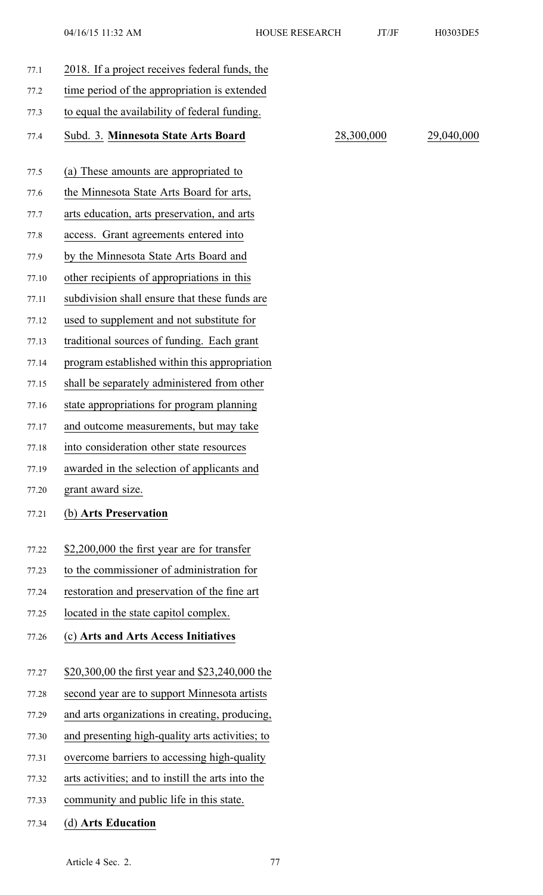2018. If a project receives federal funds, the time period of the appropriation is extended to equal the availability of federal funding.

| Subd. 3. **Minnesota State Arts Board** | 28,300,000 | 29,040,000 |
|---|---|---|

(a) These amounts are appropriated to the Minnesota State Arts Board for arts, arts education, arts preservation, and arts access. Grant agreements entered into by the Minnesota State Arts Board and other recipients of appropriations in this subdivision shall ensure that these funds are used to supplement and not substitute for traditional sources of funding. Each grant program established within this appropriation shall be separately administered from other state appropriations for program planning and outcome measurements, but may take into consideration other state resources awarded in the selection of applicants and grant award size.

(b) **Arts Preservation**

$2,200,000 the first year are for transfer to the commissioner of administration for restoration and preservation of the fine art located in the state capitol complex.

(c) **Arts and Arts Access Initiatives**

$20,300,00 the first year and $23,240,000 the second year are to support Minnesota artists and arts organizations in creating, producing, and presenting high-quality arts activities; to overcome barriers to accessing high-quality arts activities; and to instill the arts into the community and public life in this state.

(d) **Arts Education**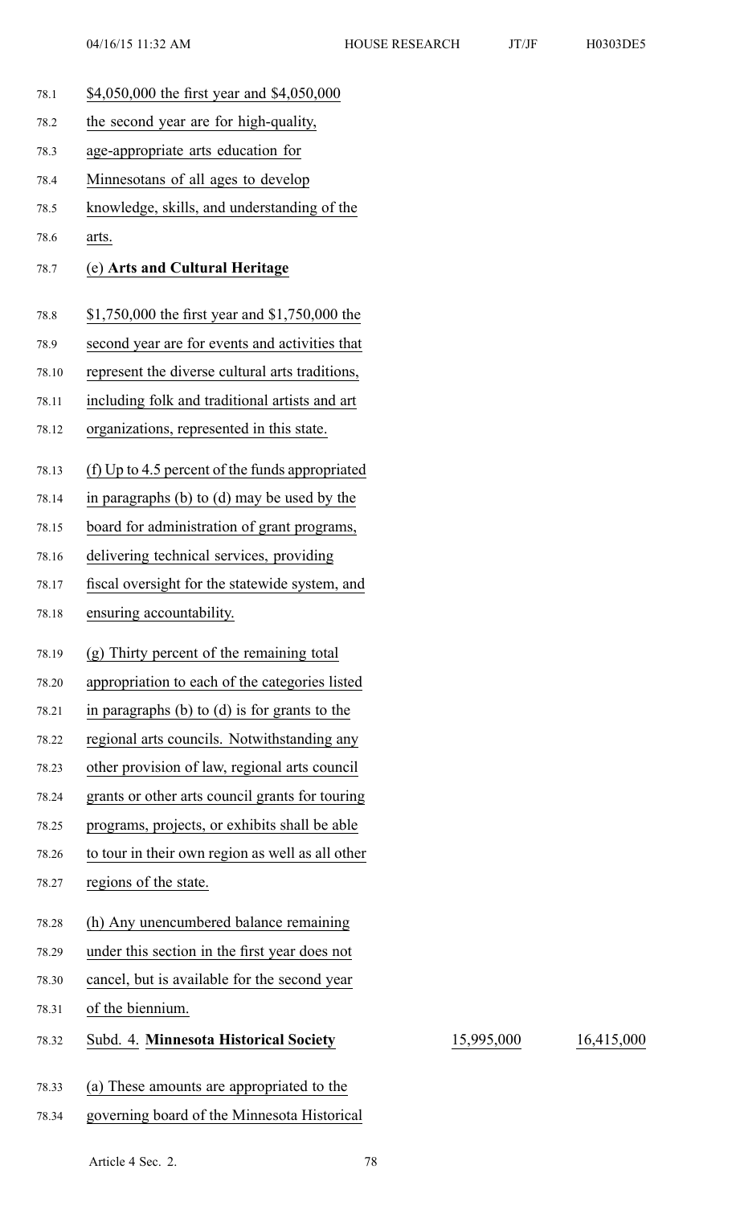$4,050,000 the first year and $4,050,000 the second year are for high-quality, age-appropriate arts education for Minnesotans of all ages to develop knowledge, skills, and understanding of the arts.

(e) **Arts and Cultural Heritage**

$1,750,000 the first year and $1,750,000 the second year are for events and activities that represent the diverse cultural arts traditions, including folk and traditional artists and art organizations, represented in this state.

(f) Up to 4.5 percent of the funds appropriated in paragraphs (b) to (d) may be used by the board for administration of grant programs, delivering technical services, providing fiscal oversight for the statewide system, and ensuring accountability.

(g) Thirty percent of the remaining total appropriation to each of the categories listed in paragraphs (b) to (d) is for grants to the regional arts councils. Notwithstanding any other provision of law, regional arts council grants or other arts council grants for touring programs, projects, or exhibits shall be able to tour in their own region as well as all other regions of the state.

(h) Any unencumbered balance remaining under this section in the first year does not cancel, but is available for the second year of the biennium.

| Subd. 4. **Minnesota Historical Society** | 15,995,000 | 16,415,000 |
|---|---|---|

(a) These amounts are appropriated to the governing board of the Minnesota Historical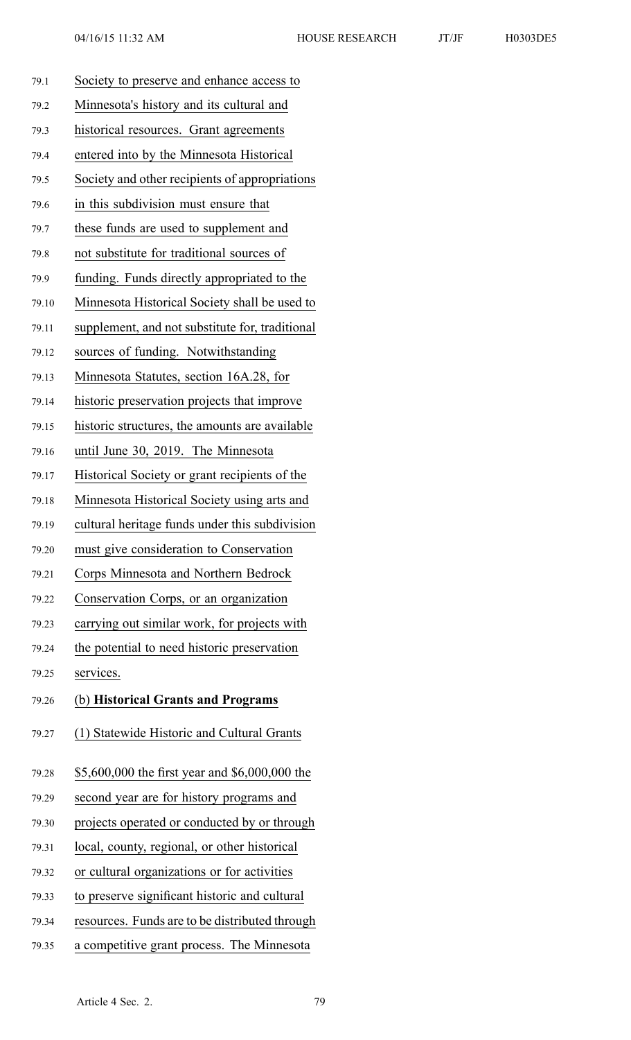Society to preserve and enhance access to Minnesota's history and its cultural and historical resources. Grant agreements entered into by the Minnesota Historical Society and other recipients of appropriations in this subdivision must ensure that these funds are used to supplement and not substitute for traditional sources of funding. Funds directly appropriated to the Minnesota Historical Society shall be used to supplement, and not substitute for, traditional sources of funding. Notwithstanding Minnesota Statutes, section 16A.28, for historic preservation projects that improve historic structures, the amounts are available until June 30, 2019. The Minnesota Historical Society or grant recipients of the Minnesota Historical Society using arts and cultural heritage funds under this subdivision must give consideration to Conservation Corps Minnesota and Northern Bedrock Conservation Corps, or an organization carrying out similar work, for projects with the potential to need historic preservation services.

(b) **Historical Grants and Programs**

(1) Statewide Historic and Cultural Grants

$5,600,000 the first year and $6,000,000 the second year are for history programs and projects operated or conducted by or through local, county, regional, or other historical or cultural organizations or for activities to preserve significant historic and cultural resources. Funds are to be distributed through a competitive grant process. The Minnesota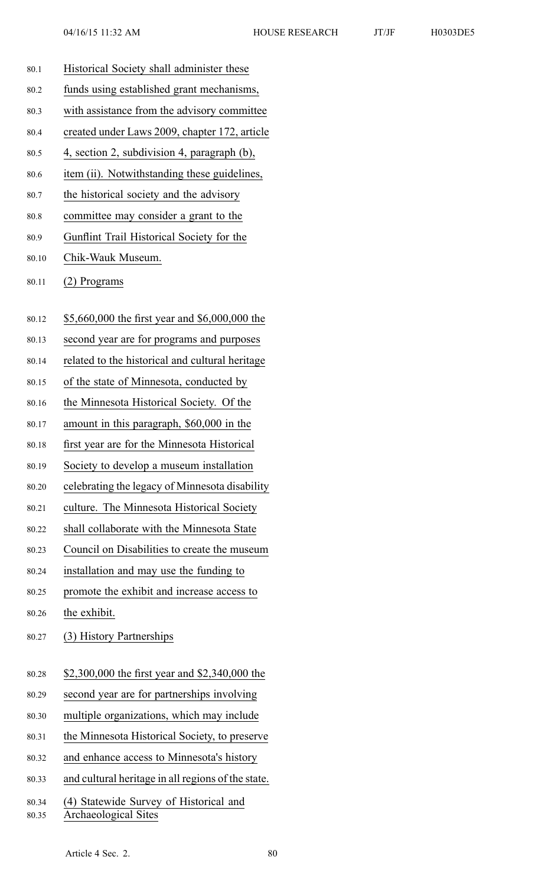Historical Society shall administer these funds using established grant mechanisms, with assistance from the advisory committee created under Laws 2009, chapter 172, article 4, section 2, subdivision 4, paragraph (b), item (ii). Notwithstanding these guidelines, the historical society and the advisory committee may consider a grant to the Gunflint Trail Historical Society for the Chik-Wauk Museum.

(2) Programs

$5,660,000 the first year and $6,000,000 the second year are for programs and purposes related to the historical and cultural heritage of the state of Minnesota, conducted by the Minnesota Historical Society. Of the amount in this paragraph, $60,000 in the first year are for the Minnesota Historical Society to develop a museum installation celebrating the legacy of Minnesota disability culture. The Minnesota Historical Society shall collaborate with the Minnesota State Council on Disabilities to create the museum installation and may use the funding to promote the exhibit and increase access to the exhibit.

(3) History Partnerships

$2,300,000 the first year and $2,340,000 the second year are for partnerships involving multiple organizations, which may include the Minnesota Historical Society, to preserve and enhance access to Minnesota's history and cultural heritage in all regions of the state.

(4) Statewide Survey of Historical and Archaeological Sites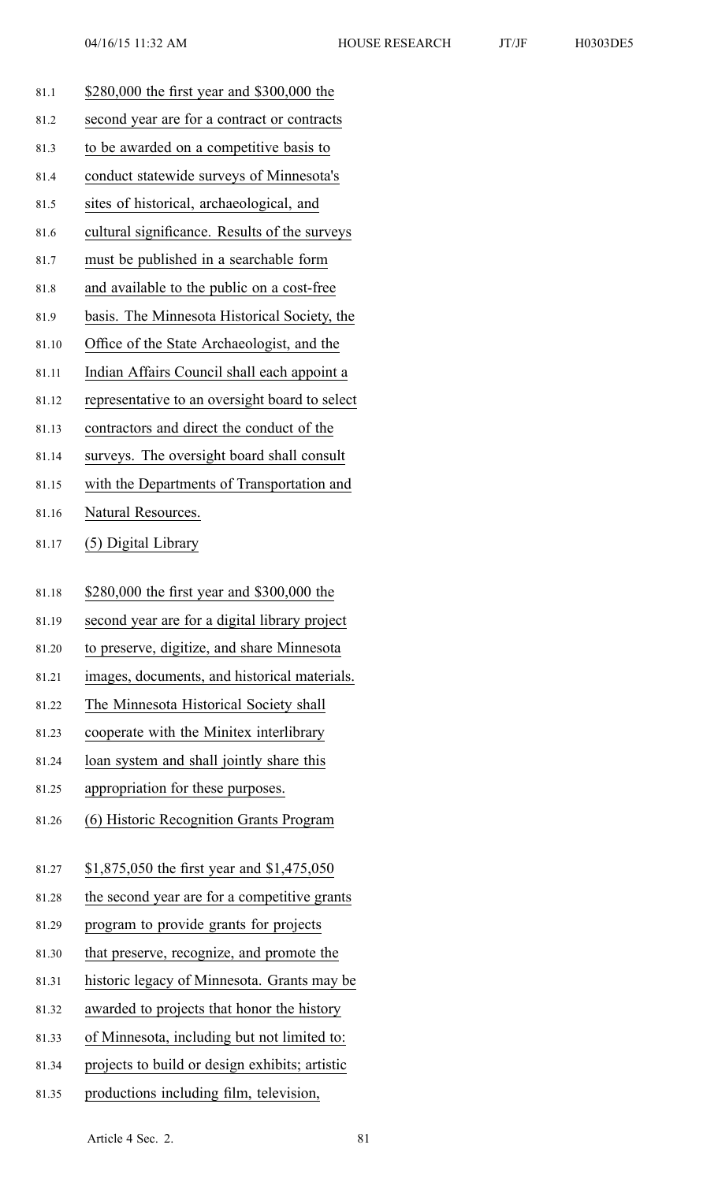$280,000 the first year and $300,000 the second year are for a contract or contracts to be awarded on a competitive basis to conduct statewide surveys of Minnesota's sites of historical, archaeological, and cultural significance. Results of the surveys must be published in a searchable form and available to the public on a cost-free basis. The Minnesota Historical Society, the Office of the State Archaeologist, and the Indian Affairs Council shall each appoint a representative to an oversight board to select contractors and direct the conduct of the surveys. The oversight board shall consult with the Departments of Transportation and Natural Resources.

(5) Digital Library

$280,000 the first year and $300,000 the second year are for a digital library project to preserve, digitize, and share Minnesota images, documents, and historical materials. The Minnesota Historical Society shall cooperate with the Minitex interlibrary loan system and shall jointly share this appropriation for these purposes.

(6) Historic Recognition Grants Program

$1,875,050 the first year and $1,475,050 the second year are for a competitive grants program to provide grants for projects that preserve, recognize, and promote the historic legacy of Minnesota. Grants may be awarded to projects that honor the history of Minnesota, including but not limited to: projects to build or design exhibits; artistic productions including film, television,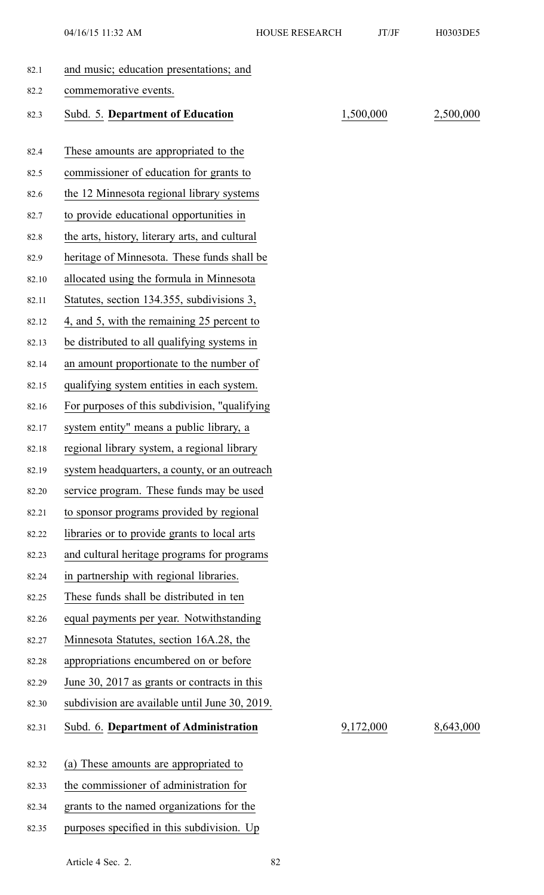and music; education presentations; and commemorative events.

Subd. 5. **Department of Education** 1,500,000 2,500,000

These amounts are appropriated to the commissioner of education for grants to the 12 Minnesota regional library systems to provide educational opportunities in the arts, history, literary arts, and cultural heritage of Minnesota. These funds shall be allocated using the formula in Minnesota Statutes, section 134.355, subdivisions 3, 4, and 5, with the remaining 25 percent to be distributed to all qualifying systems in an amount proportionate to the number of qualifying system entities in each system. For purposes of this subdivision, "qualifying system entity" means a public library, a regional library system, a regional library system headquarters, a county, or an outreach service program. These funds may be used to sponsor programs provided by regional libraries or to provide grants to local arts and cultural heritage programs for programs in partnership with regional libraries. These funds shall be distributed in ten equal payments per year. Notwithstanding Minnesota Statutes, section 16A.28, the appropriations encumbered on or before June 30, 2017 as grants or contracts in this subdivision are available until June 30, 2019.

Subd. 6. **Department of Administration** 9,172,000 8,643,000

(a) These amounts are appropriated to the commissioner of administration for grants to the named organizations for the purposes specified in this subdivision. Up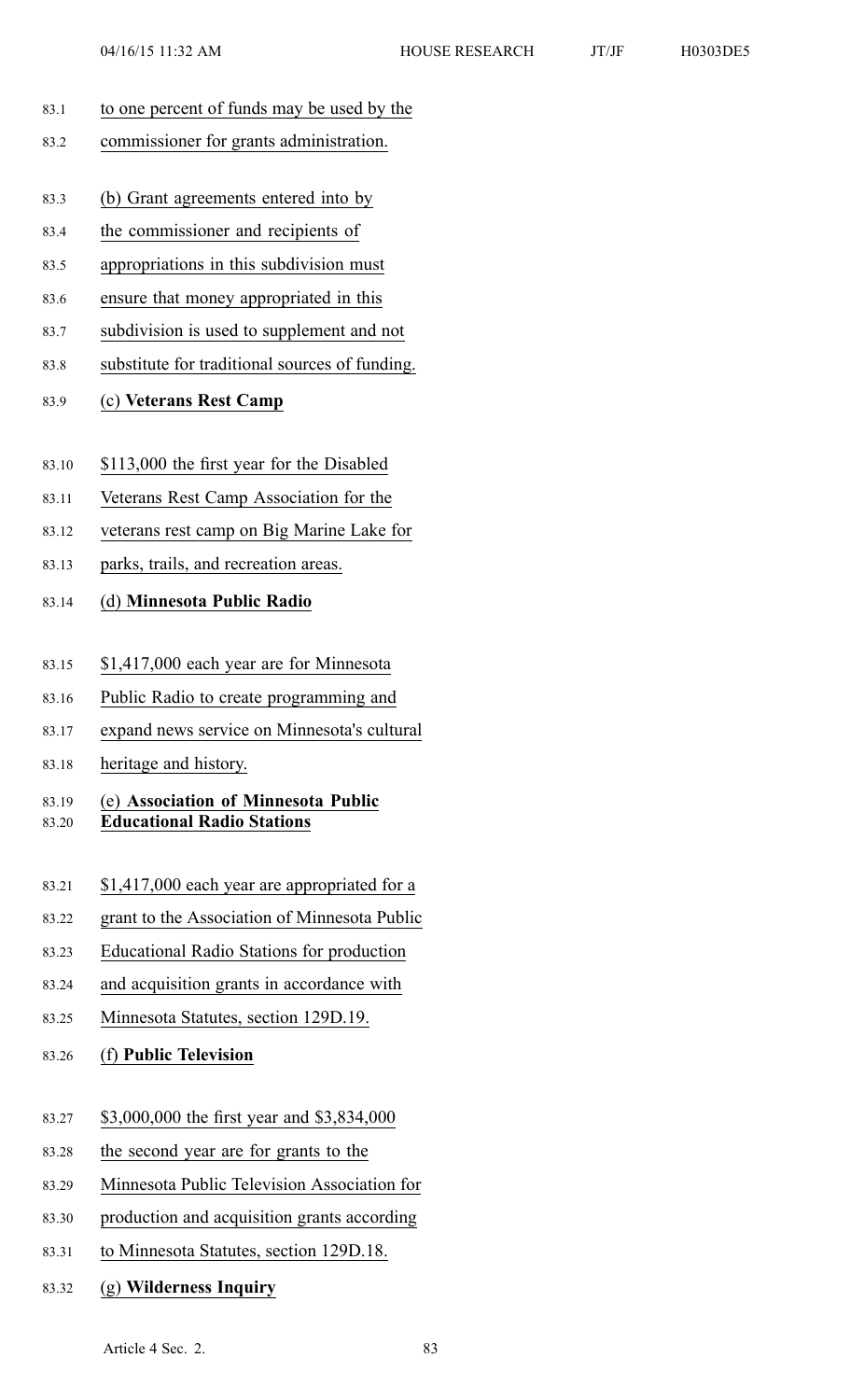to one percent of funds may be used by the commissioner for grants administration.

(b) Grant agreements entered into by the commissioner and recipients of appropriations in this subdivision must ensure that money appropriated in this subdivision is used to supplement and not substitute for traditional sources of funding.

(c) **Veterans Rest Camp**

$113,000 the first year for the Disabled Veterans Rest Camp Association for the veterans rest camp on Big Marine Lake for parks, trails, and recreation areas.

(d) **Minnesota Public Radio**

$1,417,000 each year are for Minnesota Public Radio to create programming and expand news service on Minnesota's cultural heritage and history.

(e) **Association of Minnesota Public Educational Radio Stations**

$1,417,000 each year are appropriated for a grant to the Association of Minnesota Public Educational Radio Stations for production and acquisition grants in accordance with Minnesota Statutes, section 129D.19.

(f) **Public Television**

$3,000,000 the first year and $3,834,000 the second year are for grants to the Minnesota Public Television Association for production and acquisition grants according to Minnesota Statutes, section 129D.18.

(g) **Wilderness Inquiry**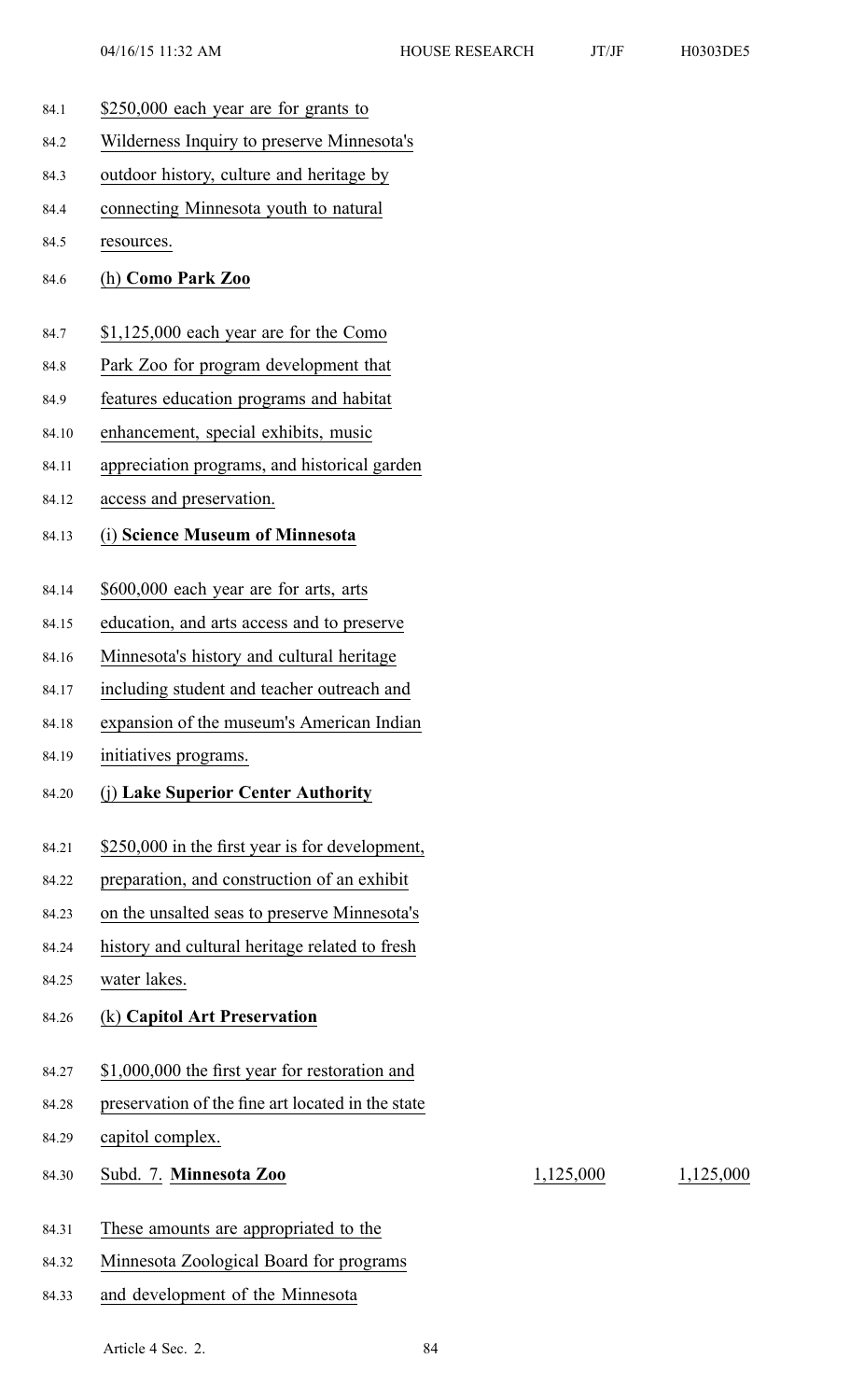$250,000 each year are for grants to Wilderness Inquiry to preserve Minnesota's outdoor history, culture and heritage by connecting Minnesota youth to natural resources.

(h) **Como Park Zoo**

$1,125,000 each year are for the Como Park Zoo for program development that features education programs and habitat enhancement, special exhibits, music appreciation programs, and historical garden access and preservation.

(i) **Science Museum of Minnesota**

$600,000 each year are for arts, arts education, and arts access and to preserve Minnesota's history and cultural heritage including student and teacher outreach and expansion of the museum's American Indian initiatives programs.

(j) **Lake Superior Center Authority**

$250,000 in the first year is for development, preparation, and construction of an exhibit on the unsalted seas to preserve Minnesota's history and cultural heritage related to fresh water lakes.

(k) **Capitol Art Preservation**

$1,000,000 the first year for restoration and preservation of the fine art located in the state capitol complex.

| Subd. 7. **Minnesota Zoo** | 1,125,000 | 1,125,000 |
|---|---|---|

These amounts are appropriated to the Minnesota Zoological Board for programs and development of the Minnesota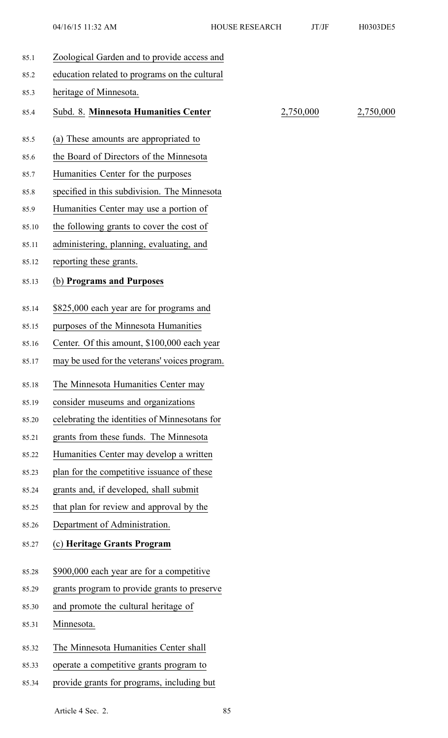Zoological Garden and to provide access and education related to programs on the cultural heritage of Minnesota.

Subd. 8. **Minnesota Humanities Center** 2,750,000 2,750,000

(a) These amounts are appropriated to the Board of Directors of the Minnesota Humanities Center for the purposes specified in this subdivision. The Minnesota Humanities Center may use a portion of the following grants to cover the cost of administering, planning, evaluating, and reporting these grants.

(b) **Programs and Purposes**

$825,000 each year are for programs and purposes of the Minnesota Humanities Center. Of this amount, $100,000 each year may be used for the veterans' voices program.

The Minnesota Humanities Center may consider museums and organizations celebrating the identities of Minnesotans for grants from these funds. The Minnesota Humanities Center may develop a written plan for the competitive issuance of these grants and, if developed, shall submit that plan for review and approval by the Department of Administration.

(c) **Heritage Grants Program**

$900,000 each year are for a competitive grants program to provide grants to preserve and promote the cultural heritage of Minnesota.

The Minnesota Humanities Center shall operate a competitive grants program to provide grants for programs, including but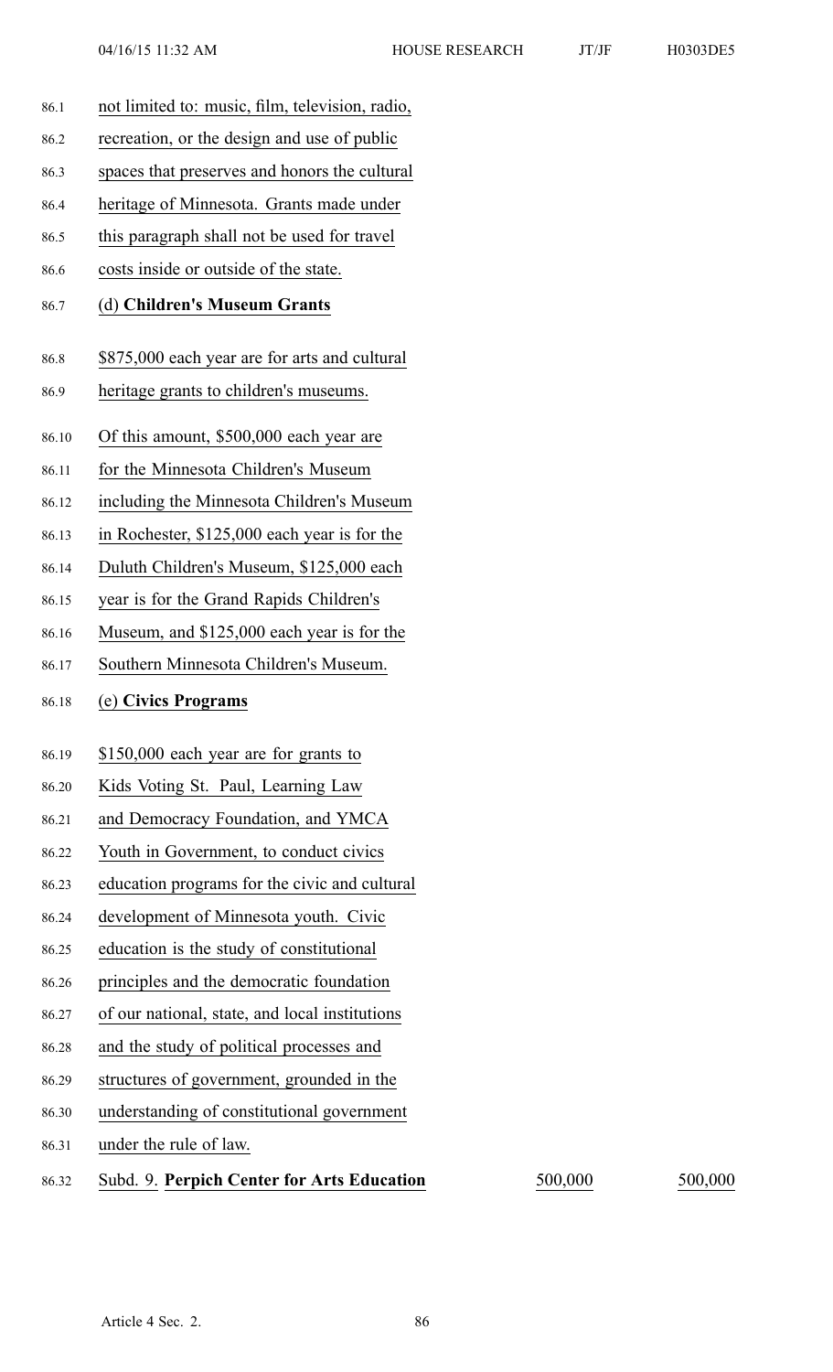not limited to: music, film, television, radio, recreation, or the design and use of public spaces that preserves and honors the cultural heritage of Minnesota. Grants made under this paragraph shall not be used for travel costs inside or outside of the state.

(d) **Children's Museum Grants**

$875,000 each year are for arts and cultural heritage grants to children's museums.

Of this amount, $500,000 each year are for the Minnesota Children's Museum including the Minnesota Children's Museum in Rochester, $125,000 each year is for the Duluth Children's Museum, $125,000 each year is for the Grand Rapids Children's Museum, and $125,000 each year is for the Southern Minnesota Children's Museum.

(e) **Civics Programs**

$150,000 each year are for grants to Kids Voting St. Paul, Learning Law and Democracy Foundation, and YMCA Youth in Government, to conduct civics education programs for the civic and cultural development of Minnesota youth. Civic education is the study of constitutional principles and the democratic foundation of our national, state, and local institutions and the study of political processes and structures of government, grounded in the understanding of constitutional government under the rule of law.

| | | |
|---|---|---|
| Subd. 9. **Perpich Center for Arts Education** | 500,000 | 500,000 |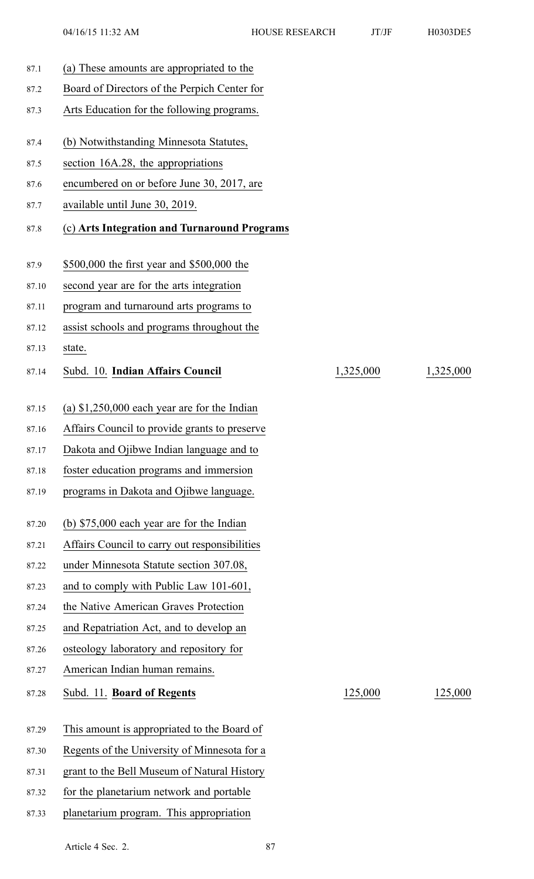(a) These amounts are appropriated to the Board of Directors of the Perpich Center for Arts Education for the following programs.

(b) Notwithstanding Minnesota Statutes, section 16A.28, the appropriations encumbered on or before June 30, 2017, are available until June 30, 2019.

(c) **Arts Integration and Turnaround Programs**

\$500,000 the first year and \$500,000 the second year are for the arts integration program and turnaround arts programs to assist schools and programs throughout the state.

| Subd. 10. **Indian Affairs Council** | 1,325,000 | 1,325,000 |
|---|---|---|

(a) \$1,250,000 each year are for the Indian Affairs Council to provide grants to preserve Dakota and Ojibwe Indian language and to foster education programs and immersion programs in Dakota and Ojibwe language.

(b) \$75,000 each year are for the Indian Affairs Council to carry out responsibilities under Minnesota Statute section 307.08, and to comply with Public Law 101-601, the Native American Graves Protection and Repatriation Act, and to develop an osteology laboratory and repository for American Indian human remains.

| Subd. 11. **Board of Regents** | 125,000 | 125,000 |
|---|---|---|

This amount is appropriated to the Board of Regents of the University of Minnesota for a grant to the Bell Museum of Natural History for the planetarium network and portable planetarium program. This appropriation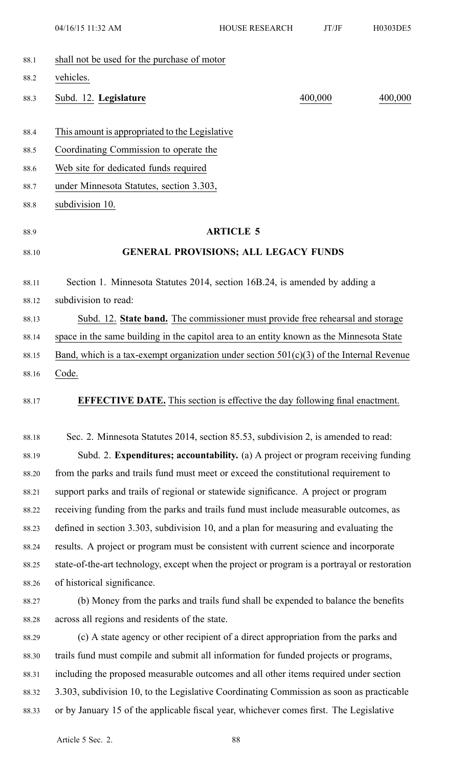shall not be used for the purchase of motor vehicles.

| Subd. 12. **Legislature** | 400,000 | 400,000 |
|---|---|---|

This amount is appropriated to the Legislative Coordinating Commission to operate the Web site for dedicated funds required under Minnesota Statutes, section 3.303, subdivision 10.

## ARTICLE 5

## GENERAL PROVISIONS; ALL LEGACY FUNDS

Section 1. Minnesota Statutes 2014, section 16B.24, is amended by adding a subdivision to read:

Subd. 12. **State band.** The commissioner must provide free rehearsal and storage space in the same building in the capitol area to an entity known as the Minnesota State Band, which is a tax-exempt organization under section 501(c)(3) of the Internal Revenue Code.

**EFFECTIVE DATE.** This section is effective the day following final enactment.

Sec. 2. Minnesota Statutes 2014, section 85.53, subdivision 2, is amended to read:

Subd. 2. **Expenditures; accountability.** (a) A project or program receiving funding from the parks and trails fund must meet or exceed the constitutional requirement to support parks and trails of regional or statewide significance. A project or program receiving funding from the parks and trails fund must include measurable outcomes, as defined in section 3.303, subdivision 10, and a plan for measuring and evaluating the results. A project or program must be consistent with current science and incorporate state-of-the-art technology, except when the project or program is a portrayal or restoration of historical significance.

(b) Money from the parks and trails fund shall be expended to balance the benefits across all regions and residents of the state.

(c) A state agency or other recipient of a direct appropriation from the parks and trails fund must compile and submit all information for funded projects or programs, including the proposed measurable outcomes and all other items required under section 3.303, subdivision 10, to the Legislative Coordinating Commission as soon as practicable or by January 15 of the applicable fiscal year, whichever comes first. The Legislative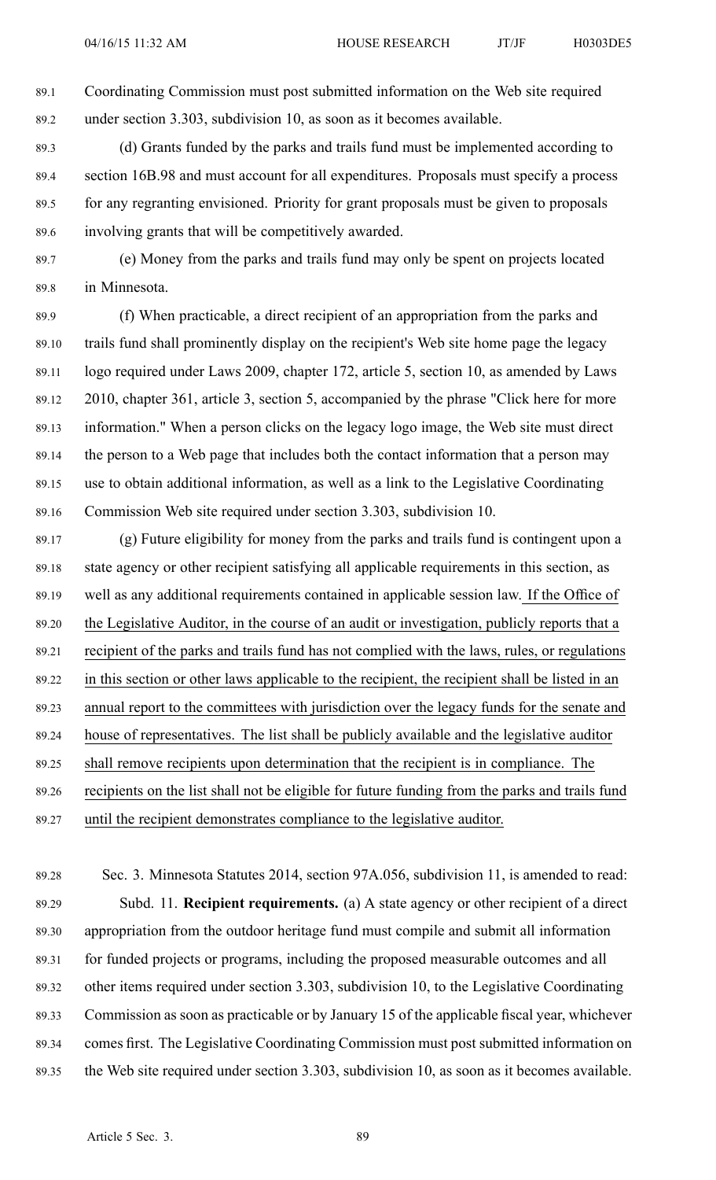Coordinating Commission must post submitted information on the Web site required under section 3.303, subdivision 10, as soon as it becomes available.

(d) Grants funded by the parks and trails fund must be implemented according to section 16B.98 and must account for all expenditures. Proposals must specify a process for any regranting envisioned. Priority for grant proposals must be given to proposals involving grants that will be competitively awarded.

(e) Money from the parks and trails fund may only be spent on projects located in Minnesota.

(f) When practicable, a direct recipient of an appropriation from the parks and trails fund shall prominently display on the recipient's Web site home page the legacy logo required under Laws 2009, chapter 172, article 5, section 10, as amended by Laws 2010, chapter 361, article 3, section 5, accompanied by the phrase "Click here for more information." When a person clicks on the legacy logo image, the Web site must direct the person to a Web page that includes both the contact information that a person may use to obtain additional information, as well as a link to the Legislative Coordinating Commission Web site required under section 3.303, subdivision 10.

(g) Future eligibility for money from the parks and trails fund is contingent upon a state agency or other recipient satisfying all applicable requirements in this section, as well as any additional requirements contained in applicable session law. If the Office of the Legislative Auditor, in the course of an audit or investigation, publicly reports that a recipient of the parks and trails fund has not complied with the laws, rules, or regulations in this section or other laws applicable to the recipient, the recipient shall be listed in an annual report to the committees with jurisdiction over the legacy funds for the senate and house of representatives. The list shall be publicly available and the legislative auditor shall remove recipients upon determination that the recipient is in compliance. The recipients on the list shall not be eligible for future funding from the parks and trails fund until the recipient demonstrates compliance to the legislative auditor.

Sec. 3. Minnesota Statutes 2014, section 97A.056, subdivision 11, is amended to read:

Subd. 11. **Recipient requirements.** (a) A state agency or other recipient of a direct appropriation from the outdoor heritage fund must compile and submit all information for funded projects or programs, including the proposed measurable outcomes and all other items required under section 3.303, subdivision 10, to the Legislative Coordinating Commission as soon as practicable or by January 15 of the applicable fiscal year, whichever comes first. The Legislative Coordinating Commission must post submitted information on the Web site required under section 3.303, subdivision 10, as soon as it becomes available.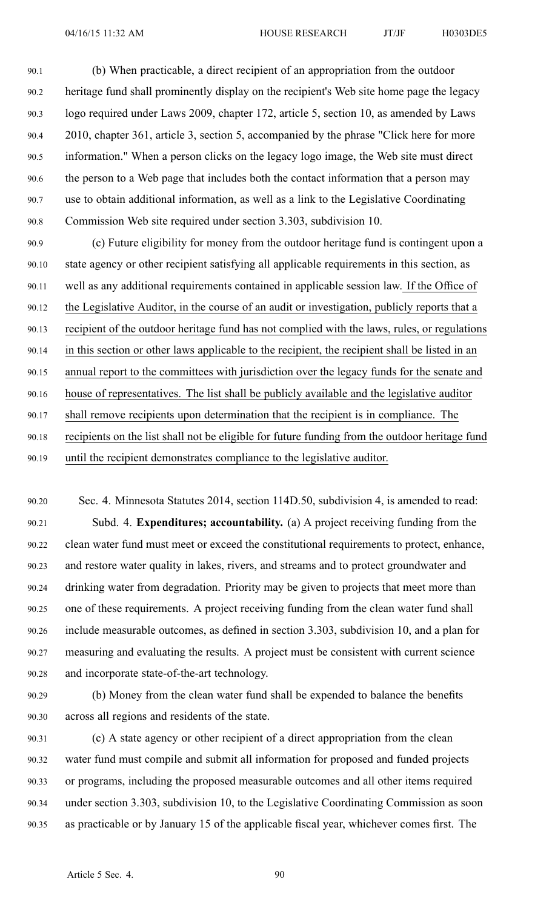(b) When practicable, a direct recipient of an appropriation from the outdoor heritage fund shall prominently display on the recipient's Web site home page the legacy logo required under Laws 2009, chapter 172, article 5, section 10, as amended by Laws 2010, chapter 361, article 3, section 5, accompanied by the phrase "Click here for more information." When a person clicks on the legacy logo image, the Web site must direct the person to a Web page that includes both the contact information that a person may use to obtain additional information, as well as a link to the Legislative Coordinating Commission Web site required under section 3.303, subdivision 10.

(c) Future eligibility for money from the outdoor heritage fund is contingent upon a state agency or other recipient satisfying all applicable requirements in this section, as well as any additional requirements contained in applicable session law. If the Office of the Legislative Auditor, in the course of an audit or investigation, publicly reports that a recipient of the outdoor heritage fund has not complied with the laws, rules, or regulations in this section or other laws applicable to the recipient, the recipient shall be listed in an annual report to the committees with jurisdiction over the legacy funds for the senate and house of representatives. The list shall be publicly available and the legislative auditor shall remove recipients upon determination that the recipient is in compliance. The recipients on the list shall not be eligible for future funding from the outdoor heritage fund until the recipient demonstrates compliance to the legislative auditor.

Sec. 4. Minnesota Statutes 2014, section 114D.50, subdivision 4, is amended to read:

Subd. 4. **Expenditures; accountability.** (a) A project receiving funding from the clean water fund must meet or exceed the constitutional requirements to protect, enhance, and restore water quality in lakes, rivers, and streams and to protect groundwater and drinking water from degradation. Priority may be given to projects that meet more than one of these requirements. A project receiving funding from the clean water fund shall include measurable outcomes, as defined in section 3.303, subdivision 10, and a plan for measuring and evaluating the results. A project must be consistent with current science and incorporate state-of-the-art technology.

(b) Money from the clean water fund shall be expended to balance the benefits across all regions and residents of the state.

(c) A state agency or other recipient of a direct appropriation from the clean water fund must compile and submit all information for proposed and funded projects or programs, including the proposed measurable outcomes and all other items required under section 3.303, subdivision 10, to the Legislative Coordinating Commission as soon as practicable or by January 15 of the applicable fiscal year, whichever comes first. The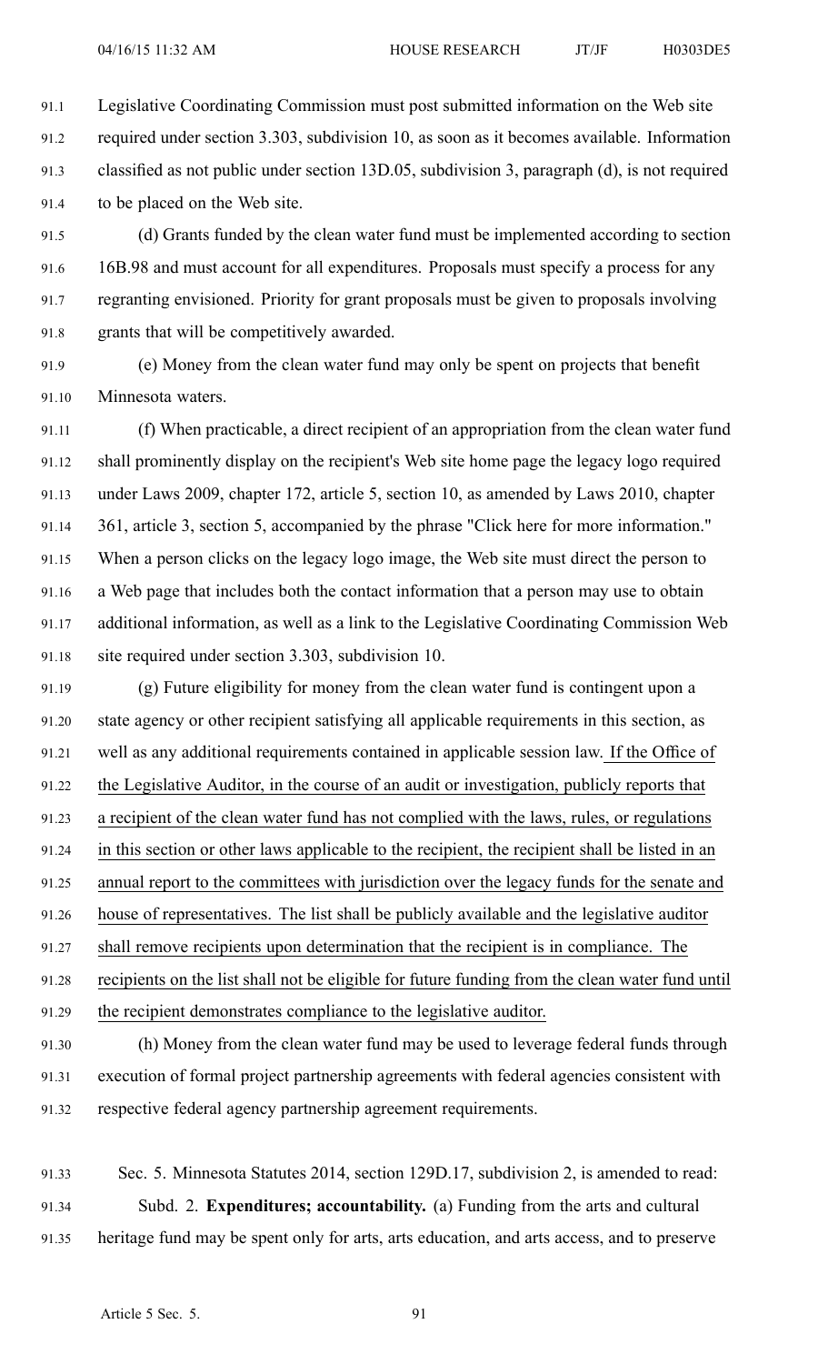Legislative Coordinating Commission must post submitted information on the Web site required under section 3.303, subdivision 10, as soon as it becomes available. Information classified as not public under section 13D.05, subdivision 3, paragraph (d), is not required to be placed on the Web site.

(d) Grants funded by the clean water fund must be implemented according to section 16B.98 and must account for all expenditures. Proposals must specify a process for any regranting envisioned. Priority for grant proposals must be given to proposals involving grants that will be competitively awarded.

(e) Money from the clean water fund may only be spent on projects that benefit Minnesota waters.

(f) When practicable, a direct recipient of an appropriation from the clean water fund shall prominently display on the recipient's Web site home page the legacy logo required under Laws 2009, chapter 172, article 5, section 10, as amended by Laws 2010, chapter 361, article 3, section 5, accompanied by the phrase "Click here for more information." When a person clicks on the legacy logo image, the Web site must direct the person to a Web page that includes both the contact information that a person may use to obtain additional information, as well as a link to the Legislative Coordinating Commission Web site required under section 3.303, subdivision 10.

(g) Future eligibility for money from the clean water fund is contingent upon a state agency or other recipient satisfying all applicable requirements in this section, as well as any additional requirements contained in applicable session law. If the Office of the Legislative Auditor, in the course of an audit or investigation, publicly reports that a recipient of the clean water fund has not complied with the laws, rules, or regulations in this section or other laws applicable to the recipient, the recipient shall be listed in an annual report to the committees with jurisdiction over the legacy funds for the senate and house of representatives. The list shall be publicly available and the legislative auditor shall remove recipients upon determination that the recipient is in compliance. The recipients on the list shall not be eligible for future funding from the clean water fund until the recipient demonstrates compliance to the legislative auditor.

(h) Money from the clean water fund may be used to leverage federal funds through execution of formal project partnership agreements with federal agencies consistent with respective federal agency partnership agreement requirements.

Sec. 5. Minnesota Statutes 2014, section 129D.17, subdivision 2, is amended to read:

Subd. 2. **Expenditures; accountability.** (a) Funding from the arts and cultural heritage fund may be spent only for arts, arts education, and arts access, and to preserve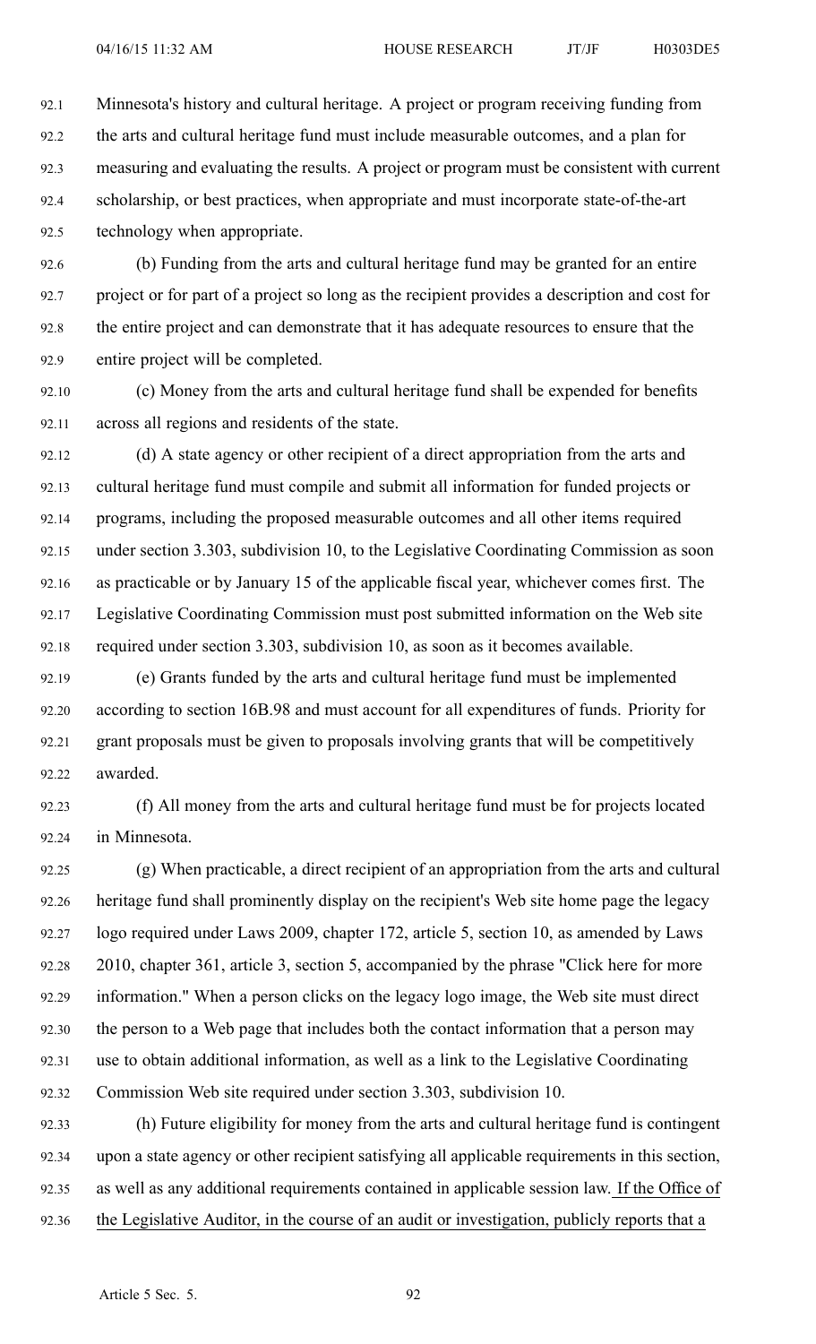Minnesota's history and cultural heritage. A project or program receiving funding from the arts and cultural heritage fund must include measurable outcomes, and a plan for measuring and evaluating the results. A project or program must be consistent with current scholarship, or best practices, when appropriate and must incorporate state-of-the-art technology when appropriate.

(b) Funding from the arts and cultural heritage fund may be granted for an entire project or for part of a project so long as the recipient provides a description and cost for the entire project and can demonstrate that it has adequate resources to ensure that the entire project will be completed.

(c) Money from the arts and cultural heritage fund shall be expended for benefits across all regions and residents of the state.

(d) A state agency or other recipient of a direct appropriation from the arts and cultural heritage fund must compile and submit all information for funded projects or programs, including the proposed measurable outcomes and all other items required under section 3.303, subdivision 10, to the Legislative Coordinating Commission as soon as practicable or by January 15 of the applicable fiscal year, whichever comes first. The Legislative Coordinating Commission must post submitted information on the Web site required under section 3.303, subdivision 10, as soon as it becomes available.

(e) Grants funded by the arts and cultural heritage fund must be implemented according to section 16B.98 and must account for all expenditures of funds. Priority for grant proposals must be given to proposals involving grants that will be competitively awarded.

(f) All money from the arts and cultural heritage fund must be for projects located in Minnesota.

(g) When practicable, a direct recipient of an appropriation from the arts and cultural heritage fund shall prominently display on the recipient's Web site home page the legacy logo required under Laws 2009, chapter 172, article 5, section 10, as amended by Laws 2010, chapter 361, article 3, section 5, accompanied by the phrase "Click here for more information." When a person clicks on the legacy logo image, the Web site must direct the person to a Web page that includes both the contact information that a person may use to obtain additional information, as well as a link to the Legislative Coordinating Commission Web site required under section 3.303, subdivision 10.

(h) Future eligibility for money from the arts and cultural heritage fund is contingent upon a state agency or other recipient satisfying all applicable requirements in this section, as well as any additional requirements contained in applicable session law. If the Office of the Legislative Auditor, in the course of an audit or investigation, publicly reports that a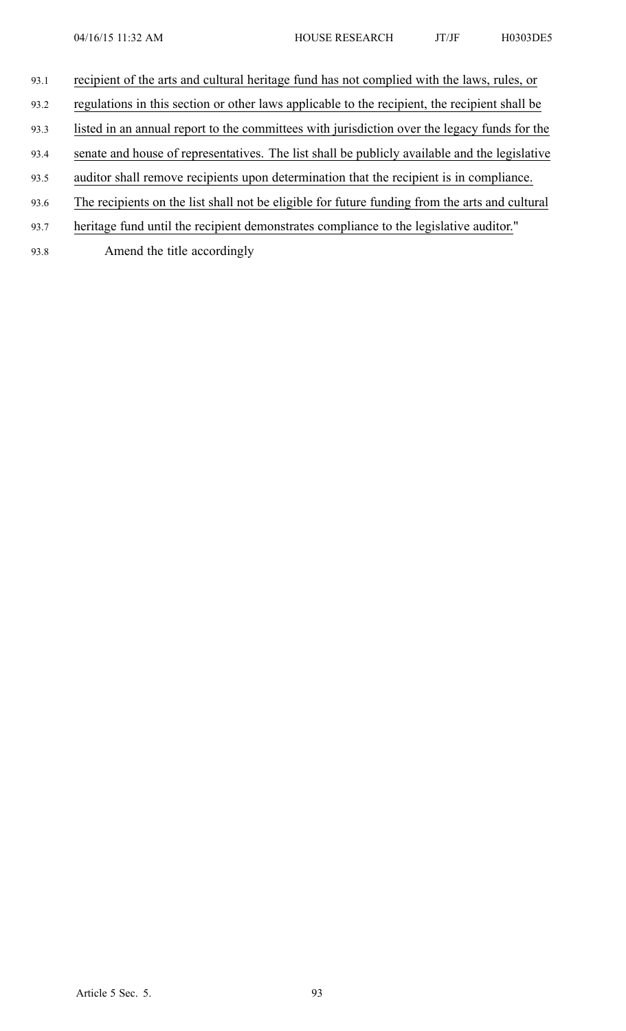recipient of the arts and cultural heritage fund has not complied with the laws, rules, or regulations in this section or other laws applicable to the recipient, the recipient shall be listed in an annual report to the committees with jurisdiction over the legacy funds for the senate and house of representatives. The list shall be publicly available and the legislative auditor shall remove recipients upon determination that the recipient is in compliance. The recipients on the list shall not be eligible for future funding from the arts and cultural heritage fund until the recipient demonstrates compliance to the legislative auditor."

Amend the title accordingly